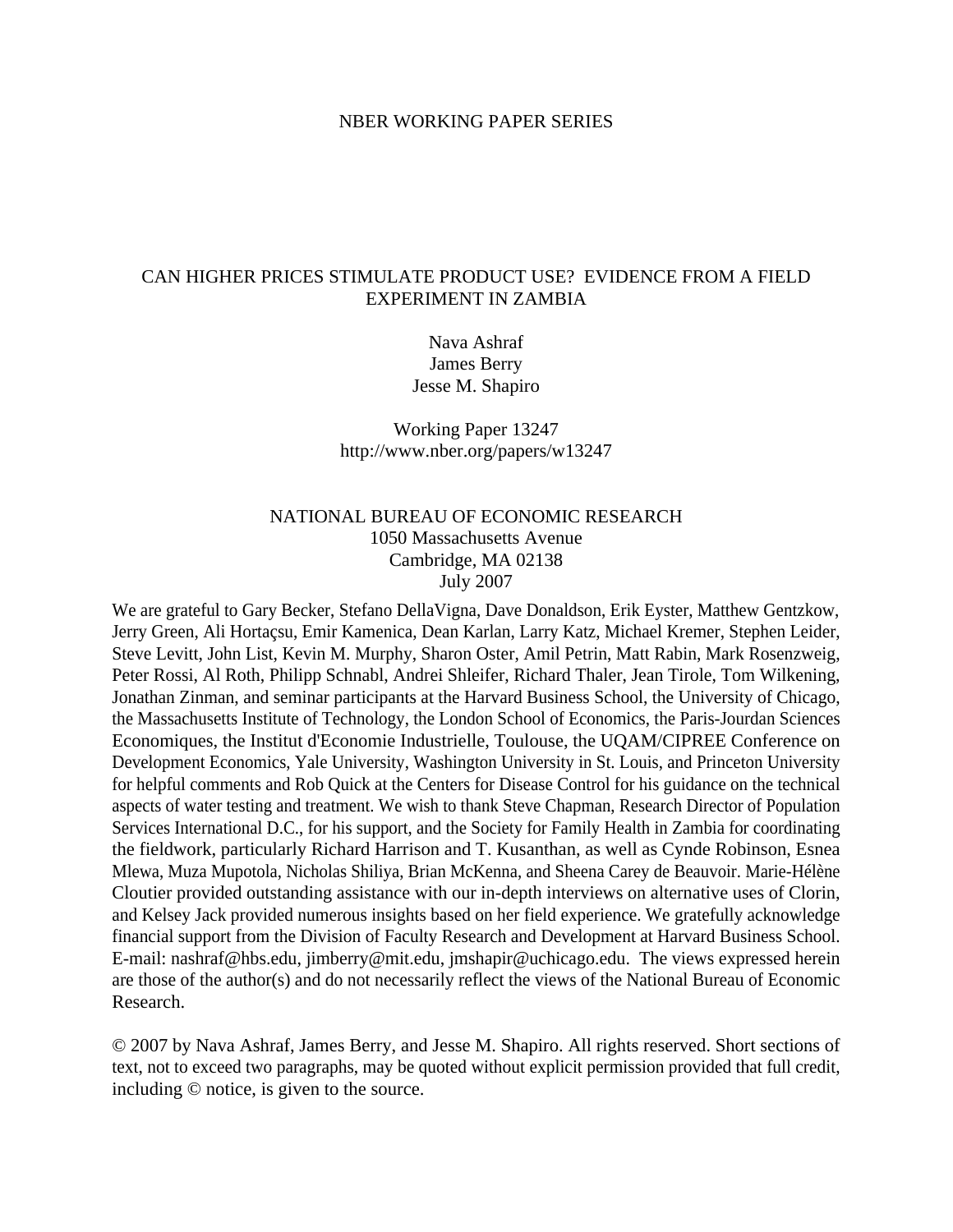NBER WORKING PAPER SERIES

# CAN HIGHER PRICES STIMULATE PRODUCT USE? EVIDENCE FROM A FIELD EXPERIMENT IN ZAMBIA

Nava Ashraf
James Berry
Jesse M. Shapiro

Working Paper 13247
http://www.nber.org/papers/w13247

NATIONAL BUREAU OF ECONOMIC RESEARCH
1050 Massachusetts Avenue
Cambridge, MA 02138
July 2007

We are grateful to Gary Becker, Stefano DellaVigna, Dave Donaldson, Erik Eyster, Matthew Gentzkow, Jerry Green, Ali Hortaçsu, Emir Kamenica, Dean Karlan, Larry Katz, Michael Kremer, Stephen Leider, Steve Levitt, John List, Kevin M. Murphy, Sharon Oster, Amil Petrin, Matt Rabin, Mark Rosenzweig, Peter Rossi, Al Roth, Philipp Schnabl, Andrei Shleifer, Richard Thaler, Jean Tirole, Tom Wilkening, Jonathan Zinman, and seminar participants at the Harvard Business School, the University of Chicago, the Massachusetts Institute of Technology, the London School of Economics, the Paris-Jourdan Sciences Economiques, the Institut d'Economie Industrielle, Toulouse, the UQAM/CIPREE Conference on Development Economics, Yale University, Washington University in St. Louis, and Princeton University for helpful comments and Rob Quick at the Centers for Disease Control for his guidance on the technical aspects of water testing and treatment. We wish to thank Steve Chapman, Research Director of Population Services International D.C., for his support, and the Society for Family Health in Zambia for coordinating the fieldwork, particularly Richard Harrison and T. Kusanthan, as well as Cynde Robinson, Esnea Mlewa, Muza Mupotola, Nicholas Shiliya, Brian McKenna, and Sheena Carey de Beauvoir. Marie-Hélène Cloutier provided outstanding assistance with our in-depth interviews on alternative uses of Clorin, and Kelsey Jack provided numerous insights based on her field experience. We gratefully acknowledge financial support from the Division of Faculty Research and Development at Harvard Business School. E-mail: nashraf@hbs.edu, jimberry@mit.edu, jmshapir@uchicago.edu. The views expressed herein are those of the author(s) and do not necessarily reflect the views of the National Bureau of Economic Research.

© 2007 by Nava Ashraf, James Berry, and Jesse M. Shapiro. All rights reserved. Short sections of text, not to exceed two paragraphs, may be quoted without explicit permission provided that full credit, including © notice, is given to the source.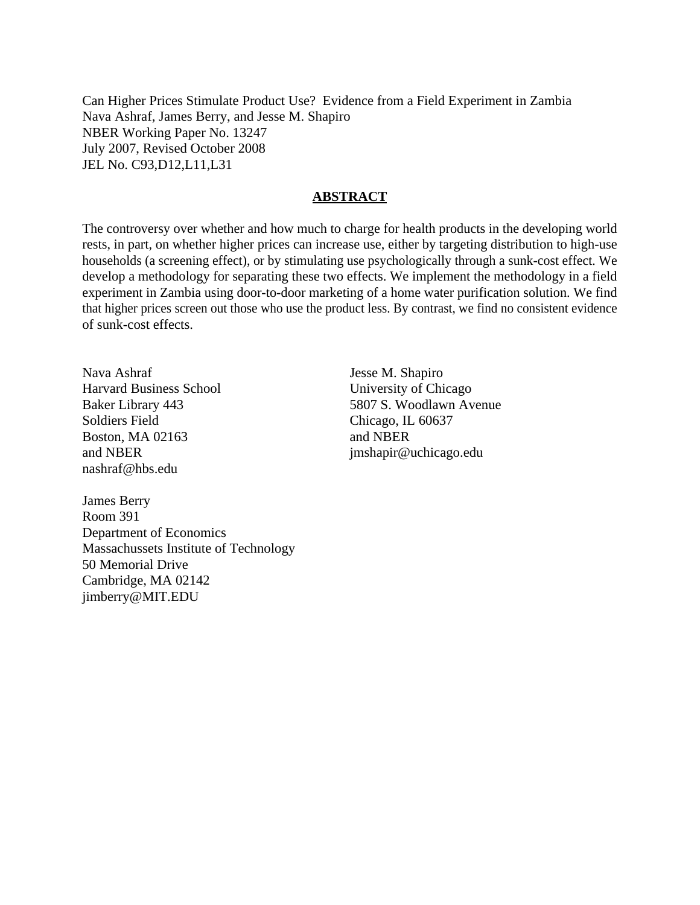Can Higher Prices Stimulate Product Use? Evidence from a Field Experiment in Zambia
Nava Ashraf, James Berry, and Jesse M. Shapiro
NBER Working Paper No. 13247
July 2007, Revised October 2008
JEL No. C93,D12,L11,L31

## ABSTRACT

The controversy over whether and how much to charge for health products in the developing world rests, in part, on whether higher prices can increase use, either by targeting distribution to high-use households (a screening effect), or by stimulating use psychologically through a sunk-cost effect. We develop a methodology for separating these two effects. We implement the methodology in a field experiment in Zambia using door-to-door marketing of a home water purification solution. We find that higher prices screen out those who use the product less. By contrast, we find no consistent evidence of sunk-cost effects.

Nava Ashraf
Harvard Business School
Baker Library 443
Soldiers Field
Boston, MA 02163
and NBER
nashraf@hbs.edu

James Berry
Room 391
Department of Economics
Massachussets Institute of Technology
50 Memorial Drive
Cambridge, MA 02142
jimberry@MIT.EDU

Jesse M. Shapiro
University of Chicago
5807 S. Woodlawn Avenue
Chicago, IL 60637
and NBER
jmshapir@uchicago.edu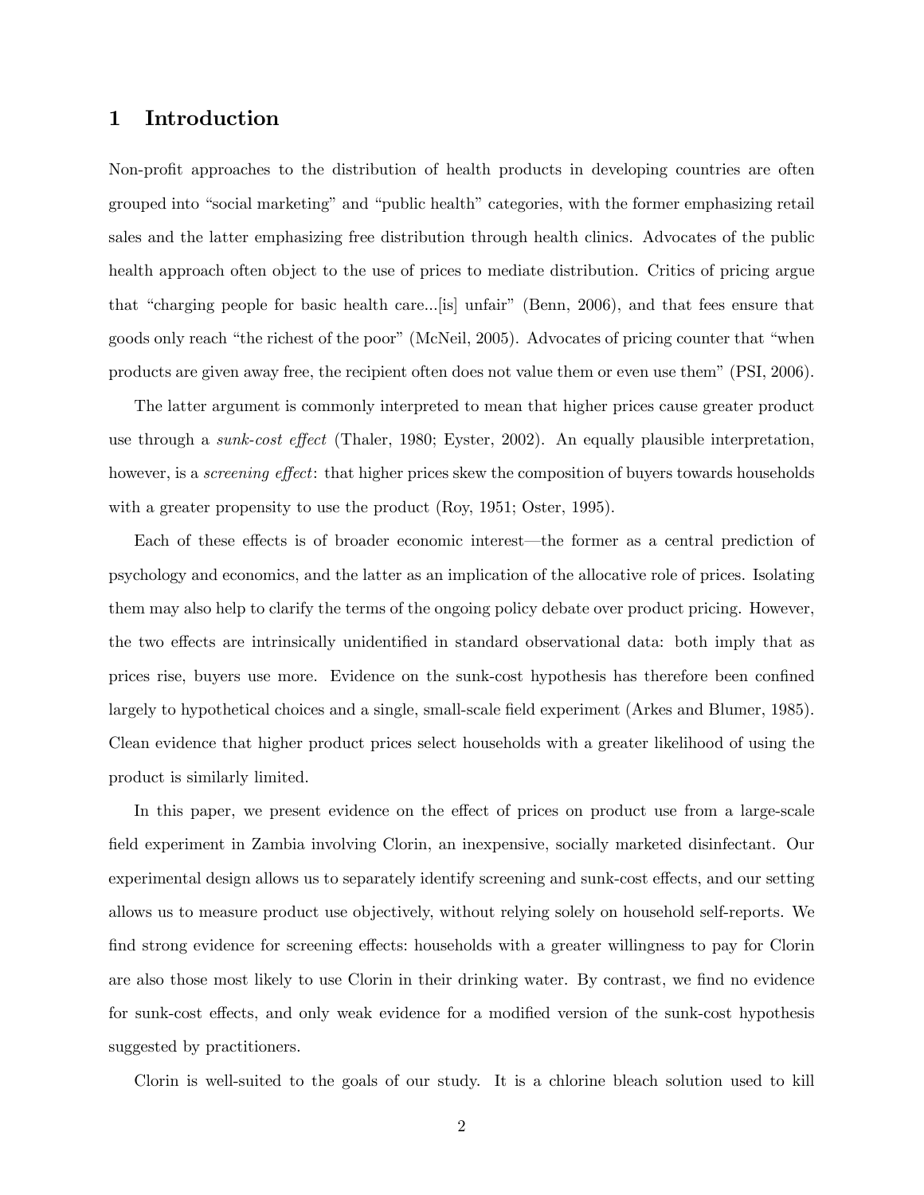## 1 Introduction

Non-profit approaches to the distribution of health products in developing countries are often grouped into "social marketing" and "public health" categories, with the former emphasizing retail sales and the latter emphasizing free distribution through health clinics. Advocates of the public health approach often object to the use of prices to mediate distribution. Critics of pricing argue that "charging people for basic health care...[is] unfair" (Benn, 2006), and that fees ensure that goods only reach "the richest of the poor" (McNeil, 2005). Advocates of pricing counter that "when products are given away free, the recipient often does not value them or even use them" (PSI, 2006).

The latter argument is commonly interpreted to mean that higher prices cause greater product use through a *sunk-cost effect* (Thaler, 1980; Eyster, 2002). An equally plausible interpretation, however, is a *screening effect*: that higher prices skew the composition of buyers towards households with a greater propensity to use the product (Roy, 1951; Oster, 1995).

Each of these effects is of broader economic interest—the former as a central prediction of psychology and economics, and the latter as an implication of the allocative role of prices. Isolating them may also help to clarify the terms of the ongoing policy debate over product pricing. However, the two effects are intrinsically unidentified in standard observational data: both imply that as prices rise, buyers use more. Evidence on the sunk-cost hypothesis has therefore been confined largely to hypothetical choices and a single, small-scale field experiment (Arkes and Blumer, 1985). Clean evidence that higher product prices select households with a greater likelihood of using the product is similarly limited.

In this paper, we present evidence on the effect of prices on product use from a large-scale field experiment in Zambia involving Clorin, an inexpensive, socially marketed disinfectant. Our experimental design allows us to separately identify screening and sunk-cost effects, and our setting allows us to measure product use objectively, without relying solely on household self-reports. We find strong evidence for screening effects: households with a greater willingness to pay for Clorin are also those most likely to use Clorin in their drinking water. By contrast, we find no evidence for sunk-cost effects, and only weak evidence for a modified version of the sunk-cost hypothesis suggested by practitioners.

Clorin is well-suited to the goals of our study. It is a chlorine bleach solution used to kill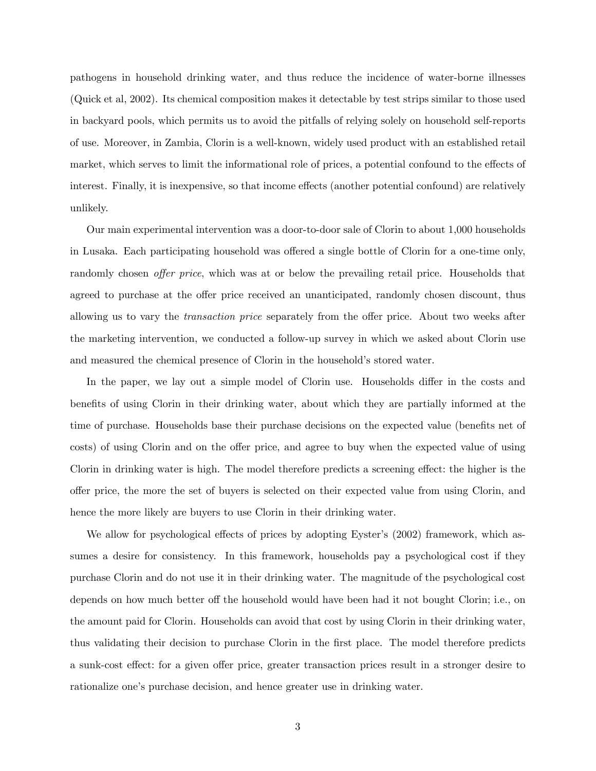pathogens in household drinking water, and thus reduce the incidence of water-borne illnesses (Quick et al, 2002). Its chemical composition makes it detectable by test strips similar to those used in backyard pools, which permits us to avoid the pitfalls of relying solely on household self-reports of use. Moreover, in Zambia, Clorin is a well-known, widely used product with an established retail market, which serves to limit the informational role of prices, a potential confound to the effects of interest. Finally, it is inexpensive, so that income effects (another potential confound) are relatively unlikely.

Our main experimental intervention was a door-to-door sale of Clorin to about 1,000 households in Lusaka. Each participating household was offered a single bottle of Clorin for a one-time only, randomly chosen *offer price*, which was at or below the prevailing retail price. Households that agreed to purchase at the offer price received an unanticipated, randomly chosen discount, thus allowing us to vary the *transaction price* separately from the offer price. About two weeks after the marketing intervention, we conducted a follow-up survey in which we asked about Clorin use and measured the chemical presence of Clorin in the household's stored water.

In the paper, we lay out a simple model of Clorin use. Households differ in the costs and benefits of using Clorin in their drinking water, about which they are partially informed at the time of purchase. Households base their purchase decisions on the expected value (benefits net of costs) of using Clorin and on the offer price, and agree to buy when the expected value of using Clorin in drinking water is high. The model therefore predicts a screening effect: the higher is the offer price, the more the set of buyers is selected on their expected value from using Clorin, and hence the more likely are buyers to use Clorin in their drinking water.

We allow for psychological effects of prices by adopting Eyster's (2002) framework, which assumes a desire for consistency. In this framework, households pay a psychological cost if they purchase Clorin and do not use it in their drinking water. The magnitude of the psychological cost depends on how much better off the household would have been had it not bought Clorin; i.e., on the amount paid for Clorin. Households can avoid that cost by using Clorin in their drinking water, thus validating their decision to purchase Clorin in the first place. The model therefore predicts a sunk-cost effect: for a given offer price, greater transaction prices result in a stronger desire to rationalize one's purchase decision, and hence greater use in drinking water.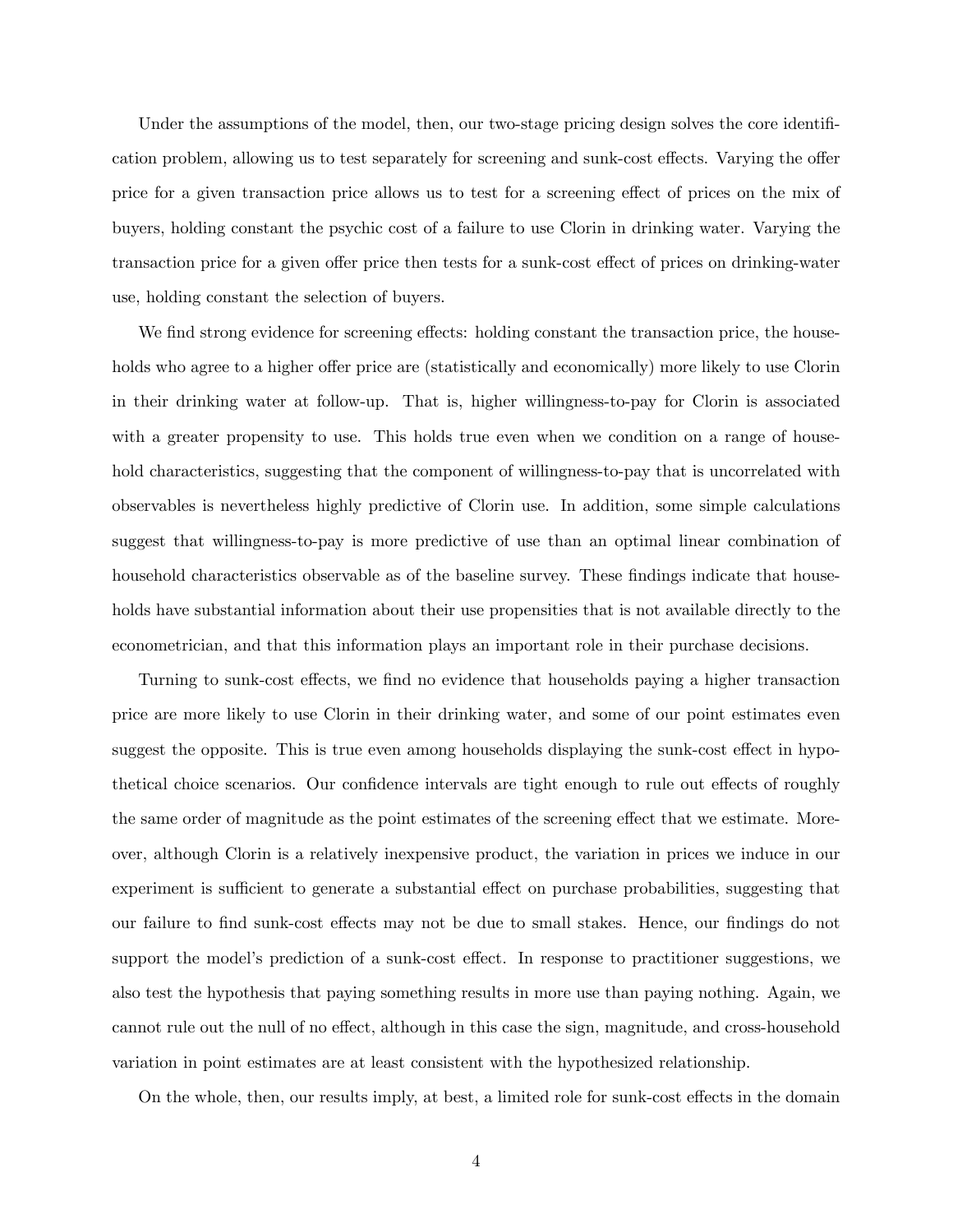Under the assumptions of the model, then, our two-stage pricing design solves the core identification problem, allowing us to test separately for screening and sunk-cost effects. Varying the offer price for a given transaction price allows us to test for a screening effect of prices on the mix of buyers, holding constant the psychic cost of a failure to use Clorin in drinking water. Varying the transaction price for a given offer price then tests for a sunk-cost effect of prices on drinking-water use, holding constant the selection of buyers.

We find strong evidence for screening effects: holding constant the transaction price, the households who agree to a higher offer price are (statistically and economically) more likely to use Clorin in their drinking water at follow-up. That is, higher willingness-to-pay for Clorin is associated with a greater propensity to use. This holds true even when we condition on a range of household characteristics, suggesting that the component of willingness-to-pay that is uncorrelated with observables is nevertheless highly predictive of Clorin use. In addition, some simple calculations suggest that willingness-to-pay is more predictive of use than an optimal linear combination of household characteristics observable as of the baseline survey. These findings indicate that households have substantial information about their use propensities that is not available directly to the econometrician, and that this information plays an important role in their purchase decisions.

Turning to sunk-cost effects, we find no evidence that households paying a higher transaction price are more likely to use Clorin in their drinking water, and some of our point estimates even suggest the opposite. This is true even among households displaying the sunk-cost effect in hypothetical choice scenarios. Our confidence intervals are tight enough to rule out effects of roughly the same order of magnitude as the point estimates of the screening effect that we estimate. Moreover, although Clorin is a relatively inexpensive product, the variation in prices we induce in our experiment is sufficient to generate a substantial effect on purchase probabilities, suggesting that our failure to find sunk-cost effects may not be due to small stakes. Hence, our findings do not support the model's prediction of a sunk-cost effect. In response to practitioner suggestions, we also test the hypothesis that paying something results in more use than paying nothing. Again, we cannot rule out the null of no effect, although in this case the sign, magnitude, and cross-household variation in point estimates are at least consistent with the hypothesized relationship.

On the whole, then, our results imply, at best, a limited role for sunk-cost effects in the domain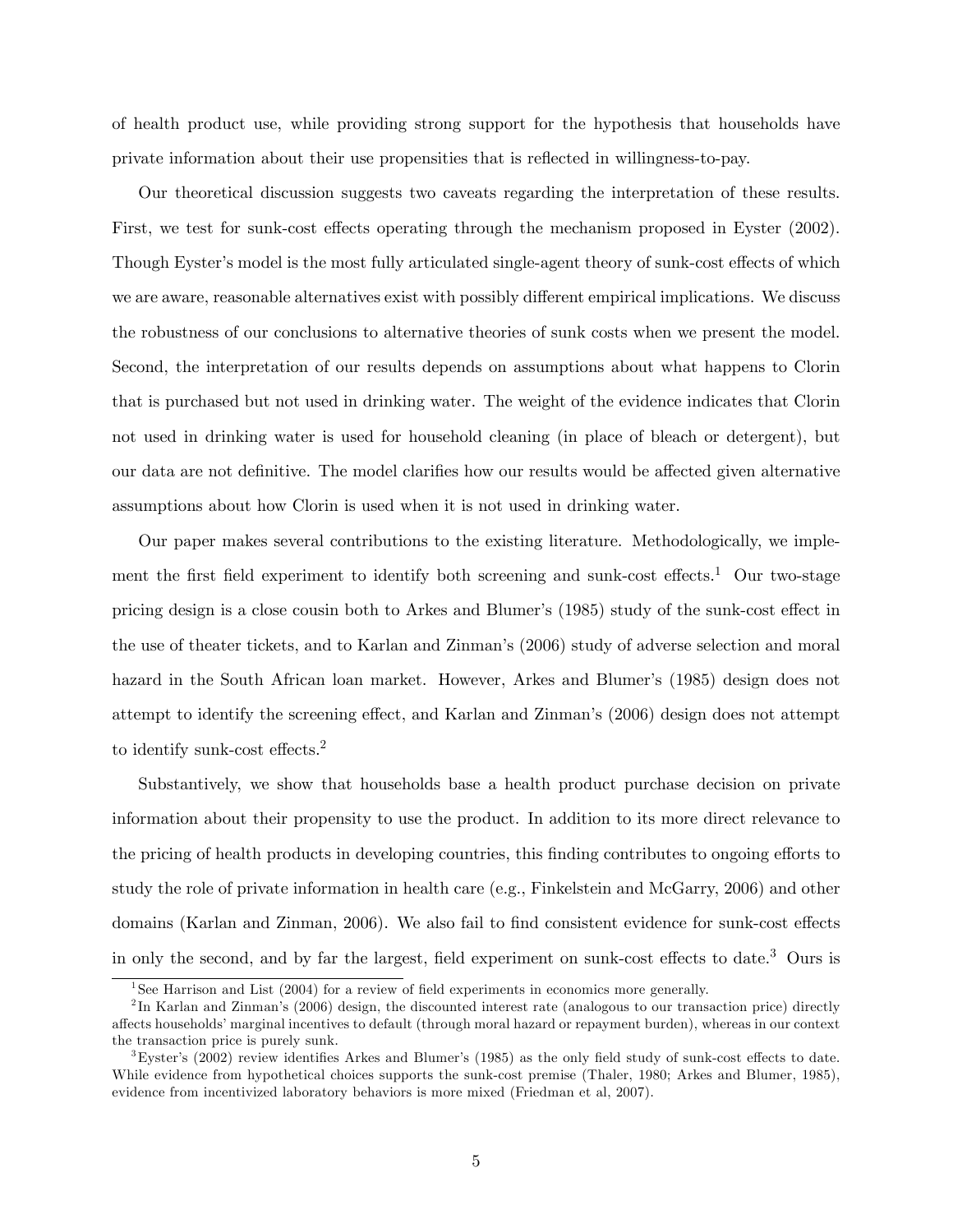of health product use, while providing strong support for the hypothesis that households have private information about their use propensities that is reflected in willingness-to-pay.

Our theoretical discussion suggests two caveats regarding the interpretation of these results. First, we test for sunk-cost effects operating through the mechanism proposed in Eyster (2002). Though Eyster's model is the most fully articulated single-agent theory of sunk-cost effects of which we are aware, reasonable alternatives exist with possibly different empirical implications. We discuss the robustness of our conclusions to alternative theories of sunk costs when we present the model. Second, the interpretation of our results depends on assumptions about what happens to Clorin that is purchased but not used in drinking water. The weight of the evidence indicates that Clorin not used in drinking water is used for household cleaning (in place of bleach or detergent), but our data are not definitive. The model clarifies how our results would be affected given alternative assumptions about how Clorin is used when it is not used in drinking water.

Our paper makes several contributions to the existing literature. Methodologically, we implement the first field experiment to identify both screening and sunk-cost effects.[1] Our two-stage pricing design is a close cousin both to Arkes and Blumer's (1985) study of the sunk-cost effect in the use of theater tickets, and to Karlan and Zinman's (2006) study of adverse selection and moral hazard in the South African loan market. However, Arkes and Blumer's (1985) design does not attempt to identify the screening effect, and Karlan and Zinman's (2006) design does not attempt to identify sunk-cost effects.[2]

Substantively, we show that households base a health product purchase decision on private information about their propensity to use the product. In addition to its more direct relevance to the pricing of health products in developing countries, this finding contributes to ongoing efforts to study the role of private information in health care (e.g., Finkelstein and McGarry, 2006) and other domains (Karlan and Zinman, 2006). We also fail to find consistent evidence for sunk-cost effects in only the second, and by far the largest, field experiment on sunk-cost effects to date.[3] Ours is

[1] See Harrison and List (2004) for a review of field experiments in economics more generally.

[2] In Karlan and Zinman's (2006) design, the discounted interest rate (analogous to our transaction price) directly affects households' marginal incentives to default (through moral hazard or repayment burden), whereas in our context the transaction price is purely sunk.

[3] Eyster's (2002) review identifies Arkes and Blumer's (1985) as the only field study of sunk-cost effects to date. While evidence from hypothetical choices supports the sunk-cost premise (Thaler, 1980; Arkes and Blumer, 1985), evidence from incentivized laboratory behaviors is more mixed (Friedman et al, 2007).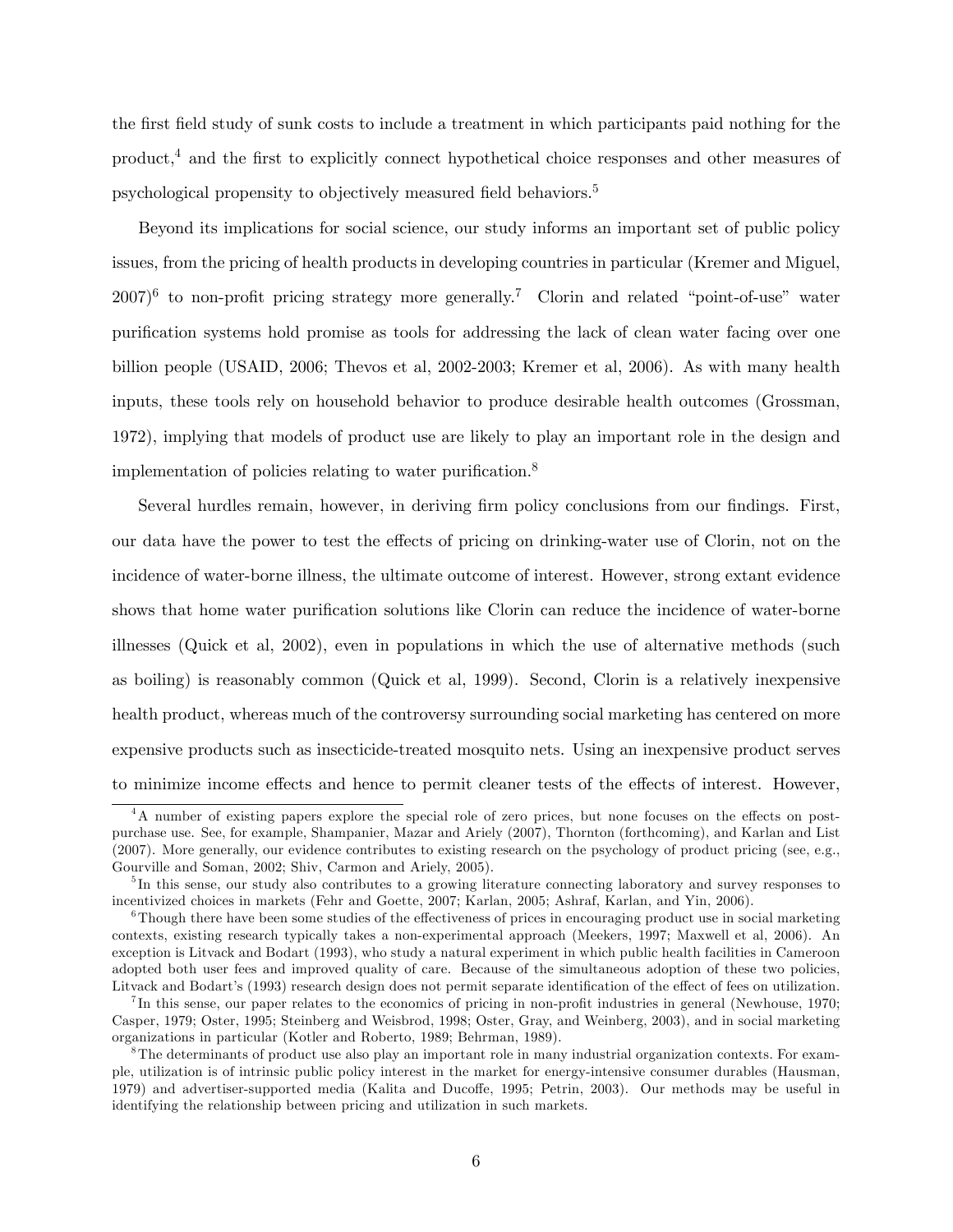the first field study of sunk costs to include a treatment in which participants paid nothing for the product,[4] and the first to explicitly connect hypothetical choice responses and other measures of psychological propensity to objectively measured field behaviors.[5]

Beyond its implications for social science, our study informs an important set of public policy issues, from the pricing of health products in developing countries in particular (Kremer and Miguel, 2007)[6] to non-profit pricing strategy more generally.[7] Clorin and related "point-of-use" water purification systems hold promise as tools for addressing the lack of clean water facing over one billion people (USAID, 2006; Thevos et al, 2002-2003; Kremer et al, 2006). As with many health inputs, these tools rely on household behavior to produce desirable health outcomes (Grossman, 1972), implying that models of product use are likely to play an important role in the design and implementation of policies relating to water purification.[8]

Several hurdles remain, however, in deriving firm policy conclusions from our findings. First, our data have the power to test the effects of pricing on drinking-water use of Clorin, not on the incidence of water-borne illness, the ultimate outcome of interest. However, strong extant evidence shows that home water purification solutions like Clorin can reduce the incidence of water-borne illnesses (Quick et al, 2002), even in populations in which the use of alternative methods (such as boiling) is reasonably common (Quick et al, 1999). Second, Clorin is a relatively inexpensive health product, whereas much of the controversy surrounding social marketing has centered on more expensive products such as insecticide-treated mosquito nets. Using an inexpensive product serves to minimize income effects and hence to permit cleaner tests of the effects of interest. However,

[4] A number of existing papers explore the special role of zero prices, but none focuses on the effects on post-purchase use. See, for example, Shampanier, Mazar and Ariely (2007), Thornton (forthcoming), and Karlan and List (2007). More generally, our evidence contributes to existing research on the psychology of product pricing (see, e.g., Gourville and Soman, 2002; Shiv, Carmon and Ariely, 2005).

[5] In this sense, our study also contributes to a growing literature connecting laboratory and survey responses to incentivized choices in markets (Fehr and Goette, 2007; Karlan, 2005; Ashraf, Karlan, and Yin, 2006).

[6] Though there have been some studies of the effectiveness of prices in encouraging product use in social marketing contexts, existing research typically takes a non-experimental approach (Meekers, 1997; Maxwell et al, 2006). An exception is Litvack and Bodart (1993), who study a natural experiment in which public health facilities in Cameroon adopted both user fees and improved quality of care. Because of the simultaneous adoption of these two policies, Litvack and Bodart's (1993) research design does not permit separate identification of the effect of fees on utilization.

[7] In this sense, our paper relates to the economics of pricing in non-profit industries in general (Newhouse, 1970; Casper, 1979; Oster, 1995; Steinberg and Weisbrod, 1998; Oster, Gray, and Weinberg, 2003), and in social marketing organizations in particular (Kotler and Roberto, 1989; Behrman, 1989).

[8] The determinants of product use also play an important role in many industrial organization contexts. For example, utilization is of intrinsic public policy interest in the market for energy-intensive consumer durables (Hausman, 1979) and advertiser-supported media (Kalita and Ducoffe, 1995; Petrin, 2003). Our methods may be useful in identifying the relationship between pricing and utilization in such markets.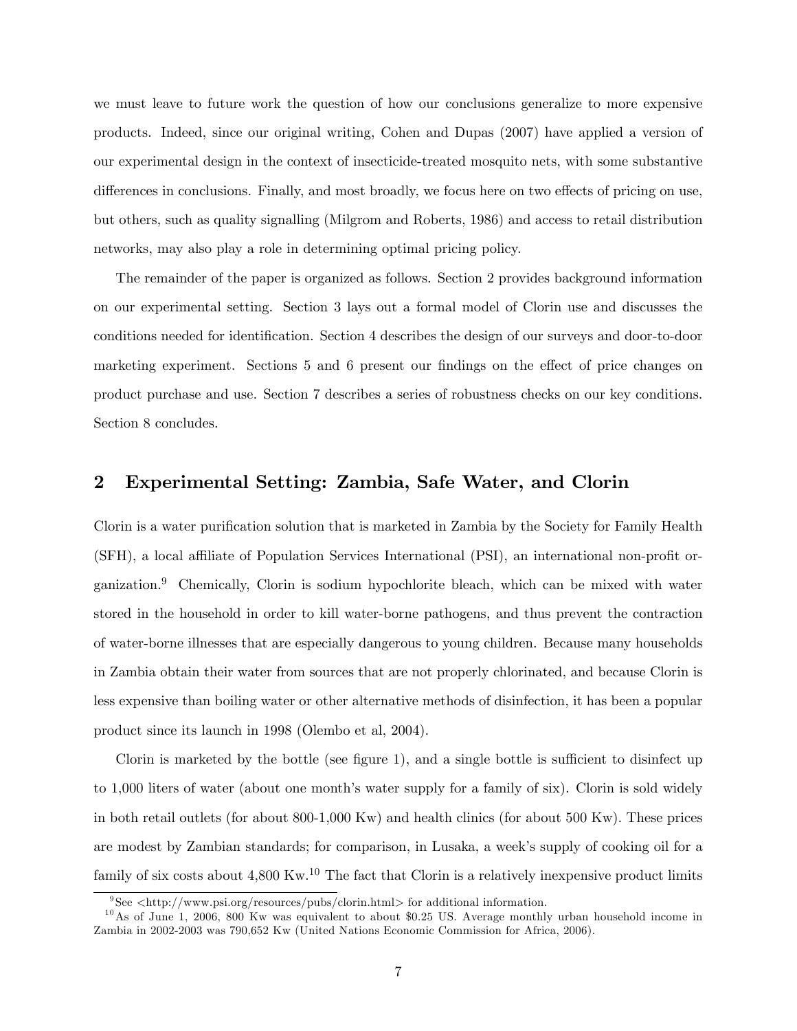we must leave to future work the question of how our conclusions generalize to more expensive products. Indeed, since our original writing, Cohen and Dupas (2007) have applied a version of our experimental design in the context of insecticide-treated mosquito nets, with some substantive differences in conclusions. Finally, and most broadly, we focus here on two effects of pricing on use, but others, such as quality signalling (Milgrom and Roberts, 1986) and access to retail distribution networks, may also play a role in determining optimal pricing policy.

The remainder of the paper is organized as follows. Section 2 provides background information on our experimental setting. Section 3 lays out a formal model of Clorin use and discusses the conditions needed for identification. Section 4 describes the design of our surveys and door-to-door marketing experiment. Sections 5 and 6 present our findings on the effect of price changes on product purchase and use. Section 7 describes a series of robustness checks on our key conditions. Section 8 concludes.

## 2 Experimental Setting: Zambia, Safe Water, and Clorin

Clorin is a water purification solution that is marketed in Zambia by the Society for Family Health (SFH), a local affiliate of Population Services International (PSI), an international non-profit organization.[9] Chemically, Clorin is sodium hypochlorite bleach, which can be mixed with water stored in the household in order to kill water-borne pathogens, and thus prevent the contraction of water-borne illnesses that are especially dangerous to young children. Because many households in Zambia obtain their water from sources that are not properly chlorinated, and because Clorin is less expensive than boiling water or other alternative methods of disinfection, it has been a popular product since its launch in 1998 (Olembo et al, 2004).

Clorin is marketed by the bottle (see figure 1), and a single bottle is sufficient to disinfect up to 1,000 liters of water (about one month's water supply for a family of six). Clorin is sold widely in both retail outlets (for about 800-1,000 Kw) and health clinics (for about 500 Kw). These prices are modest by Zambian standards; for comparison, in Lusaka, a week's supply of cooking oil for a family of six costs about 4,800 Kw.[10] The fact that Clorin is a relatively inexpensive product limits

[9] See <http://www.psi.org/resources/pubs/clorin.html> for additional information.

[10] As of June 1, 2006, 800 Kw was equivalent to about $0.25 US. Average monthly urban household income in Zambia in 2002-2003 was 790,652 Kw (United Nations Economic Commission for Africa, 2006).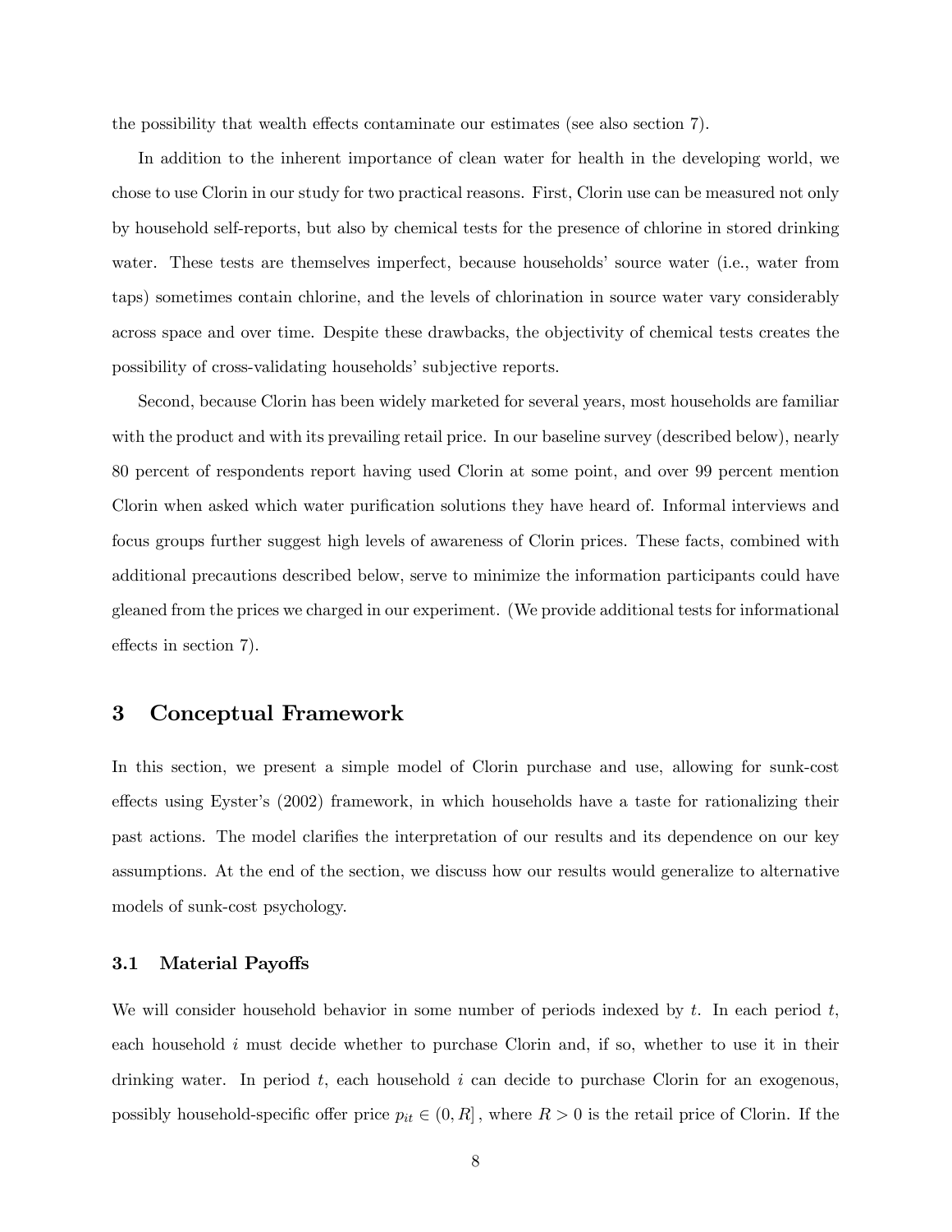the possibility that wealth effects contaminate our estimates (see also section 7).

In addition to the inherent importance of clean water for health in the developing world, we chose to use Clorin in our study for two practical reasons. First, Clorin use can be measured not only by household self-reports, but also by chemical tests for the presence of chlorine in stored drinking water. These tests are themselves imperfect, because households' source water (i.e., water from taps) sometimes contain chlorine, and the levels of chlorination in source water vary considerably across space and over time. Despite these drawbacks, the objectivity of chemical tests creates the possibility of cross-validating households' subjective reports.

Second, because Clorin has been widely marketed for several years, most households are familiar with the product and with its prevailing retail price. In our baseline survey (described below), nearly 80 percent of respondents report having used Clorin at some point, and over 99 percent mention Clorin when asked which water purification solutions they have heard of. Informal interviews and focus groups further suggest high levels of awareness of Clorin prices. These facts, combined with additional precautions described below, serve to minimize the information participants could have gleaned from the prices we charged in our experiment. (We provide additional tests for informational effects in section 7).

# 3 Conceptual Framework

In this section, we present a simple model of Clorin purchase and use, allowing for sunk-cost effects using Eyster's (2002) framework, in which households have a taste for rationalizing their past actions. The model clarifies the interpretation of our results and its dependence on our key assumptions. At the end of the section, we discuss how our results would generalize to alternative models of sunk-cost psychology.

## 3.1 Material Payoffs

We will consider household behavior in some number of periods indexed by $t$. In each period $t$, each household $i$ must decide whether to purchase Clorin and, if so, whether to use it in their drinking water. In period $t$, each household $i$ can decide to purchase Clorin for an exogenous, possibly household-specific offer price $p_{it} \in (0, R]$, where $R > 0$ is the retail price of Clorin. If the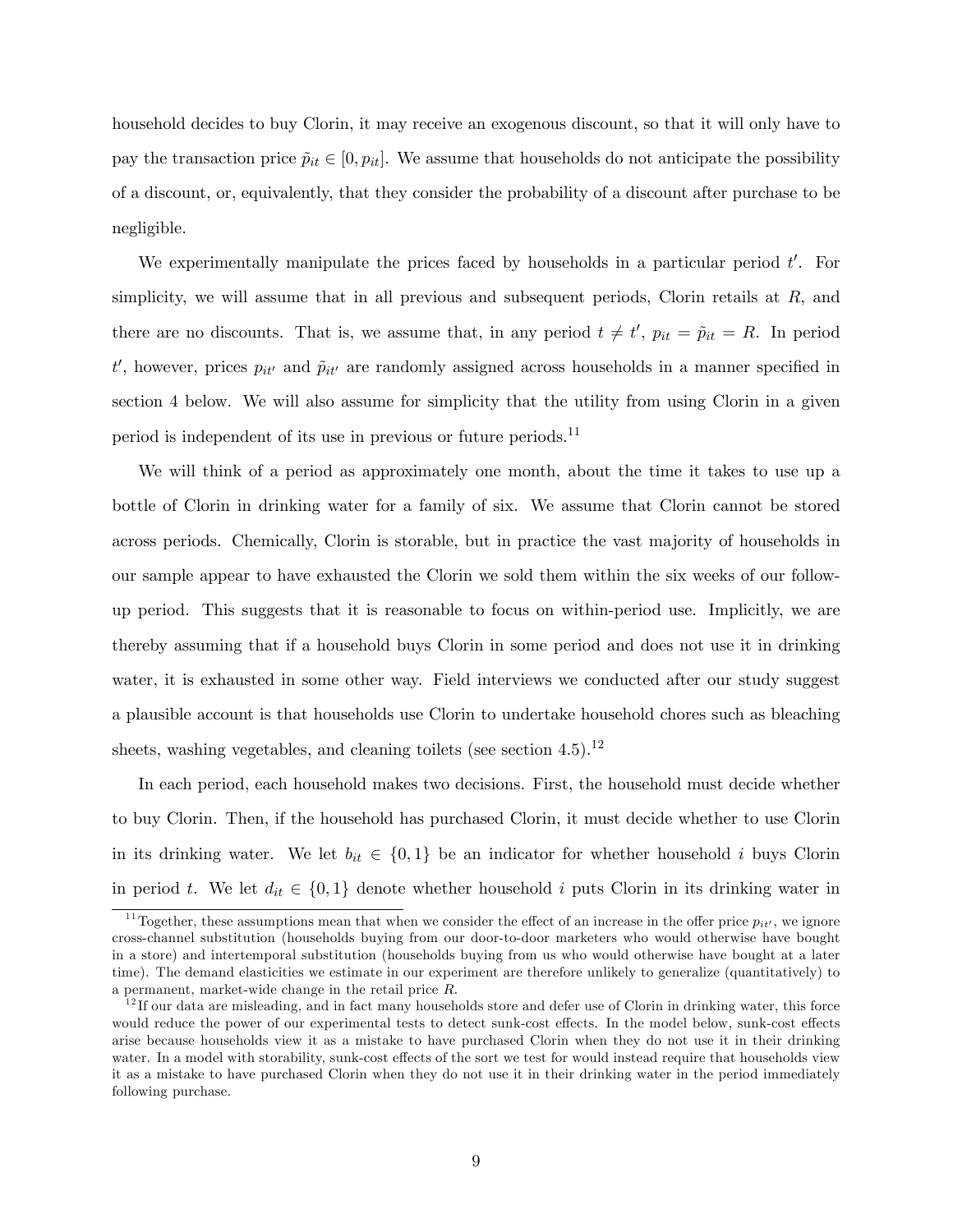household decides to buy Clorin, it may receive an exogenous discount, so that it will only have to pay the transaction price $\tilde{p}_{it} \in [0, p_{it}]$. We assume that households do not anticipate the possibility of a discount, or, equivalently, that they consider the probability of a discount after purchase to be negligible.

We experimentally manipulate the prices faced by households in a particular period $t'$. For simplicity, we will assume that in all previous and subsequent periods, Clorin retails at $R$, and there are no discounts. That is, we assume that, in any period $t \neq t'$, $p_{it} = \tilde{p}_{it} = R$. In period $t'$, however, prices $p_{it'}$ and $\tilde{p}_{it'}$ are randomly assigned across households in a manner specified in section 4 below. We will also assume for simplicity that the utility from using Clorin in a given period is independent of its use in previous or future periods.[11]

We will think of a period as approximately one month, about the time it takes to use up a bottle of Clorin in drinking water for a family of six. We assume that Clorin cannot be stored across periods. Chemically, Clorin is storable, but in practice the vast majority of households in our sample appear to have exhausted the Clorin we sold them within the six weeks of our follow-up period. This suggests that it is reasonable to focus on within-period use. Implicitly, we are thereby assuming that if a household buys Clorin in some period and does not use it in drinking water, it is exhausted in some other way. Field interviews we conducted after our study suggest a plausible account is that households use Clorin to undertake household chores such as bleaching sheets, washing vegetables, and cleaning toilets (see section 4.5).[12]

In each period, each household makes two decisions. First, the household must decide whether to buy Clorin. Then, if the household has purchased Clorin, it must decide whether to use Clorin in its drinking water. We let $b_{it} \in \{0, 1\}$ be an indicator for whether household $i$ buys Clorin in period $t$. We let $d_{it} \in \{0, 1\}$ denote whether household $i$ puts Clorin in its drinking water in

[11] Together, these assumptions mean that when we consider the effect of an increase in the offer price $p_{it'}$, we ignore cross-channel substitution (households buying from our door-to-door marketers who would otherwise have bought in a store) and intertemporal substitution (households buying from us who would otherwise have bought at a later time). The demand elasticities we estimate in our experiment are therefore unlikely to generalize (quantitatively) to a permanent, market-wide change in the retail price $R$.

[12] If our data are misleading, and in fact many households store and defer use of Clorin in drinking water, this force would reduce the power of our experimental tests to detect sunk-cost effects. In the model below, sunk-cost effects arise because households view it as a mistake to have purchased Clorin when they do not use it in their drinking water. In a model with storability, sunk-cost effects of the sort we test for would instead require that households view it as a mistake to have purchased Clorin when they do not use it in their drinking water in the period immediately following purchase.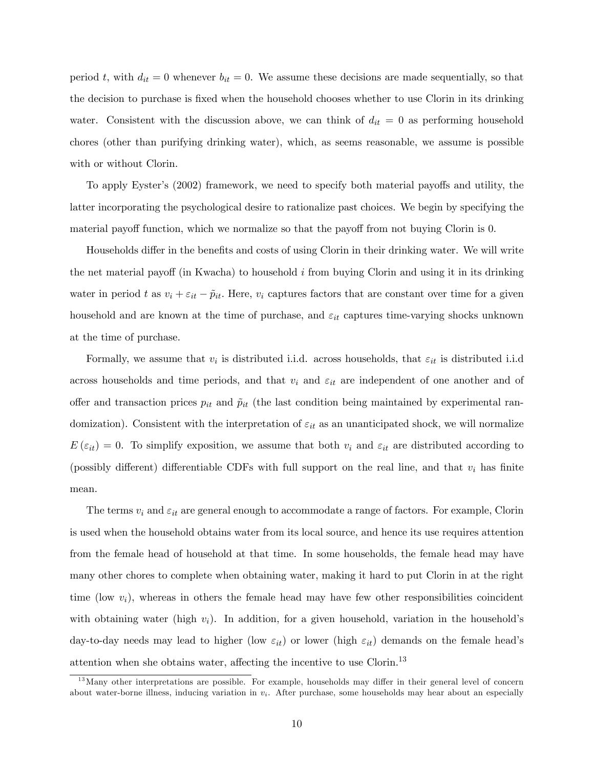period $t$, with $d_{it} = 0$ whenever $b_{it} = 0$. We assume these decisions are made sequentially, so that the decision to purchase is fixed when the household chooses whether to use Clorin in its drinking water. Consistent with the discussion above, we can think of $d_{it} = 0$ as performing household chores (other than purifying drinking water), which, as seems reasonable, we assume is possible with or without Clorin.

To apply Eyster's (2002) framework, we need to specify both material payoffs and utility, the latter incorporating the psychological desire to rationalize past choices. We begin by specifying the material payoff function, which we normalize so that the payoff from not buying Clorin is 0.

Households differ in the benefits and costs of using Clorin in their drinking water. We will write the net material payoff (in Kwacha) to household $i$ from buying Clorin and using it in its drinking water in period $t$ as $v_i + \varepsilon_{it} - \tilde{p}_{it}$. Here, $v_i$ captures factors that are constant over time for a given household and are known at the time of purchase, and $\varepsilon_{it}$ captures time-varying shocks unknown at the time of purchase.

Formally, we assume that $v_i$ is distributed i.i.d. across households, that $\varepsilon_{it}$ is distributed i.i.d across households and time periods, and that $v_i$ and $\varepsilon_{it}$ are independent of one another and of offer and transaction prices $p_{it}$ and $\tilde{p}_{it}$ (the last condition being maintained by experimental randomization). Consistent with the interpretation of $\varepsilon_{it}$ as an unanticipated shock, we will normalize $E(\varepsilon_{it}) = 0$. To simplify exposition, we assume that both $v_i$ and $\varepsilon_{it}$ are distributed according to (possibly different) differentiable CDFs with full support on the real line, and that $v_i$ has finite mean.

The terms $v_i$ and $\varepsilon_{it}$ are general enough to accommodate a range of factors. For example, Clorin is used when the household obtains water from its local source, and hence its use requires attention from the female head of household at that time. In some households, the female head may have many other chores to complete when obtaining water, making it hard to put Clorin in at the right time (low $v_i$), whereas in others the female head may have few other responsibilities coincident with obtaining water (high $v_i$). In addition, for a given household, variation in the household's day-to-day needs may lead to higher (low $\varepsilon_{it}$) or lower (high $\varepsilon_{it}$) demands on the female head's attention when she obtains water, affecting the incentive to use Clorin.[13]

[13] Many other interpretations are possible. For example, households may differ in their general level of concern about water-borne illness, inducing variation in $v_i$. After purchase, some households may hear about an especially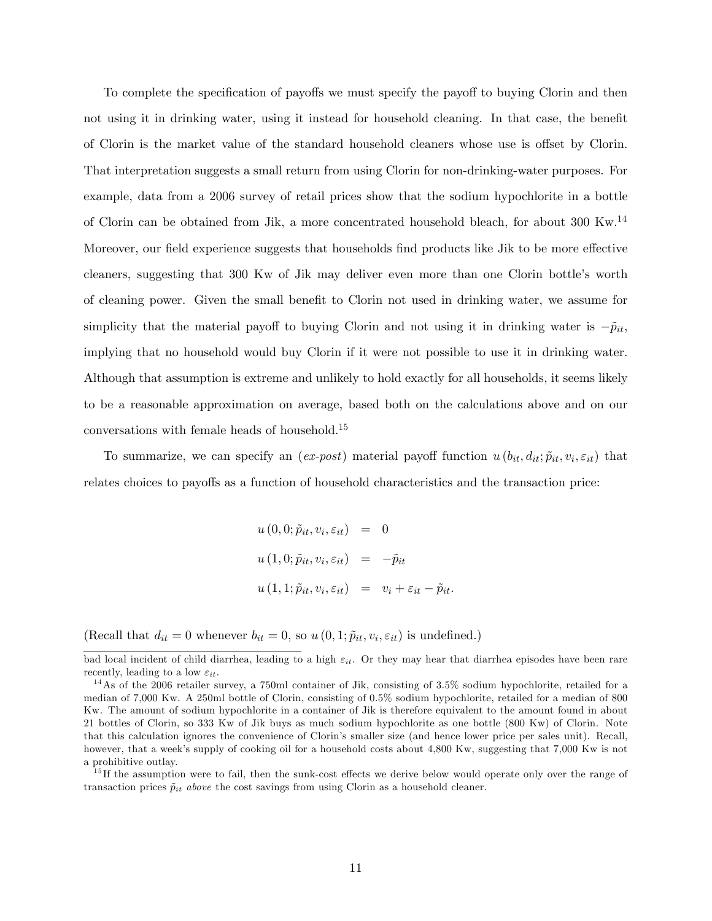To complete the specification of payoffs we must specify the payoff to buying Clorin and then not using it in drinking water, using it instead for household cleaning. In that case, the benefit of Clorin is the market value of the standard household cleaners whose use is offset by Clorin. That interpretation suggests a small return from using Clorin for non-drinking-water purposes. For example, data from a 2006 survey of retail prices show that the sodium hypochlorite in a bottle of Clorin can be obtained from Jik, a more concentrated household bleach, for about 300 Kw.[14] Moreover, our field experience suggests that households find products like Jik to be more effective cleaners, suggesting that 300 Kw of Jik may deliver even more than one Clorin bottle's worth of cleaning power. Given the small benefit to Clorin not used in drinking water, we assume for simplicity that the material payoff to buying Clorin and not using it in drinking water is $-\tilde{p}_{it}$, implying that no household would buy Clorin if it were not possible to use it in drinking water. Although that assumption is extreme and unlikely to hold exactly for all households, it seems likely to be a reasonable approximation on average, based both on the calculations above and on our conversations with female heads of household.[15]

To summarize, we can specify an (*ex-post*) material payoff function $u(b_{it}, d_{it}; \tilde{p}_{it}, v_i, \varepsilon_{it})$ that relates choices to payoffs as a function of household characteristics and the transaction price:

$$
\begin{aligned}
u(0, 0; \tilde{p}_{it}, v_i, \varepsilon_{it}) &= 0 \\
u(1, 0; \tilde{p}_{it}, v_i, \varepsilon_{it}) &= -\tilde{p}_{it} \\
u(1, 1; \tilde{p}_{it}, v_i, \varepsilon_{it}) &= v_i + \varepsilon_{it} - \tilde{p}_{it}.
\end{aligned}
$$

(Recall that $d_{it} = 0$ whenever $b_{it} = 0$, so $u(0, 1; \tilde{p}_{it}, v_i, \varepsilon_{it})$ is undefined.)

bad local incident of child diarrhea, leading to a high $\varepsilon_{it}$. Or they may hear that diarrhea episodes have been rare recently, leading to a low $\varepsilon_{it}$.

[14] As of the 2006 retailer survey, a 750ml container of Jik, consisting of 3.5% sodium hypochlorite, retailed for a median of 7,000 Kw. A 250ml bottle of Clorin, consisting of 0.5% sodium hypochlorite, retailed for a median of 800 Kw. The amount of sodium hypochlorite in a container of Jik is therefore equivalent to the amount found in about 21 bottles of Clorin, so 333 Kw of Jik buys as much sodium hypochlorite as one bottle (800 Kw) of Clorin. Note that this calculation ignores the convenience of Clorin's smaller size (and hence lower price per sales unit). Recall, however, that a week's supply of cooking oil for a household costs about 4,800 Kw, suggesting that 7,000 Kw is not a prohibitive outlay.

[15] If the assumption were to fail, then the sunk-cost effects we derive below would operate only over the range of transaction prices $\tilde{p}_{it}$ *above* the cost savings from using Clorin as a household cleaner.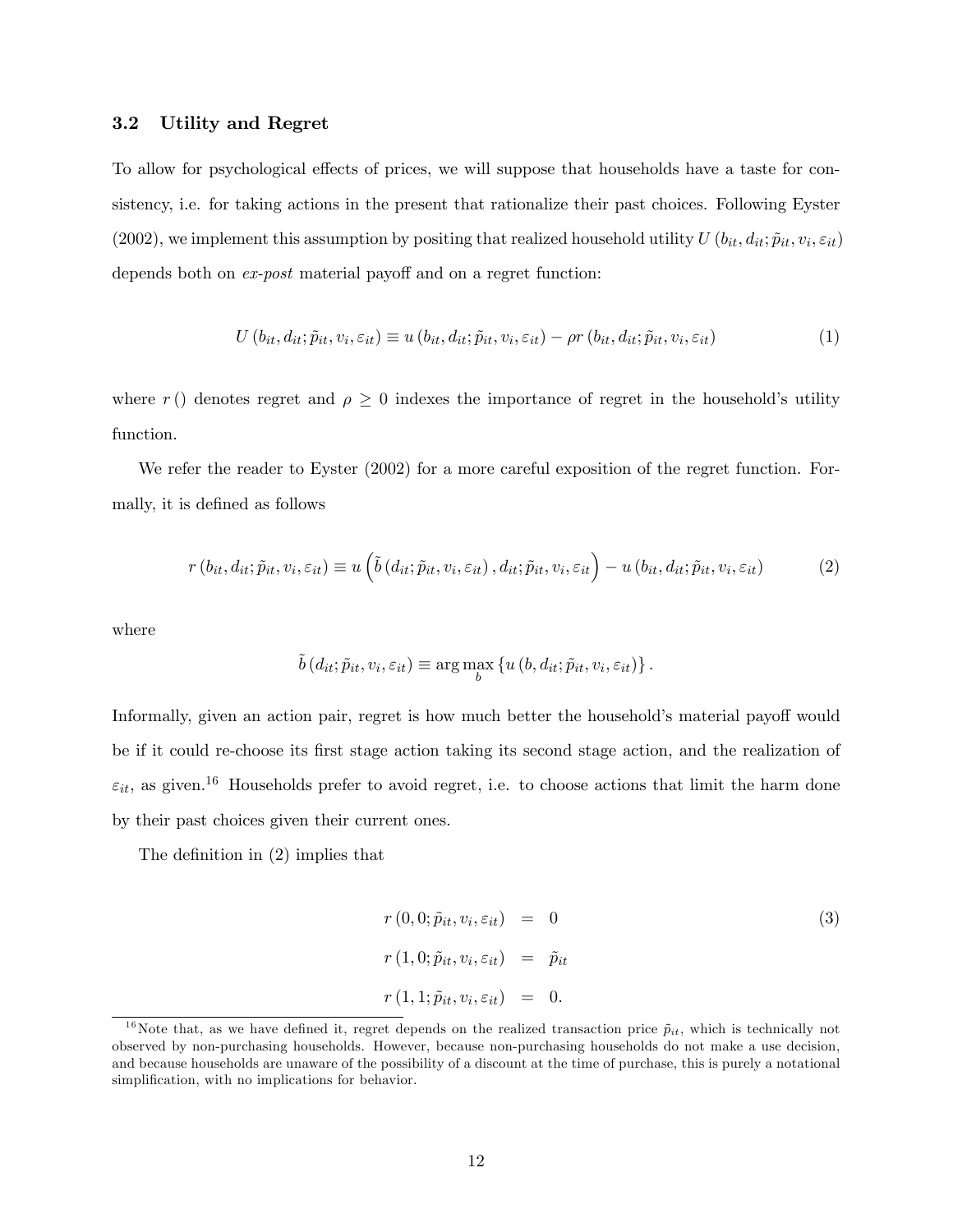### 3.2 Utility and Regret

To allow for psychological effects of prices, we will suppose that households have a taste for consistency, i.e. for taking actions in the present that rationalize their past choices. Following Eyster (2002), we implement this assumption by positing that realized household utility $U(b_{it}, d_{it}; \tilde{p}_{it}, v_i, \varepsilon_{it})$ depends both on *ex-post* material payoff and on a regret function:

$$
U(b_{it}, d_{it}; \tilde{p}_{it}, v_i, \varepsilon_{it}) \equiv u(b_{it}, d_{it}; \tilde{p}_{it}, v_i, \varepsilon_{it}) - \rho r(b_{it}, d_{it}; \tilde{p}_{it}, v_i, \varepsilon_{it}) \tag{1}
$$

where $r()$ denotes regret and $\rho \geq 0$ indexes the importance of regret in the household's utility function.

We refer the reader to Eyster (2002) for a more careful exposition of the regret function. Formally, it is defined as follows

$$
r(b_{it}, d_{it}; \tilde{p}_{it}, v_i, \varepsilon_{it}) \equiv u\left(\tilde{b}(d_{it}; \tilde{p}_{it}, v_i, \varepsilon_{it}), d_{it}; \tilde{p}_{it}, v_i, \varepsilon_{it}\right) - u(b_{it}, d_{it}; \tilde{p}_{it}, v_i, \varepsilon_{it}) \tag{2}
$$

where

$$
\tilde{b}(d_{it}; \tilde{p}_{it}, v_i, \varepsilon_{it}) \equiv \arg\max_{b} \{u(b, d_{it}; \tilde{p}_{it}, v_i, \varepsilon_{it})\}.
$$

Informally, given an action pair, regret is how much better the household's material payoff would be if it could re-choose its first stage action taking its second stage action, and the realization of $\varepsilon_{it}$, as given.[16] Households prefer to avoid regret, i.e. to choose actions that limit the harm done by their past choices given their current ones.

The definition in (2) implies that

$$
\begin{aligned}
r(0, 0; \tilde{p}_{it}, v_i, \varepsilon_{it}) &= 0 \\
r(1, 0; \tilde{p}_{it}, v_i, \varepsilon_{it}) &= \tilde{p}_{it} \\
r(1, 1; \tilde{p}_{it}, v_i, \varepsilon_{it}) &= 0.
\end{aligned} \tag{3}
$$

[16] Note that, as we have defined it, regret depends on the realized transaction price $\tilde{p}_{it}$, which is technically not observed by non-purchasing households. However, because non-purchasing households do not make a use decision, and because households are unaware of the possibility of a discount at the time of purchase, this is purely a notational simplification, with no implications for behavior.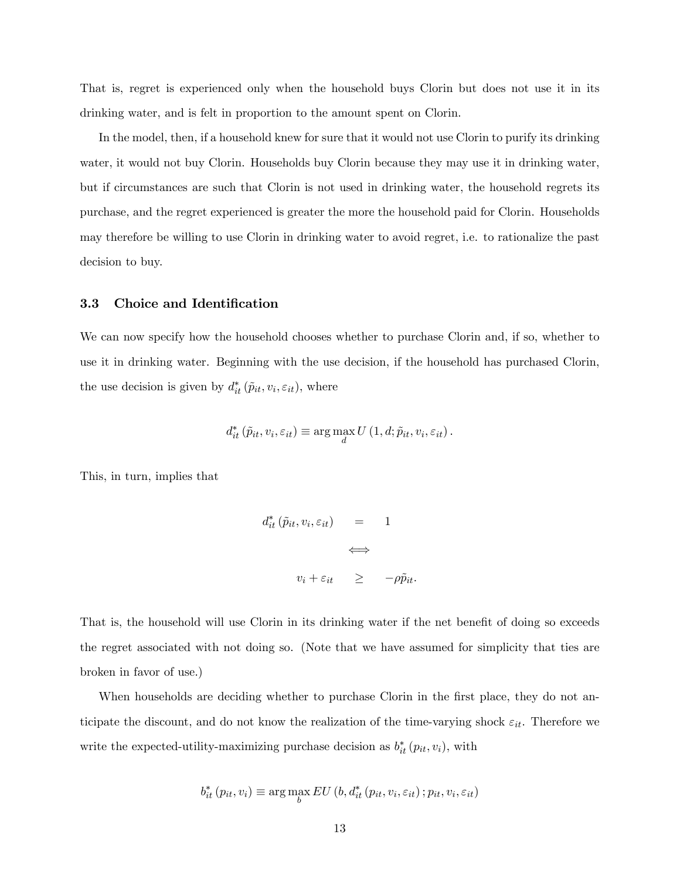That is, regret is experienced only when the household buys Clorin but does not use it in its drinking water, and is felt in proportion to the amount spent on Clorin.

In the model, then, if a household knew for sure that it would not use Clorin to purify its drinking water, it would not buy Clorin. Households buy Clorin because they may use it in drinking water, but if circumstances are such that Clorin is not used in drinking water, the household regrets its purchase, and the regret experienced is greater the more the household paid for Clorin. Households may therefore be willing to use Clorin in drinking water to avoid regret, i.e. to rationalize the past decision to buy.

### 3.3 Choice and Identification

We can now specify how the household chooses whether to purchase Clorin and, if so, whether to use it in drinking water. Beginning with the use decision, if the household has purchased Clorin, the use decision is given by $d^*_{it}(\tilde{p}_{it}, v_i, \varepsilon_{it})$, where

$$d^*_{it}(\tilde{p}_{it}, v_i, \varepsilon_{it}) \equiv \arg\max_d U(1, d; \tilde{p}_{it}, v_i, \varepsilon_{it}).$$

This, in turn, implies that

$$\begin{aligned} d^*_{it}(\tilde{p}_{it}, v_i, \varepsilon_{it}) &= 1 \\ &\Longleftrightarrow \\ v_i + \varepsilon_{it} &\geq -\rho\tilde{p}_{it}. \end{aligned}$$

That is, the household will use Clorin in its drinking water if the net benefit of doing so exceeds the regret associated with not doing so. (Note that we have assumed for simplicity that ties are broken in favor of use.)

When households are deciding whether to purchase Clorin in the first place, they do not anticipate the discount, and do not know the realization of the time-varying shock $\varepsilon_{it}$. Therefore we write the expected-utility-maximizing purchase decision as $b^*_{it}(p_{it}, v_i)$, with

$$b^*_{it}(p_{it}, v_i) \equiv \arg\max_b EU(b, d^*_{it}(p_{it}, v_i, \varepsilon_{it}); p_{it}, v_i, \varepsilon_{it})$$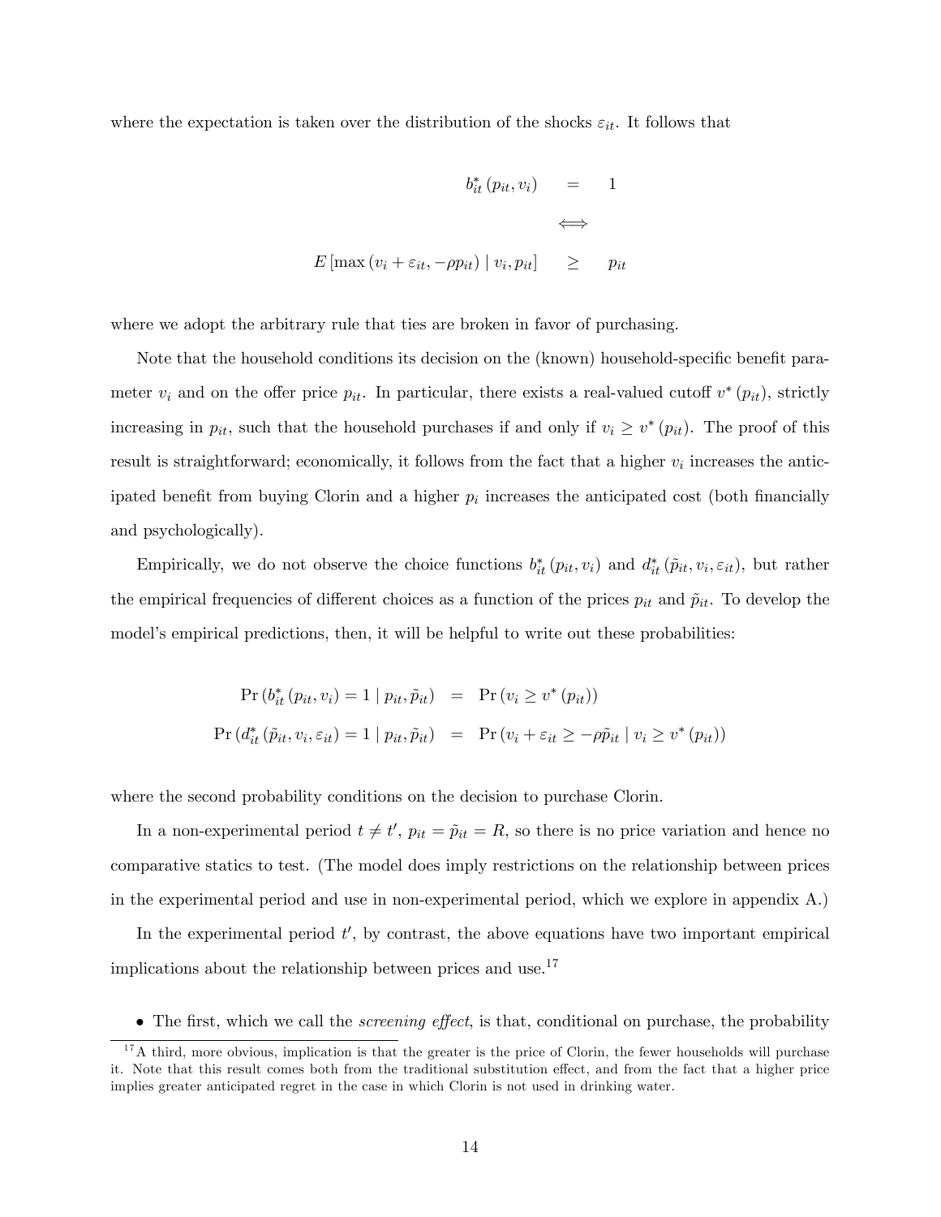where the expectation is taken over the distribution of the shocks $\varepsilon_{it}$. It follows that

$$
\begin{array}{rcl}
b_{it}^{*}(p_{it}, v_i) & = & 1 \\
& \iff & \\
E\left[\max\left(v_i + \varepsilon_{it}, -\rho p_{it}\right) \mid v_i, p_{it}\right] & \geq & p_{it}
\end{array}
$$

where we adopt the arbitrary rule that ties are broken in favor of purchasing.

Note that the household conditions its decision on the (known) household-specific benefit parameter $v_i$ and on the offer price $p_{it}$. In particular, there exists a real-valued cutoff $v^*(p_{it})$, strictly increasing in $p_{it}$, such that the household purchases if and only if $v_i \geq v^*(p_{it})$. The proof of this result is straightforward; economically, it follows from the fact that a higher $v_i$ increases the anticipated benefit from buying Clorin and a higher $p_i$ increases the anticipated cost (both financially and psychologically).

Empirically, we do not observe the choice functions $b_{it}^{*}(p_{it}, v_i)$ and $d_{it}^{*}(\tilde{p}_{it}, v_i, \varepsilon_{it})$, but rather the empirical frequencies of different choices as a function of the prices $p_{it}$ and $\tilde{p}_{it}$. To develop the model's empirical predictions, then, it will be helpful to write out these probabilities:

$$
\begin{aligned}
\Pr\left(b_{it}^{*}(p_{it}, v_i) = 1 \mid p_{it}, \tilde{p}_{it}\right) &= \Pr\left(v_i \geq v^*(p_{it})\right) \\
\Pr\left(d_{it}^{*}(\tilde{p}_{it}, v_i, \varepsilon_{it}) = 1 \mid p_{it}, \tilde{p}_{it}\right) &= \Pr\left(v_i + \varepsilon_{it} \geq -\rho \tilde{p}_{it} \mid v_i \geq v^*(p_{it})\right)
\end{aligned}
$$

where the second probability conditions on the decision to purchase Clorin.

In a non-experimental period $t \neq t'$, $p_{it} = \tilde{p}_{it} = R$, so there is no price variation and hence no comparative statics to test. (The model does imply restrictions on the relationship between prices in the experimental period and use in non-experimental period, which we explore in appendix A.)

In the experimental period $t'$, by contrast, the above equations have two important empirical implications about the relationship between prices and use.[17]

- The first, which we call the *screening effect*, is that, conditional on purchase, the probability

[17] A third, more obvious, implication is that the greater is the price of Clorin, the fewer households will purchase it. Note that this result comes both from the traditional substitution effect, and from the fact that a higher price implies greater anticipated regret in the case in which Clorin is not used in drinking water.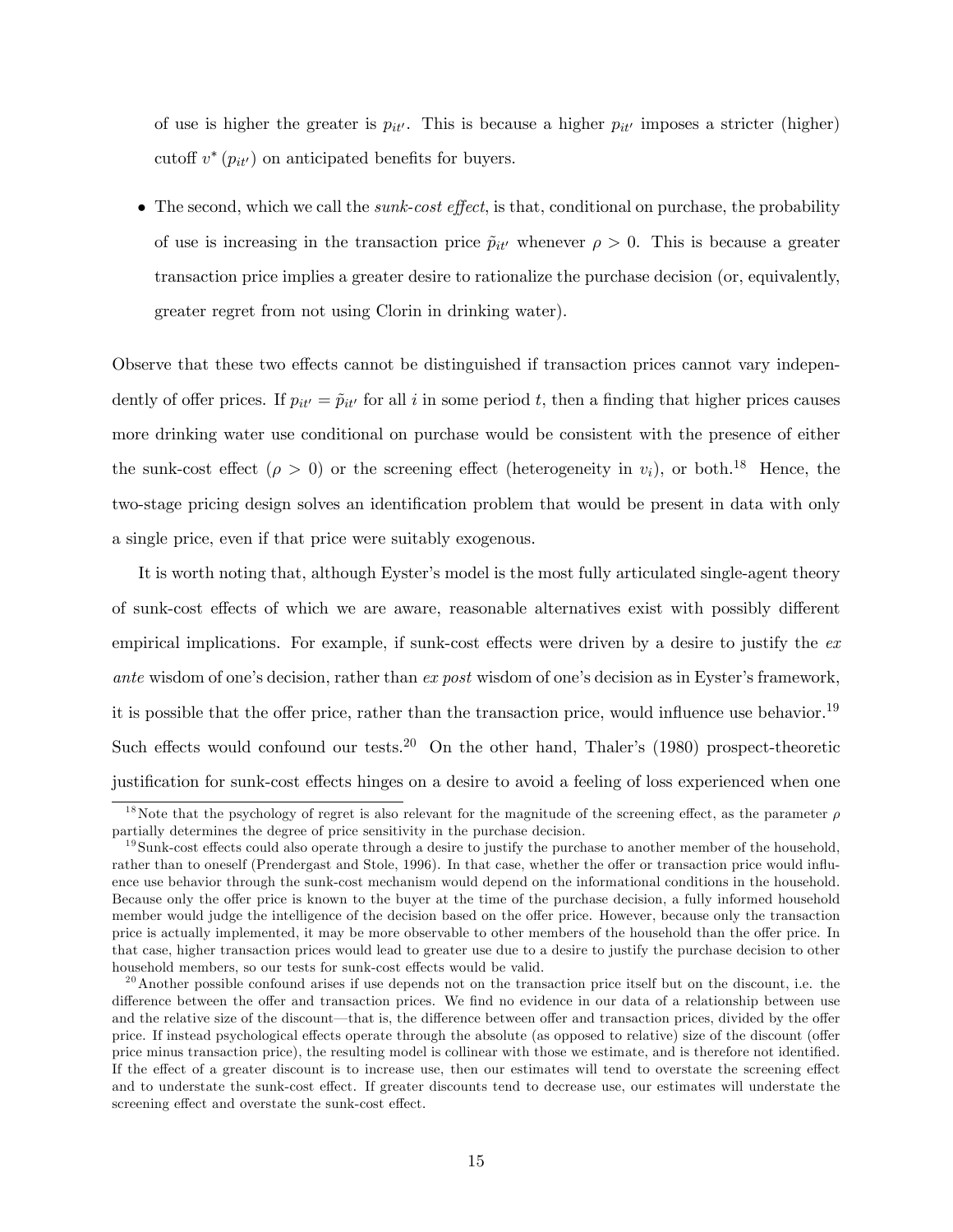of use is higher the greater is $p_{it'}$. This is because a higher $p_{it'}$ imposes a stricter (higher) cutoff $v^*(p_{it'})$ on anticipated benefits for buyers.

- The second, which we call the *sunk-cost effect*, is that, conditional on purchase, the probability of use is increasing in the transaction price $\tilde{p}_{it'}$ whenever $\rho > 0$. This is because a greater transaction price implies a greater desire to rationalize the purchase decision (or, equivalently, greater regret from not using Clorin in drinking water).

Observe that these two effects cannot be distinguished if transaction prices cannot vary independently of offer prices. If $p_{it'} = \tilde{p}_{it'}$ for all $i$ in some period $t$, then a finding that higher prices causes more drinking water use conditional on purchase would be consistent with the presence of either the sunk-cost effect ($\rho > 0$) or the screening effect (heterogeneity in $v_i$), or both.[18] Hence, the two-stage pricing design solves an identification problem that would be present in data with only a single price, even if that price were suitably exogenous.

It is worth noting that, although Eyster's model is the most fully articulated single-agent theory of sunk-cost effects of which we are aware, reasonable alternatives exist with possibly different empirical implications. For example, if sunk-cost effects were driven by a desire to justify the *ex ante* wisdom of one's decision, rather than *ex post* wisdom of one's decision as in Eyster's framework, it is possible that the offer price, rather than the transaction price, would influence use behavior.[19] Such effects would confound our tests.[20] On the other hand, Thaler's (1980) prospect-theoretic justification for sunk-cost effects hinges on a desire to avoid a feeling of loss experienced when one

[18] Note that the psychology of regret is also relevant for the magnitude of the screening effect, as the parameter $\rho$ partially determines the degree of price sensitivity in the purchase decision.

[19] Sunk-cost effects could also operate through a desire to justify the purchase to another member of the household, rather than to oneself (Prendergast and Stole, 1996). In that case, whether the offer or transaction price would influence use behavior through the sunk-cost mechanism would depend on the informational conditions in the household. Because only the offer price is known to the buyer at the time of the purchase decision, a fully informed household member would judge the intelligence of the decision based on the offer price. However, because only the transaction price is actually implemented, it may be more observable to other members of the household than the offer price. In that case, higher transaction prices would lead to greater use due to a desire to justify the purchase decision to other household members, so our tests for sunk-cost effects would be valid.

[20] Another possible confound arises if use depends not on the transaction price itself but on the discount, i.e. the difference between the offer and transaction prices. We find no evidence in our data of a relationship between use and the relative size of the discount—that is, the difference between offer and transaction prices, divided by the offer price. If instead psychological effects operate through the absolute (as opposed to relative) size of the discount (offer price minus transaction price), the resulting model is collinear with those we estimate, and is therefore not identified. If the effect of a greater discount is to increase use, then our estimates will tend to overstate the screening effect and to understate the sunk-cost effect. If greater discounts tend to decrease use, our estimates will understate the screening effect and overstate the sunk-cost effect.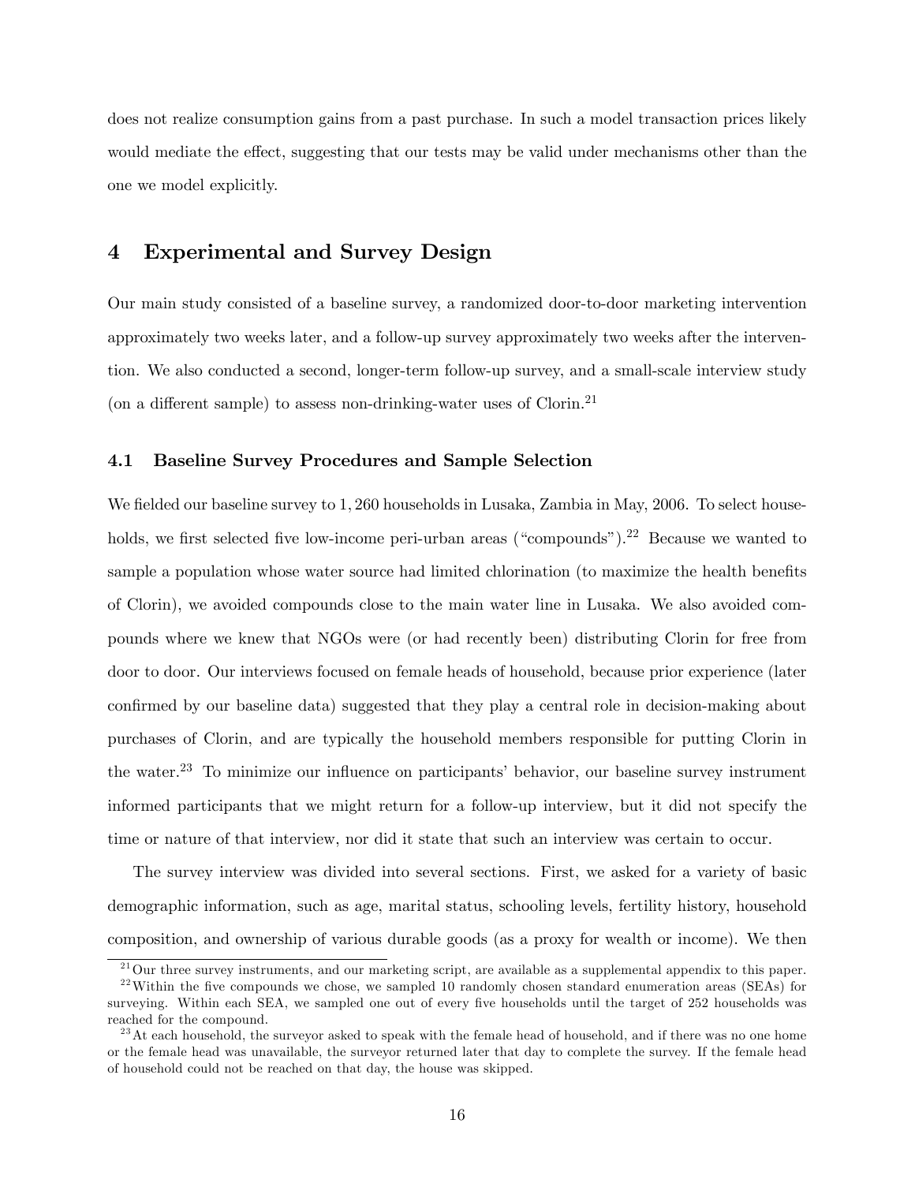does not realize consumption gains from a past purchase. In such a model transaction prices likely would mediate the effect, suggesting that our tests may be valid under mechanisms other than the one we model explicitly.

# 4 Experimental and Survey Design

Our main study consisted of a baseline survey, a randomized door-to-door marketing intervention approximately two weeks later, and a follow-up survey approximately two weeks after the intervention. We also conducted a second, longer-term follow-up survey, and a small-scale interview study (on a different sample) to assess non-drinking-water uses of Clorin.[21]

## 4.1 Baseline Survey Procedures and Sample Selection

We fielded our baseline survey to 1,260 households in Lusaka, Zambia in May, 2006. To select households, we first selected five low-income peri-urban areas ("compounds").[22] Because we wanted to sample a population whose water source had limited chlorination (to maximize the health benefits of Clorin), we avoided compounds close to the main water line in Lusaka. We also avoided compounds where we knew that NGOs were (or had recently been) distributing Clorin for free from door to door. Our interviews focused on female heads of household, because prior experience (later confirmed by our baseline data) suggested that they play a central role in decision-making about purchases of Clorin, and are typically the household members responsible for putting Clorin in the water.[23] To minimize our influence on participants' behavior, our baseline survey instrument informed participants that we might return for a follow-up interview, but it did not specify the time or nature of that interview, nor did it state that such an interview was certain to occur.

The survey interview was divided into several sections. First, we asked for a variety of basic demographic information, such as age, marital status, schooling levels, fertility history, household composition, and ownership of various durable goods (as a proxy for wealth or income). We then

[21] Our three survey instruments, and our marketing script, are available as a supplemental appendix to this paper.

[22] Within the five compounds we chose, we sampled 10 randomly chosen standard enumeration areas (SEAs) for surveying. Within each SEA, we sampled one out of every five households until the target of 252 households was reached for the compound.

[23] At each household, the surveyor asked to speak with the female head of household, and if there was no one home or the female head was unavailable, the surveyor returned later that day to complete the survey. If the female head of household could not be reached on that day, the house was skipped.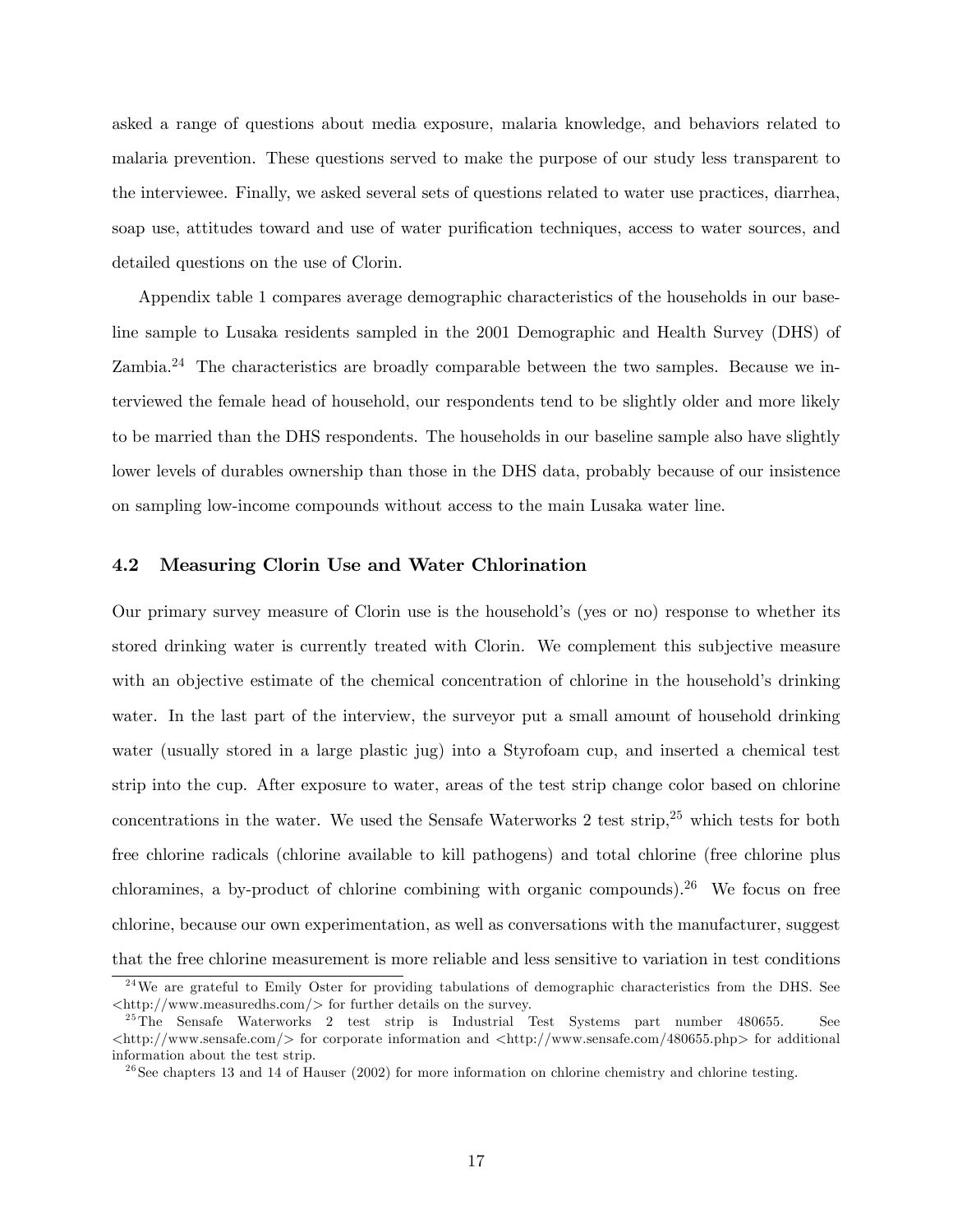asked a range of questions about media exposure, malaria knowledge, and behaviors related to malaria prevention. These questions served to make the purpose of our study less transparent to the interviewee. Finally, we asked several sets of questions related to water use practices, diarrhea, soap use, attitudes toward and use of water purification techniques, access to water sources, and detailed questions on the use of Clorin.

Appendix table 1 compares average demographic characteristics of the households in our baseline sample to Lusaka residents sampled in the 2001 Demographic and Health Survey (DHS) of Zambia.[24] The characteristics are broadly comparable between the two samples. Because we interviewed the female head of household, our respondents tend to be slightly older and more likely to be married than the DHS respondents. The households in our baseline sample also have slightly lower levels of durables ownership than those in the DHS data, probably because of our insistence on sampling low-income compounds without access to the main Lusaka water line.

### 4.2 Measuring Clorin Use and Water Chlorination

Our primary survey measure of Clorin use is the household's (yes or no) response to whether its stored drinking water is currently treated with Clorin. We complement this subjective measure with an objective estimate of the chemical concentration of chlorine in the household's drinking water. In the last part of the interview, the surveyor put a small amount of household drinking water (usually stored in a large plastic jug) into a Styrofoam cup, and inserted a chemical test strip into the cup. After exposure to water, areas of the test strip change color based on chlorine concentrations in the water. We used the Sensafe Waterworks 2 test strip,[25] which tests for both free chlorine radicals (chlorine available to kill pathogens) and total chlorine (free chlorine plus chloramines, a by-product of chlorine combining with organic compounds).[26] We focus on free chlorine, because our own experimentation, as well as conversations with the manufacturer, suggest that the free chlorine measurement is more reliable and less sensitive to variation in test conditions

[24] We are grateful to Emily Oster for providing tabulations of demographic characteristics from the DHS. See <http://www.measuredhs.com/> for further details on the survey.

[25] The Sensafe Waterworks 2 test strip is Industrial Test Systems part number 480655. See <http://www.sensafe.com/> for corporate information and <http://www.sensafe.com/480655.php> for additional information about the test strip.

[26] See chapters 13 and 14 of Hauser (2002) for more information on chlorine chemistry and chlorine testing.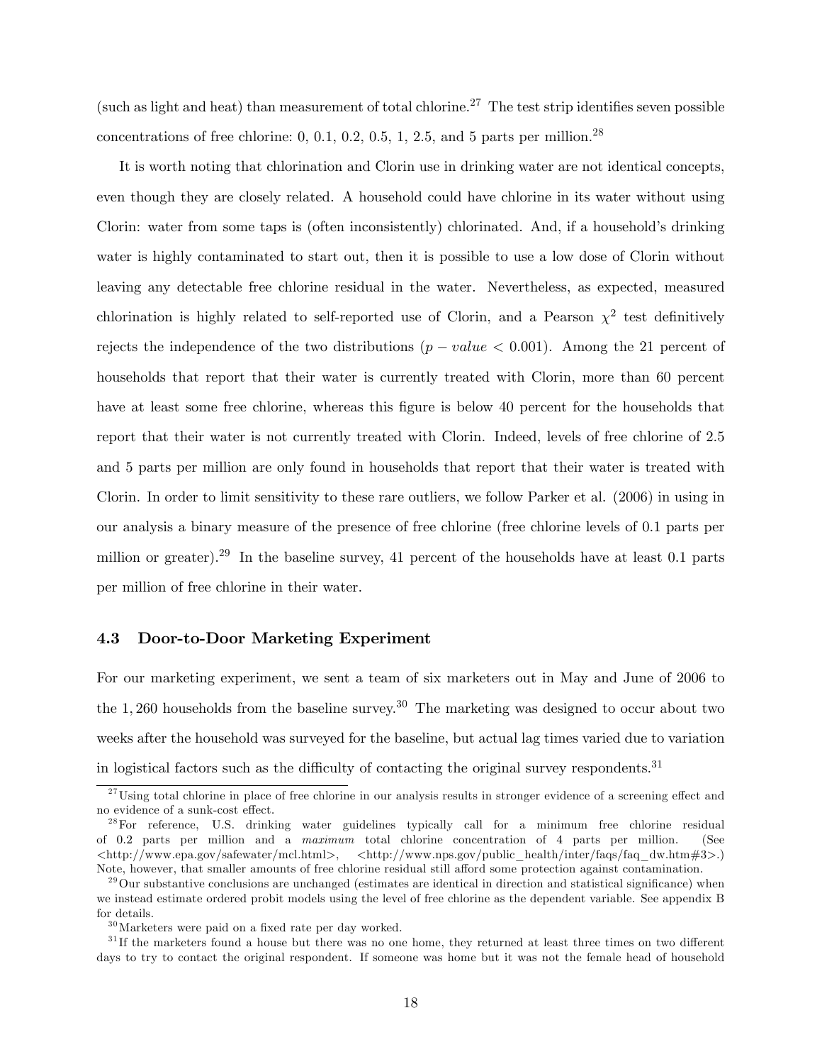(such as light and heat) than measurement of total chlorine.[27] The test strip identifies seven possible concentrations of free chlorine: 0, 0.1, 0.2, 0.5, 1, 2.5, and 5 parts per million.[28]

It is worth noting that chlorination and Clorin use in drinking water are not identical concepts, even though they are closely related. A household could have chlorine in its water without using Clorin: water from some taps is (often inconsistently) chlorinated. And, if a household's drinking water is highly contaminated to start out, then it is possible to use a low dose of Clorin without leaving any detectable free chlorine residual in the water. Nevertheless, as expected, measured chlorination is highly related to self-reported use of Clorin, and a Pearson $\chi^2$ test definitively rejects the independence of the two distributions ($p - value < 0.001$). Among the 21 percent of households that report that their water is currently treated with Clorin, more than 60 percent have at least some free chlorine, whereas this figure is below 40 percent for the households that report that their water is not currently treated with Clorin. Indeed, levels of free chlorine of 2.5 and 5 parts per million are only found in households that report that their water is treated with Clorin. In order to limit sensitivity to these rare outliers, we follow Parker et al. (2006) in using in our analysis a binary measure of the presence of free chlorine (free chlorine levels of 0.1 parts per million or greater).[29] In the baseline survey, 41 percent of the households have at least 0.1 parts per million of free chlorine in their water.

### 4.3 Door-to-Door Marketing Experiment

For our marketing experiment, we sent a team of six marketers out in May and June of 2006 to the 1,260 households from the baseline survey.[30] The marketing was designed to occur about two weeks after the household was surveyed for the baseline, but actual lag times varied due to variation in logistical factors such as the difficulty of contacting the original survey respondents.[31]

[27] Using total chlorine in place of free chlorine in our analysis results in stronger evidence of a screening effect and no evidence of a sunk-cost effect.

[28] For reference, U.S. drinking water guidelines typically call for a minimum free chlorine residual of 0.2 parts per million and a *maximum* total chlorine concentration of 4 parts per million. (See <http://www.epa.gov/safewater/mcl.html>, <http://www.nps.gov/public_health/inter/faqs/faq_dw.htm#3>.) Note, however, that smaller amounts of free chlorine residual still afford some protection against contamination.

[29] Our substantive conclusions are unchanged (estimates are identical in direction and statistical significance) when we instead estimate ordered probit models using the level of free chlorine as the dependent variable. See appendix B for details.

[30] Marketers were paid on a fixed rate per day worked.

[31] If the marketers found a house but there was no one home, they returned at least three times on two different days to try to contact the original respondent. If someone was home but it was not the female head of household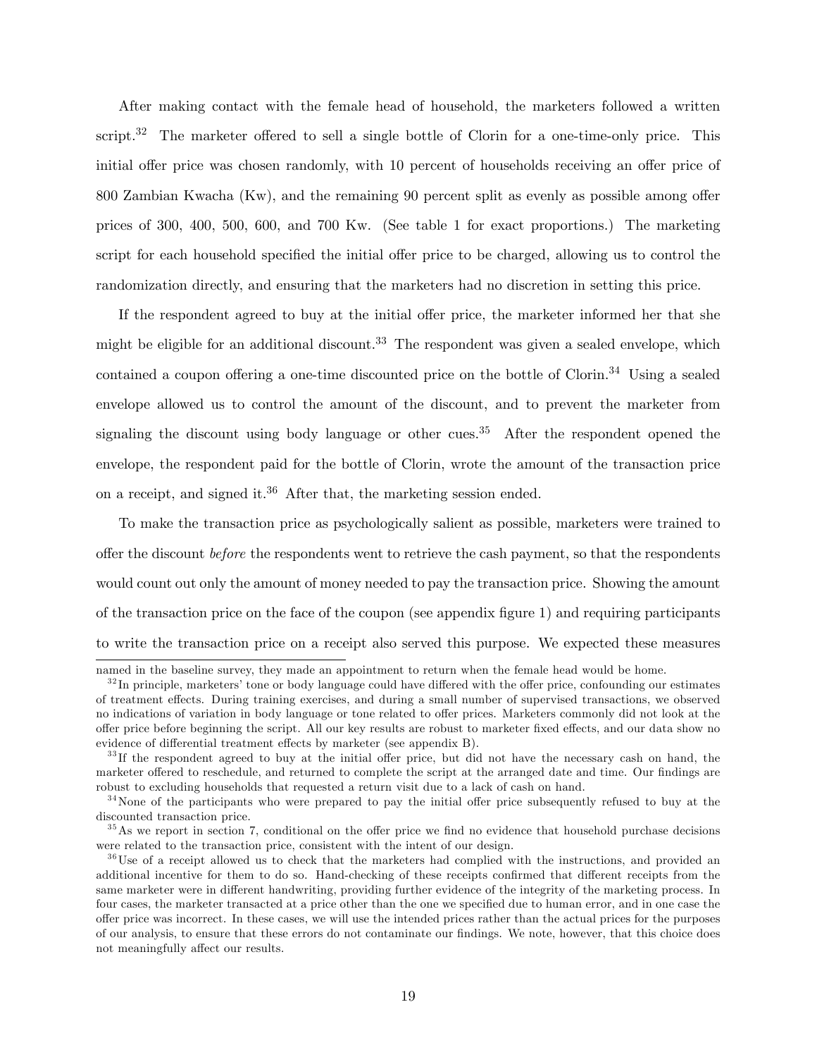After making contact with the female head of household, the marketers followed a written script.[32] The marketer offered to sell a single bottle of Clorin for a one-time-only price. This initial offer price was chosen randomly, with 10 percent of households receiving an offer price of 800 Zambian Kwacha (Kw), and the remaining 90 percent split as evenly as possible among offer prices of 300, 400, 500, 600, and 700 Kw. (See table 1 for exact proportions.) The marketing script for each household specified the initial offer price to be charged, allowing us to control the randomization directly, and ensuring that the marketers had no discretion in setting this price.

If the respondent agreed to buy at the initial offer price, the marketer informed her that she might be eligible for an additional discount.[33] The respondent was given a sealed envelope, which contained a coupon offering a one-time discounted price on the bottle of Clorin.[34] Using a sealed envelope allowed us to control the amount of the discount, and to prevent the marketer from signaling the discount using body language or other cues.[35] After the respondent opened the envelope, the respondent paid for the bottle of Clorin, wrote the amount of the transaction price on a receipt, and signed it.[36] After that, the marketing session ended.

To make the transaction price as psychologically salient as possible, marketers were trained to offer the discount *before* the respondents went to retrieve the cash payment, so that the respondents would count out only the amount of money needed to pay the transaction price. Showing the amount of the transaction price on the face of the coupon (see appendix figure 1) and requiring participants to write the transaction price on a receipt also served this purpose. We expected these measures

---

named in the baseline survey, they made an appointment to return when the female head would be home.

[32] In principle, marketers' tone or body language could have differed with the offer price, confounding our estimates of treatment effects. During training exercises, and during a small number of supervised transactions, we observed no indications of variation in body language or tone related to offer prices. Marketers commonly did not look at the offer price before beginning the script. All our key results are robust to marketer fixed effects, and our data show no evidence of differential treatment effects by marketer (see appendix B).

[33] If the respondent agreed to buy at the initial offer price, but did not have the necessary cash on hand, the marketer offered to reschedule, and returned to complete the script at the arranged date and time. Our findings are robust to excluding households that requested a return visit due to a lack of cash on hand.

[34] None of the participants who were prepared to pay the initial offer price subsequently refused to buy at the discounted transaction price.

[35] As we report in section 7, conditional on the offer price we find no evidence that household purchase decisions were related to the transaction price, consistent with the intent of our design.

[36] Use of a receipt allowed us to check that the marketers had complied with the instructions, and provided an additional incentive for them to do so. Hand-checking of these receipts confirmed that different receipts from the same marketer were in different handwriting, providing further evidence of the integrity of the marketing process. In four cases, the marketer transacted at a price other than the one we specified due to human error, and in one case the offer price was incorrect. In these cases, we will use the intended prices rather than the actual prices for the purposes of our analysis, to ensure that these errors do not contaminate our findings. We note, however, that this choice does not meaningfully affect our results.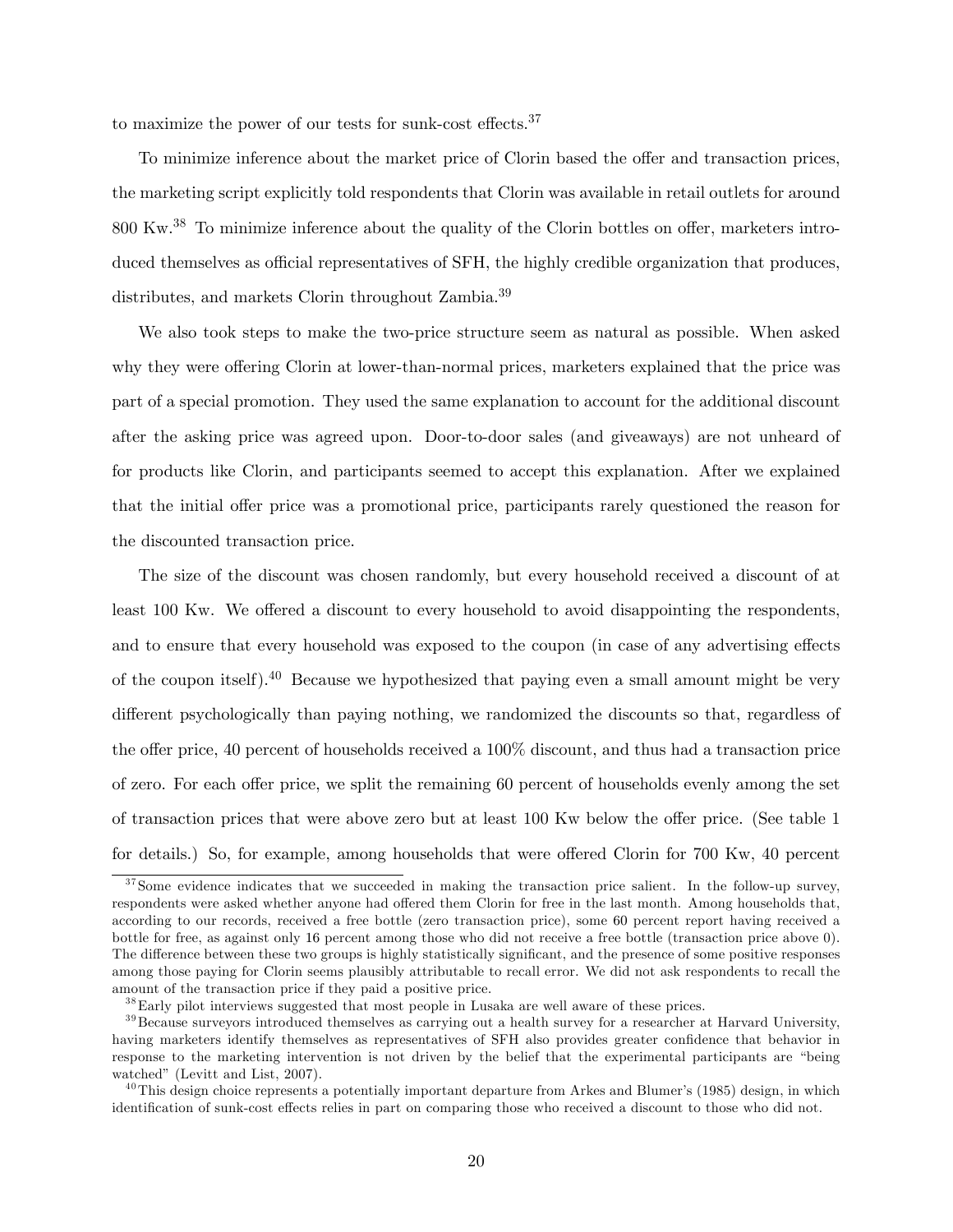to maximize the power of our tests for sunk-cost effects.[37]

To minimize inference about the market price of Clorin based the offer and transaction prices, the marketing script explicitly told respondents that Clorin was available in retail outlets for around 800 Kw.[38] To minimize inference about the quality of the Clorin bottles on offer, marketers introduced themselves as official representatives of SFH, the highly credible organization that produces, distributes, and markets Clorin throughout Zambia.[39]

We also took steps to make the two-price structure seem as natural as possible. When asked why they were offering Clorin at lower-than-normal prices, marketers explained that the price was part of a special promotion. They used the same explanation to account for the additional discount after the asking price was agreed upon. Door-to-door sales (and giveaways) are not unheard of for products like Clorin, and participants seemed to accept this explanation. After we explained that the initial offer price was a promotional price, participants rarely questioned the reason for the discounted transaction price.

The size of the discount was chosen randomly, but every household received a discount of at least 100 Kw. We offered a discount to every household to avoid disappointing the respondents, and to ensure that every household was exposed to the coupon (in case of any advertising effects of the coupon itself).[40] Because we hypothesized that paying even a small amount might be very different psychologically than paying nothing, we randomized the discounts so that, regardless of the offer price, 40 percent of households received a 100% discount, and thus had a transaction price of zero. For each offer price, we split the remaining 60 percent of households evenly among the set of transaction prices that were above zero but at least 100 Kw below the offer price. (See table 1 for details.) So, for example, among households that were offered Clorin for 700 Kw, 40 percent

[37] Some evidence indicates that we succeeded in making the transaction price salient. In the follow-up survey, respondents were asked whether anyone had offered them Clorin for free in the last month. Among households that, according to our records, received a free bottle (zero transaction price), some 60 percent report having received a bottle for free, as against only 16 percent among those who did not receive a free bottle (transaction price above 0). The difference between these two groups is highly statistically significant, and the presence of some positive responses among those paying for Clorin seems plausibly attributable to recall error. We did not ask respondents to recall the amount of the transaction price if they paid a positive price.

[38] Early pilot interviews suggested that most people in Lusaka are well aware of these prices.

[39] Because surveyors introduced themselves as carrying out a health survey for a researcher at Harvard University, having marketers identify themselves as representatives of SFH also provides greater confidence that behavior in response to the marketing intervention is not driven by the belief that the experimental participants are "being watched" (Levitt and List, 2007).

[40] This design choice represents a potentially important departure from Arkes and Blumer's (1985) design, in which identification of sunk-cost effects relies in part on comparing those who received a discount to those who did not.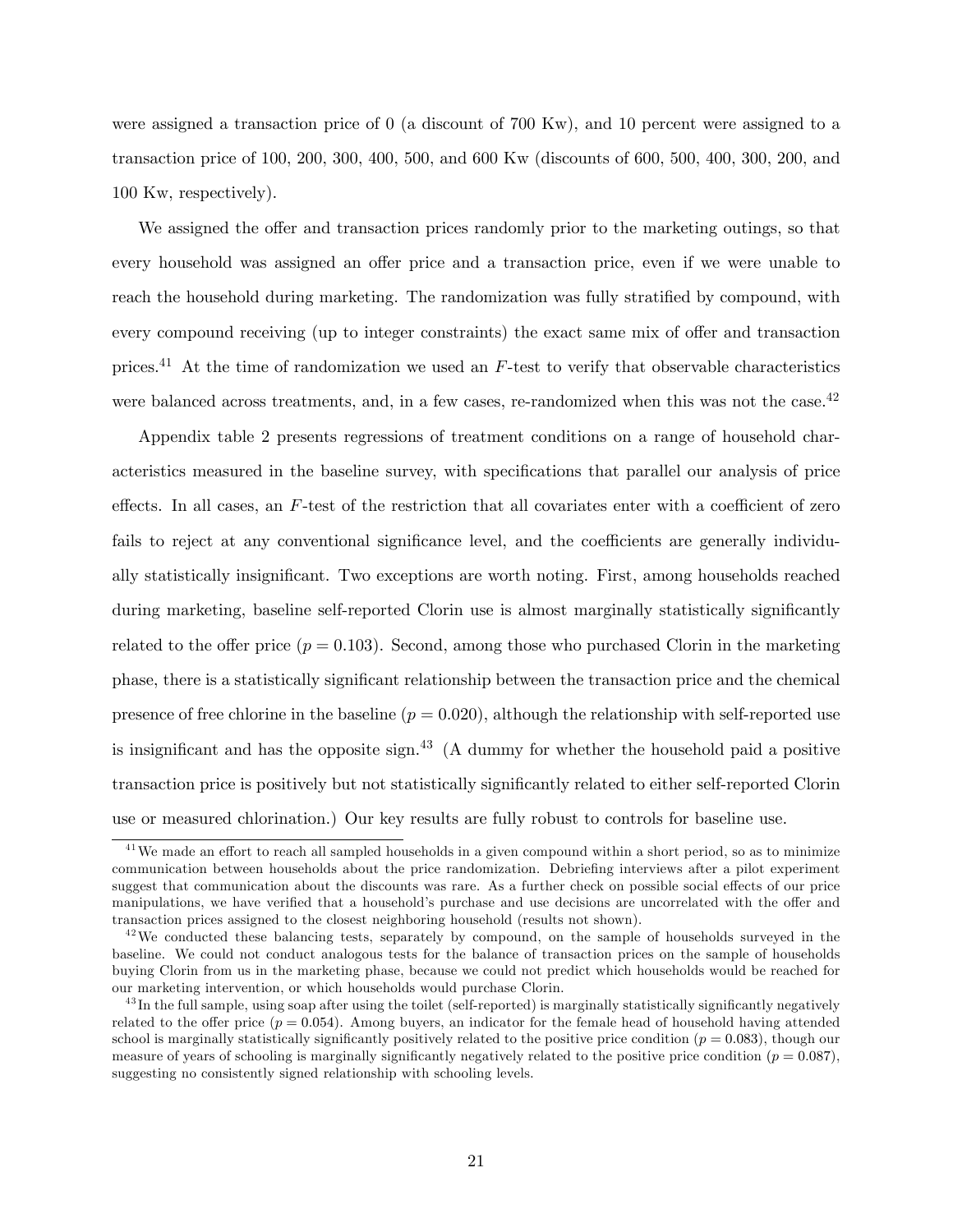were assigned a transaction price of 0 (a discount of 700 Kw), and 10 percent were assigned to a transaction price of 100, 200, 300, 400, 500, and 600 Kw (discounts of 600, 500, 400, 300, 200, and 100 Kw, respectively).

We assigned the offer and transaction prices randomly prior to the marketing outings, so that every household was assigned an offer price and a transaction price, even if we were unable to reach the household during marketing. The randomization was fully stratified by compound, with every compound receiving (up to integer constraints) the exact same mix of offer and transaction prices.[41] At the time of randomization we used an $F$-test to verify that observable characteristics were balanced across treatments, and, in a few cases, re-randomized when this was not the case.[42]

Appendix table 2 presents regressions of treatment conditions on a range of household characteristics measured in the baseline survey, with specifications that parallel our analysis of price effects. In all cases, an $F$-test of the restriction that all covariates enter with a coefficient of zero fails to reject at any conventional significance level, and the coefficients are generally individually statistically insignificant. Two exceptions are worth noting. First, among households reached during marketing, baseline self-reported Clorin use is almost marginally statistically significantly related to the offer price ($p = 0.103$). Second, among those who purchased Clorin in the marketing phase, there is a statistically significant relationship between the transaction price and the chemical presence of free chlorine in the baseline ($p = 0.020$), although the relationship with self-reported use is insignificant and has the opposite sign.[43] (A dummy for whether the household paid a positive transaction price is positively but not statistically significantly related to either self-reported Clorin use or measured chlorination.) Our key results are fully robust to controls for baseline use.

[41] We made an effort to reach all sampled households in a given compound within a short period, so as to minimize communication between households about the price randomization. Debriefing interviews after a pilot experiment suggest that communication about the discounts was rare. As a further check on possible social effects of our price manipulations, we have verified that a household's purchase and use decisions are uncorrelated with the offer and transaction prices assigned to the closest neighboring household (results not shown).

[42] We conducted these balancing tests, separately by compound, on the sample of households surveyed in the baseline. We could not conduct analogous tests for the balance of transaction prices on the sample of households buying Clorin from us in the marketing phase, because we could not predict which households would be reached for our marketing intervention, or which households would purchase Clorin.

[43] In the full sample, using soap after using the toilet (self-reported) is marginally statistically significantly negatively related to the offer price ($p = 0.054$). Among buyers, an indicator for the female head of household having attended school is marginally statistically significantly positively related to the positive price condition ($p = 0.083$), though our measure of years of schooling is marginally significantly negatively related to the positive price condition ($p = 0.087$), suggesting no consistently signed relationship with schooling levels.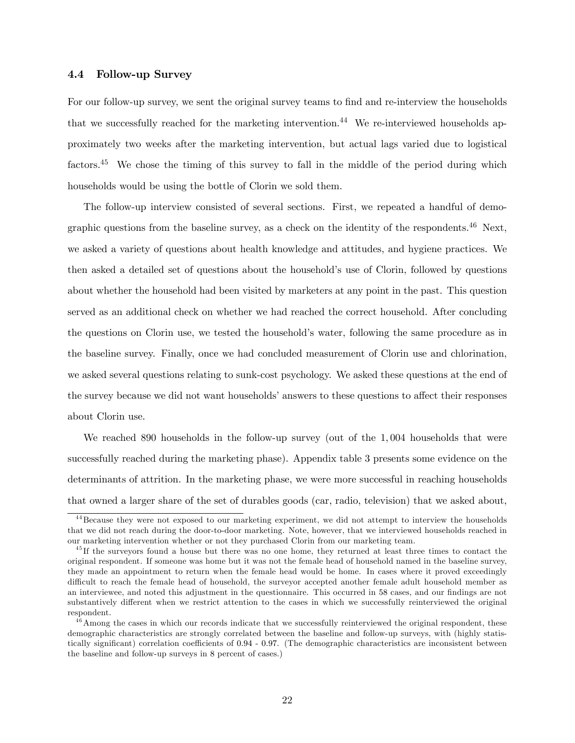### 4.4 Follow-up Survey

For our follow-up survey, we sent the original survey teams to find and re-interview the households that we successfully reached for the marketing intervention.[44] We re-interviewed households approximately two weeks after the marketing intervention, but actual lags varied due to logistical factors.[45] We chose the timing of this survey to fall in the middle of the period during which households would be using the bottle of Clorin we sold them.

The follow-up interview consisted of several sections. First, we repeated a handful of demographic questions from the baseline survey, as a check on the identity of the respondents.[46] Next, we asked a variety of questions about health knowledge and attitudes, and hygiene practices. We then asked a detailed set of questions about the household's use of Clorin, followed by questions about whether the household had been visited by marketers at any point in the past. This question served as an additional check on whether we had reached the correct household. After concluding the questions on Clorin use, we tested the household's water, following the same procedure as in the baseline survey. Finally, once we had concluded measurement of Clorin use and chlorination, we asked several questions relating to sunk-cost psychology. We asked these questions at the end of the survey because we did not want households' answers to these questions to affect their responses about Clorin use.

We reached 890 households in the follow-up survey (out of the 1,004 households that were successfully reached during the marketing phase). Appendix table 3 presents some evidence on the determinants of attrition. In the marketing phase, we were more successful in reaching households that owned a larger share of the set of durables goods (car, radio, television) that we asked about,

[44] Because they were not exposed to our marketing experiment, we did not attempt to interview the households that we did not reach during the door-to-door marketing. Note, however, that we interviewed households reached in our marketing intervention whether or not they purchased Clorin from our marketing team.

[45] If the surveyors found a house but there was no one home, they returned at least three times to contact the original respondent. If someone was home but it was not the female head of household named in the baseline survey, they made an appointment to return when the female head would be home. In cases where it proved exceedingly difficult to reach the female head of household, the surveyor accepted another female adult household member as an interviewee, and noted this adjustment in the questionnaire. This occurred in 58 cases, and our findings are not substantively different when we restrict attention to the cases in which we successfully reinterviewed the original respondent.

[46] Among the cases in which our records indicate that we successfully reinterviewed the original respondent, these demographic characteristics are strongly correlated between the baseline and follow-up surveys, with (highly statistically significant) correlation coefficients of 0.94 - 0.97. (The demographic characteristics are inconsistent between the baseline and follow-up surveys in 8 percent of cases.)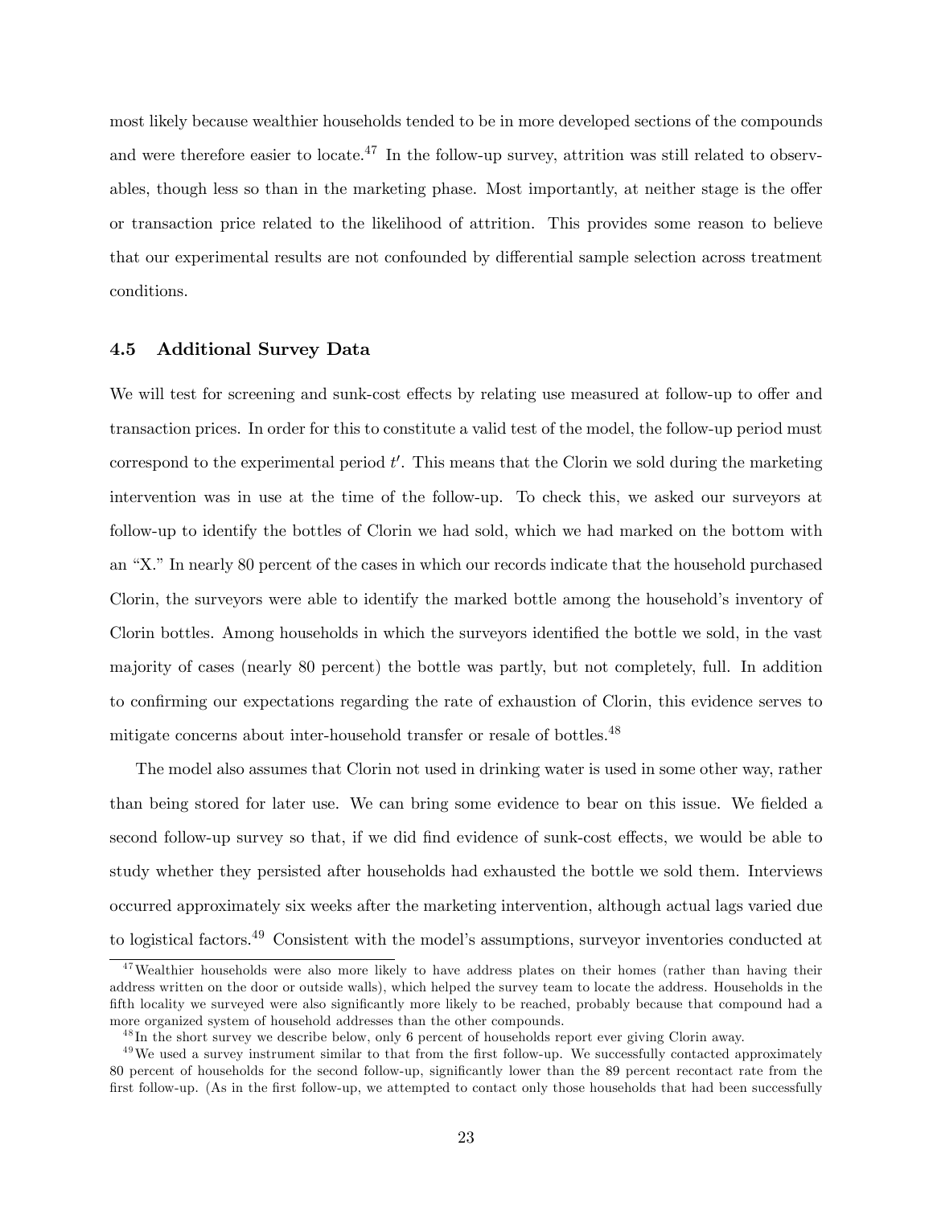most likely because wealthier households tended to be in more developed sections of the compounds and were therefore easier to locate.[47] In the follow-up survey, attrition was still related to observables, though less so than in the marketing phase. Most importantly, at neither stage is the offer or transaction price related to the likelihood of attrition. This provides some reason to believe that our experimental results are not confounded by differential sample selection across treatment conditions.

### 4.5 Additional Survey Data

We will test for screening and sunk-cost effects by relating use measured at follow-up to offer and transaction prices. In order for this to constitute a valid test of the model, the follow-up period must correspond to the experimental period $t'$. This means that the Clorin we sold during the marketing intervention was in use at the time of the follow-up. To check this, we asked our surveyors at follow-up to identify the bottles of Clorin we had sold, which we had marked on the bottom with an "X." In nearly 80 percent of the cases in which our records indicate that the household purchased Clorin, the surveyors were able to identify the marked bottle among the household's inventory of Clorin bottles. Among households in which the surveyors identified the bottle we sold, in the vast majority of cases (nearly 80 percent) the bottle was partly, but not completely, full. In addition to confirming our expectations regarding the rate of exhaustion of Clorin, this evidence serves to mitigate concerns about inter-household transfer or resale of bottles.[48]

The model also assumes that Clorin not used in drinking water is used in some other way, rather than being stored for later use. We can bring some evidence to bear on this issue. We fielded a second follow-up survey so that, if we did find evidence of sunk-cost effects, we would be able to study whether they persisted after households had exhausted the bottle we sold them. Interviews occurred approximately six weeks after the marketing intervention, although actual lags varied due to logistical factors.[49] Consistent with the model's assumptions, surveyor inventories conducted at

[47] Wealthier households were also more likely to have address plates on their homes (rather than having their address written on the door or outside walls), which helped the survey team to locate the address. Households in the fifth locality we surveyed were also significantly more likely to be reached, probably because that compound had a more organized system of household addresses than the other compounds.

[48] In the short survey we describe below, only 6 percent of households report ever giving Clorin away.

[49] We used a survey instrument similar to that from the first follow-up. We successfully contacted approximately 80 percent of households for the second follow-up, significantly lower than the 89 percent recontact rate from the first follow-up. (As in the first follow-up, we attempted to contact only those households that had been successfully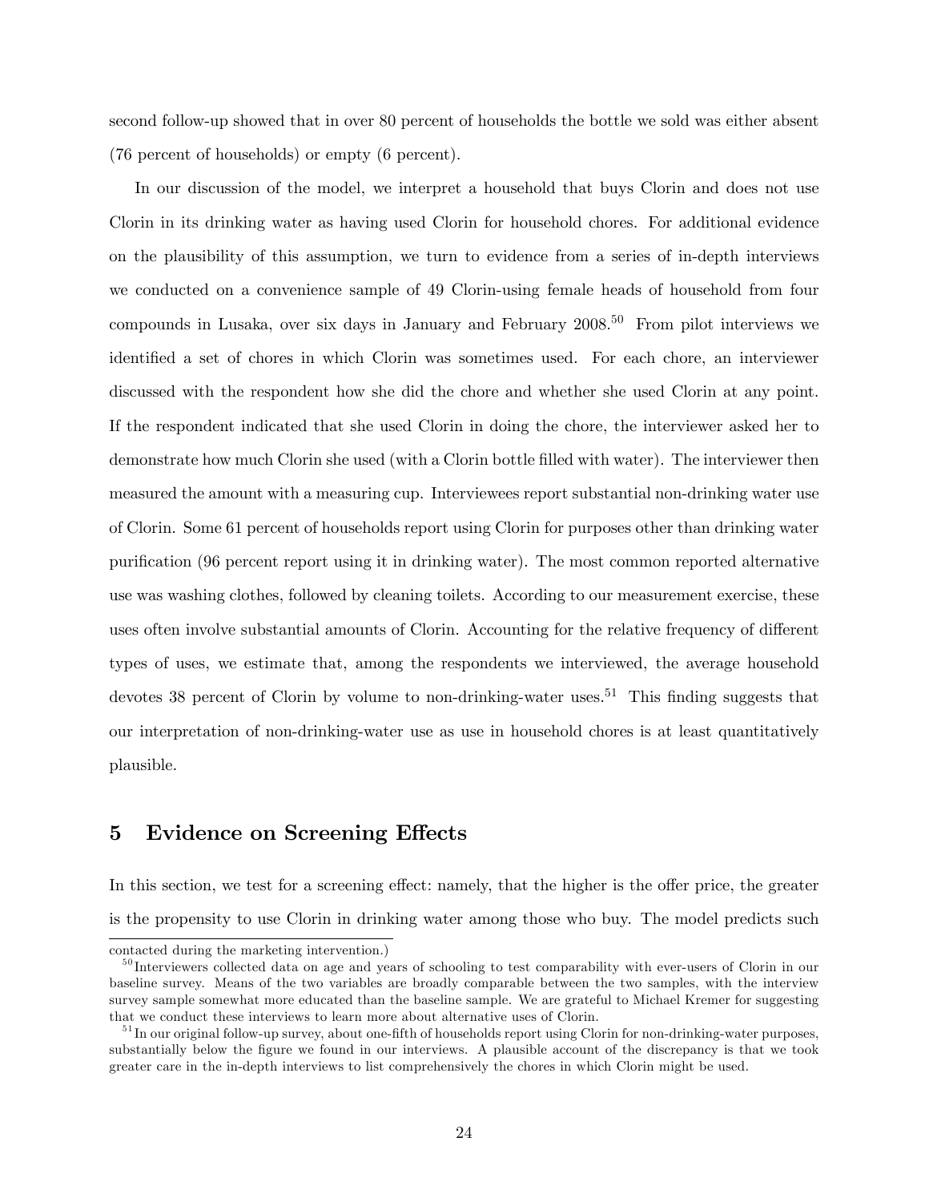second follow-up showed that in over 80 percent of households the bottle we sold was either absent (76 percent of households) or empty (6 percent).

In our discussion of the model, we interpret a household that buys Clorin and does not use Clorin in its drinking water as having used Clorin for household chores. For additional evidence on the plausibility of this assumption, we turn to evidence from a series of in-depth interviews we conducted on a convenience sample of 49 Clorin-using female heads of household from four compounds in Lusaka, over six days in January and February 2008.[50] From pilot interviews we identified a set of chores in which Clorin was sometimes used. For each chore, an interviewer discussed with the respondent how she did the chore and whether she used Clorin at any point. If the respondent indicated that she used Clorin in doing the chore, the interviewer asked her to demonstrate how much Clorin she used (with a Clorin bottle filled with water). The interviewer then measured the amount with a measuring cup. Interviewees report substantial non-drinking water use of Clorin. Some 61 percent of households report using Clorin for purposes other than drinking water purification (96 percent report using it in drinking water). The most common reported alternative use was washing clothes, followed by cleaning toilets. According to our measurement exercise, these uses often involve substantial amounts of Clorin. Accounting for the relative frequency of different types of uses, we estimate that, among the respondents we interviewed, the average household devotes 38 percent of Clorin by volume to non-drinking-water uses.[51] This finding suggests that our interpretation of non-drinking-water use as use in household chores is at least quantitatively plausible.

## 5 Evidence on Screening Effects

In this section, we test for a screening effect: namely, that the higher is the offer price, the greater is the propensity to use Clorin in drinking water among those who buy. The model predicts such

contacted during the marketing intervention.)

[50] Interviewers collected data on age and years of schooling to test comparability with ever-users of Clorin in our baseline survey. Means of the two variables are broadly comparable between the two samples, with the interview survey sample somewhat more educated than the baseline sample. We are grateful to Michael Kremer for suggesting that we conduct these interviews to learn more about alternative uses of Clorin.

[51] In our original follow-up survey, about one-fifth of households report using Clorin for non-drinking-water purposes, substantially below the figure we found in our interviews. A plausible account of the discrepancy is that we took greater care in the in-depth interviews to list comprehensively the chores in which Clorin might be used.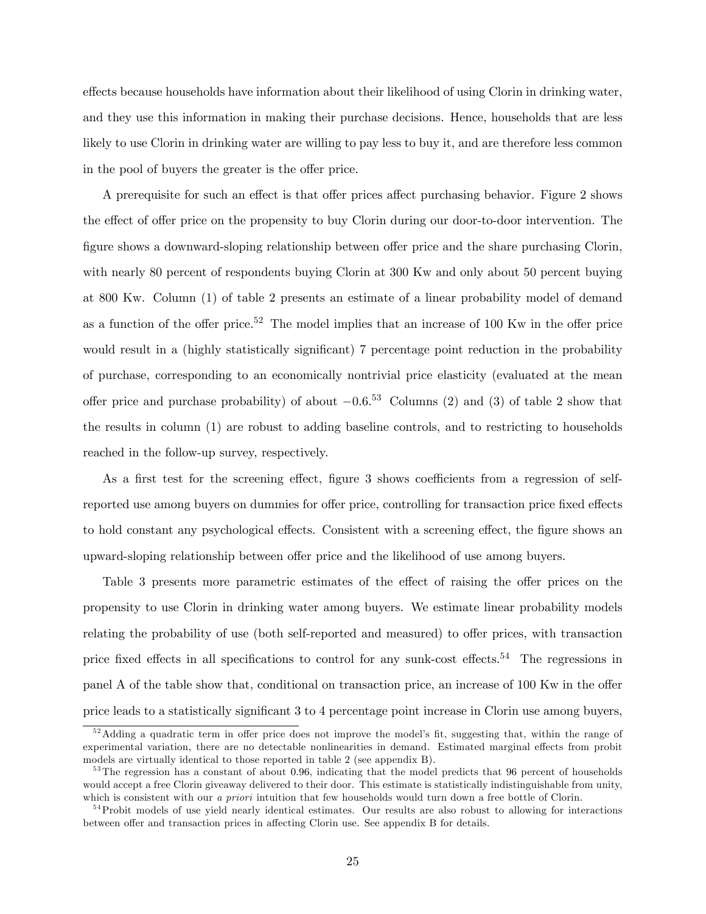effects because households have information about their likelihood of using Clorin in drinking water, and they use this information in making their purchase decisions. Hence, households that are less likely to use Clorin in drinking water are willing to pay less to buy it, and are therefore less common in the pool of buyers the greater is the offer price.

A prerequisite for such an effect is that offer prices affect purchasing behavior. Figure 2 shows the effect of offer price on the propensity to buy Clorin during our door-to-door intervention. The figure shows a downward-sloping relationship between offer price and the share purchasing Clorin, with nearly 80 percent of respondents buying Clorin at 300 Kw and only about 50 percent buying at 800 Kw. Column (1) of table 2 presents an estimate of a linear probability model of demand as a function of the offer price.[52] The model implies that an increase of 100 Kw in the offer price would result in a (highly statistically significant) 7 percentage point reduction in the probability of purchase, corresponding to an economically nontrivial price elasticity (evaluated at the mean offer price and purchase probability) of about $-0.6$.[53] Columns (2) and (3) of table 2 show that the results in column (1) are robust to adding baseline controls, and to restricting to households reached in the follow-up survey, respectively.

As a first test for the screening effect, figure 3 shows coefficients from a regression of self-reported use among buyers on dummies for offer price, controlling for transaction price fixed effects to hold constant any psychological effects. Consistent with a screening effect, the figure shows an upward-sloping relationship between offer price and the likelihood of use among buyers.

Table 3 presents more parametric estimates of the effect of raising the offer prices on the propensity to use Clorin in drinking water among buyers. We estimate linear probability models relating the probability of use (both self-reported and measured) to offer prices, with transaction price fixed effects in all specifications to control for any sunk-cost effects.[54] The regressions in panel A of the table show that, conditional on transaction price, an increase of 100 Kw in the offer price leads to a statistically significant 3 to 4 percentage point increase in Clorin use among buyers,

---

[52] Adding a quadratic term in offer price does not improve the model's fit, suggesting that, within the range of experimental variation, there are no detectable nonlinearities in demand. Estimated marginal effects from probit models are virtually identical to those reported in table 2 (see appendix B).

[53] The regression has a constant of about 0.96, indicating that the model predicts that 96 percent of households would accept a free Clorin giveaway delivered to their door. This estimate is statistically indistinguishable from unity, which is consistent with our *a priori* intuition that few households would turn down a free bottle of Clorin.

[54] Probit models of use yield nearly identical estimates. Our results are also robust to allowing for interactions between offer and transaction prices in affecting Clorin use. See appendix B for details.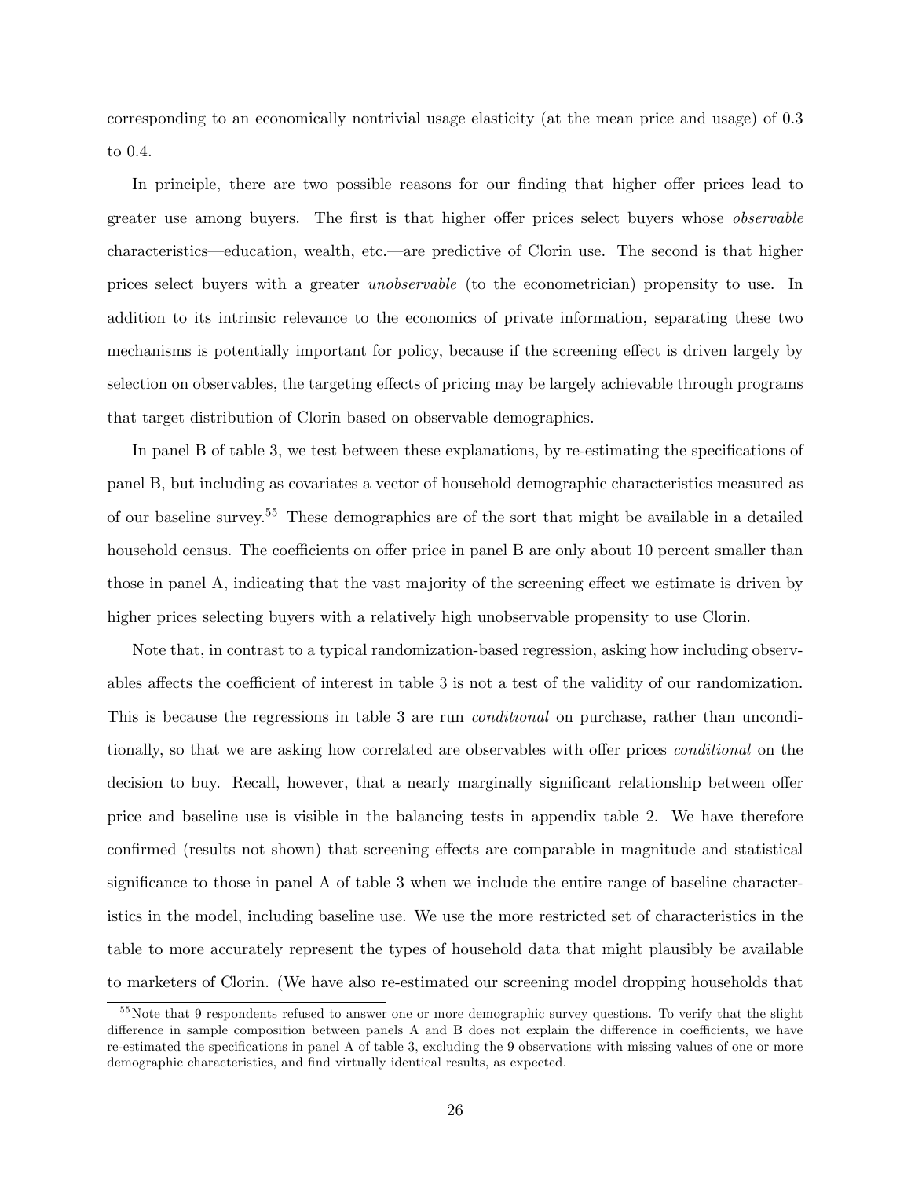corresponding to an economically nontrivial usage elasticity (at the mean price and usage) of 0.3 to 0.4.

In principle, there are two possible reasons for our finding that higher offer prices lead to greater use among buyers. The first is that higher offer prices select buyers whose *observable* characteristics—education, wealth, etc.—are predictive of Clorin use. The second is that higher prices select buyers with a greater *unobservable* (to the econometrician) propensity to use. In addition to its intrinsic relevance to the economics of private information, separating these two mechanisms is potentially important for policy, because if the screening effect is driven largely by selection on observables, the targeting effects of pricing may be largely achievable through programs that target distribution of Clorin based on observable demographics.

In panel B of table 3, we test between these explanations, by re-estimating the specifications of panel B, but including as covariates a vector of household demographic characteristics measured as of our baseline survey.[55] These demographics are of the sort that might be available in a detailed household census. The coefficients on offer price in panel B are only about 10 percent smaller than those in panel A, indicating that the vast majority of the screening effect we estimate is driven by higher prices selecting buyers with a relatively high unobservable propensity to use Clorin.

Note that, in contrast to a typical randomization-based regression, asking how including observables affects the coefficient of interest in table 3 is not a test of the validity of our randomization. This is because the regressions in table 3 are run *conditional* on purchase, rather than unconditionally, so that we are asking how correlated are observables with offer prices *conditional* on the decision to buy. Recall, however, that a nearly marginally significant relationship between offer price and baseline use is visible in the balancing tests in appendix table 2. We have therefore confirmed (results not shown) that screening effects are comparable in magnitude and statistical significance to those in panel A of table 3 when we include the entire range of baseline characteristics in the model, including baseline use. We use the more restricted set of characteristics in the table to more accurately represent the types of household data that might plausibly be available to marketers of Clorin. (We have also re-estimated our screening model dropping households that

[55] Note that 9 respondents refused to answer one or more demographic survey questions. To verify that the slight difference in sample composition between panels A and B does not explain the difference in coefficients, we have re-estimated the specifications in panel A of table 3, excluding the 9 observations with missing values of one or more demographic characteristics, and find virtually identical results, as expected.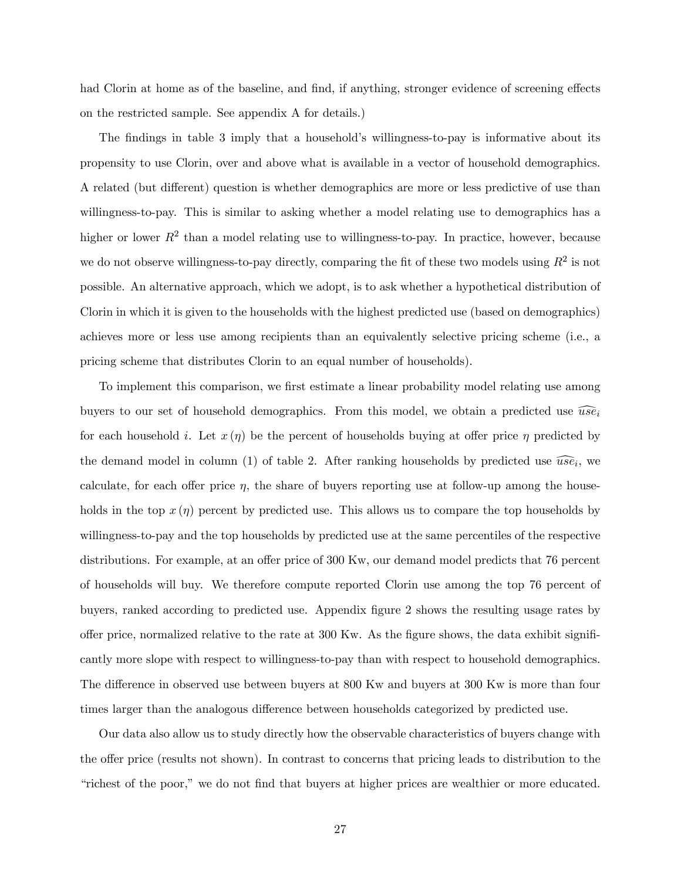had Clorin at home as of the baseline, and find, if anything, stronger evidence of screening effects on the restricted sample. See appendix A for details.)

The findings in table 3 imply that a household's willingness-to-pay is informative about its propensity to use Clorin, over and above what is available in a vector of household demographics. A related (but different) question is whether demographics are more or less predictive of use than willingness-to-pay. This is similar to asking whether a model relating use to demographics has a higher or lower $R^2$ than a model relating use to willingness-to-pay. In practice, however, because we do not observe willingness-to-pay directly, comparing the fit of these two models using $R^2$ is not possible. An alternative approach, which we adopt, is to ask whether a hypothetical distribution of Clorin in which it is given to the households with the highest predicted use (based on demographics) achieves more or less use among recipients than an equivalently selective pricing scheme (i.e., a pricing scheme that distributes Clorin to an equal number of households).

To implement this comparison, we first estimate a linear probability model relating use among buyers to our set of household demographics. From this model, we obtain a predicted use $\widehat{use}_i$ for each household $i$. Let $x(\eta)$ be the percent of households buying at offer price $\eta$ predicted by the demand model in column (1) of table 2. After ranking households by predicted use $\widehat{use}_i$, we calculate, for each offer price $\eta$, the share of buyers reporting use at follow-up among the households in the top $x(\eta)$ percent by predicted use. This allows us to compare the top households by willingness-to-pay and the top households by predicted use at the same percentiles of the respective distributions. For example, at an offer price of 300 Kw, our demand model predicts that 76 percent of households will buy. We therefore compute reported Clorin use among the top 76 percent of buyers, ranked according to predicted use. Appendix figure 2 shows the resulting usage rates by offer price, normalized relative to the rate at 300 Kw. As the figure shows, the data exhibit significantly more slope with respect to willingness-to-pay than with respect to household demographics. The difference in observed use between buyers at 800 Kw and buyers at 300 Kw is more than four times larger than the analogous difference between households categorized by predicted use.

Our data also allow us to study directly how the observable characteristics of buyers change with the offer price (results not shown). In contrast to concerns that pricing leads to distribution to the "richest of the poor," we do not find that buyers at higher prices are wealthier or more educated.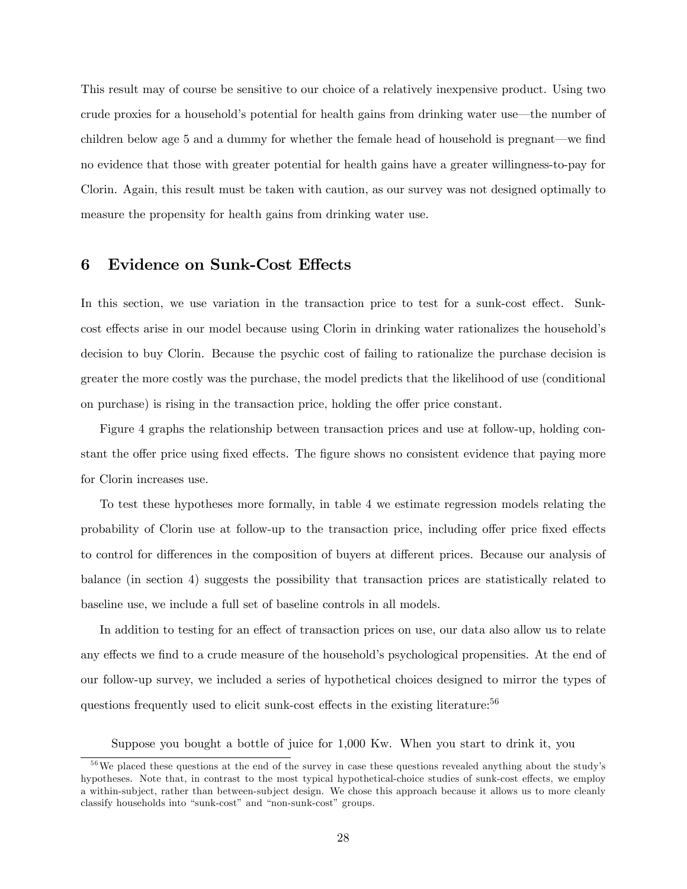This result may of course be sensitive to our choice of a relatively inexpensive product. Using two crude proxies for a household's potential for health gains from drinking water use—the number of children below age 5 and a dummy for whether the female head of household is pregnant—we find no evidence that those with greater potential for health gains have a greater willingness-to-pay for Clorin. Again, this result must be taken with caution, as our survey was not designed optimally to measure the propensity for health gains from drinking water use.

## 6 Evidence on Sunk-Cost Effects

In this section, we use variation in the transaction price to test for a sunk-cost effect. Sunk-cost effects arise in our model because using Clorin in drinking water rationalizes the household's decision to buy Clorin. Because the psychic cost of failing to rationalize the purchase decision is greater the more costly was the purchase, the model predicts that the likelihood of use (conditional on purchase) is rising in the transaction price, holding the offer price constant.

Figure 4 graphs the relationship between transaction prices and use at follow-up, holding constant the offer price using fixed effects. The figure shows no consistent evidence that paying more for Clorin increases use.

To test these hypotheses more formally, in table 4 we estimate regression models relating the probability of Clorin use at follow-up to the transaction price, including offer price fixed effects to control for differences in the composition of buyers at different prices. Because our analysis of balance (in section 4) suggests the possibility that transaction prices are statistically related to baseline use, we include a full set of baseline controls in all models.

In addition to testing for an effect of transaction prices on use, our data also allow us to relate any effects we find to a crude measure of the household's psychological propensities. At the end of our follow-up survey, we included a series of hypothetical choices designed to mirror the types of questions frequently used to elicit sunk-cost effects in the existing literature:[56]

> Suppose you bought a bottle of juice for 1,000 Kw. When you start to drink it, you

[56] We placed these questions at the end of the survey in case these questions revealed anything about the study's hypotheses. Note that, in contrast to the most typical hypothetical-choice studies of sunk-cost effects, we employ a within-subject, rather than between-subject design. We chose this approach because it allows us to more cleanly classify households into "sunk-cost" and "non-sunk-cost" groups.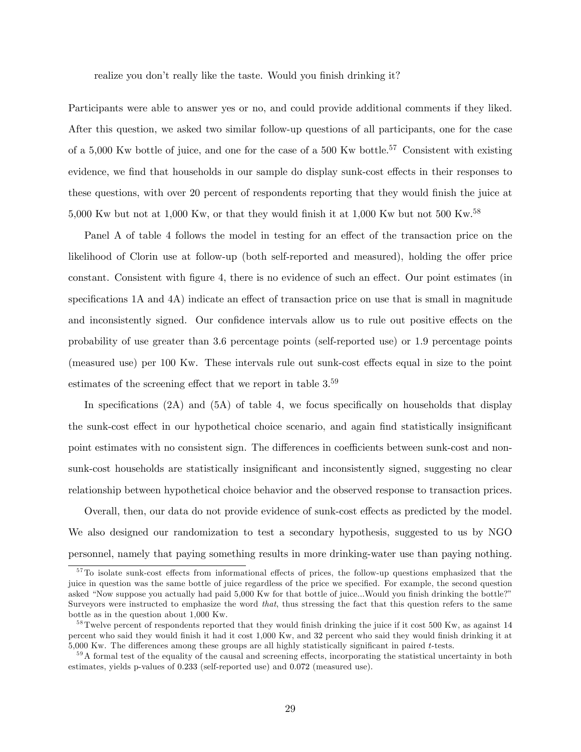realize you don't really like the taste. Would you finish drinking it?

Participants were able to answer yes or no, and could provide additional comments if they liked. After this question, we asked two similar follow-up questions of all participants, one for the case of a 5,000 Kw bottle of juice, and one for the case of a 500 Kw bottle.[57] Consistent with existing evidence, we find that households in our sample do display sunk-cost effects in their responses to these questions, with over 20 percent of respondents reporting that they would finish the juice at 5,000 Kw but not at 1,000 Kw, or that they would finish it at 1,000 Kw but not 500 Kw.[58]

Panel A of table 4 follows the model in testing for an effect of the transaction price on the likelihood of Clorin use at follow-up (both self-reported and measured), holding the offer price constant. Consistent with figure 4, there is no evidence of such an effect. Our point estimates (in specifications 1A and 4A) indicate an effect of transaction price on use that is small in magnitude and inconsistently signed. Our confidence intervals allow us to rule out positive effects on the probability of use greater than 3.6 percentage points (self-reported use) or 1.9 percentage points (measured use) per 100 Kw. These intervals rule out sunk-cost effects equal in size to the point estimates of the screening effect that we report in table 3.[59]

In specifications (2A) and (5A) of table 4, we focus specifically on households that display the sunk-cost effect in our hypothetical choice scenario, and again find statistically insignificant point estimates with no consistent sign. The differences in coefficients between sunk-cost and non-sunk-cost households are statistically insignificant and inconsistently signed, suggesting no clear relationship between hypothetical choice behavior and the observed response to transaction prices.

Overall, then, our data do not provide evidence of sunk-cost effects as predicted by the model. We also designed our randomization to test a secondary hypothesis, suggested to us by NGO personnel, namely that paying something results in more drinking-water use than paying nothing.

[57] To isolate sunk-cost effects from informational effects of prices, the follow-up questions emphasized that the juice in question was the same bottle of juice regardless of the price we specified. For example, the second question asked "Now suppose you actually had paid 5,000 Kw for that bottle of juice...Would you finish drinking the bottle?" Surveyors were instructed to emphasize the word *that*, thus stressing the fact that this question refers to the same bottle as in the question about 1,000 Kw.

[58] Twelve percent of respondents reported that they would finish drinking the juice if it cost 500 Kw, as against 14 percent who said they would finish it had it cost 1,000 Kw, and 32 percent who said they would finish drinking it at 5,000 Kw. The differences among these groups are all highly statistically significant in paired $t$-tests.

[59] A formal test of the equality of the causal and screening effects, incorporating the statistical uncertainty in both estimates, yields p-values of 0.233 (self-reported use) and 0.072 (measured use).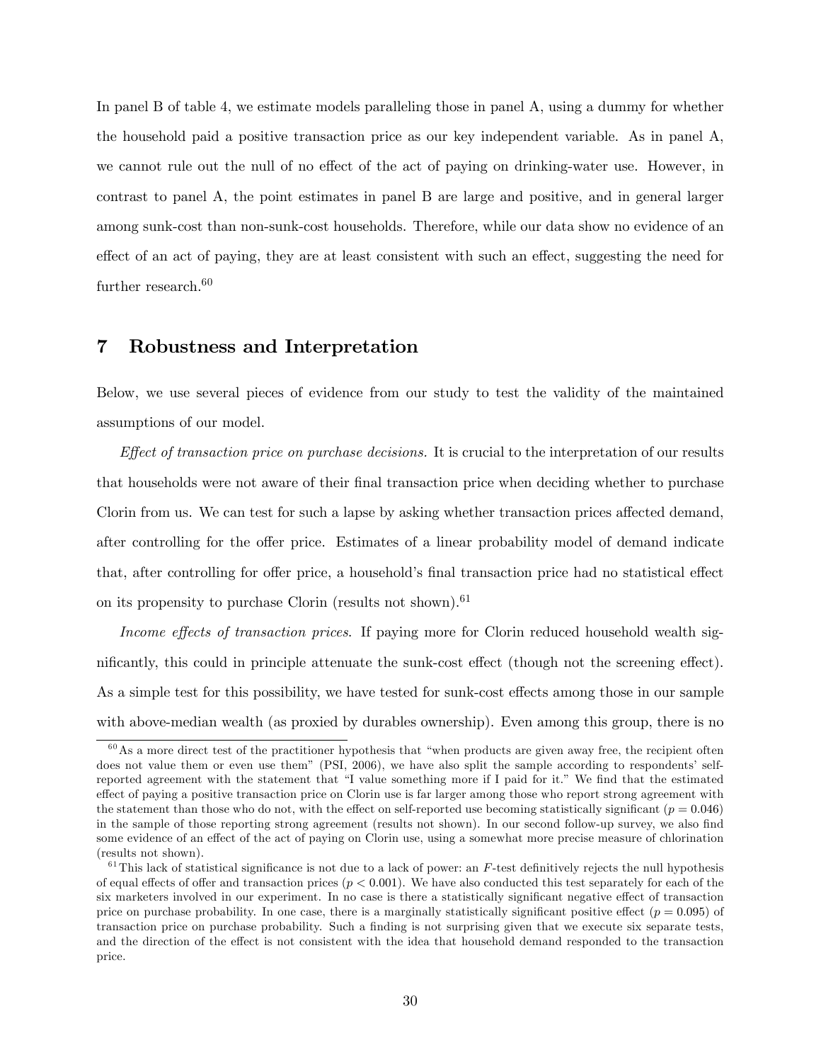In panel B of table 4, we estimate models paralleling those in panel A, using a dummy for whether the household paid a positive transaction price as our key independent variable. As in panel A, we cannot rule out the null of no effect of the act of paying on drinking-water use. However, in contrast to panel A, the point estimates in panel B are large and positive, and in general larger among sunk-cost than non-sunk-cost households. Therefore, while our data show no evidence of an effect of an act of paying, they are at least consistent with such an effect, suggesting the need for further research.[60]

## 7 Robustness and Interpretation

Below, we use several pieces of evidence from our study to test the validity of the maintained assumptions of our model.

*Effect of transaction price on purchase decisions.* It is crucial to the interpretation of our results that households were not aware of their final transaction price when deciding whether to purchase Clorin from us. We can test for such a lapse by asking whether transaction prices affected demand, after controlling for the offer price. Estimates of a linear probability model of demand indicate that, after controlling for offer price, a household's final transaction price had no statistical effect on its propensity to purchase Clorin (results not shown).[61]

*Income effects of transaction prices.* If paying more for Clorin reduced household wealth significantly, this could in principle attenuate the sunk-cost effect (though not the screening effect). As a simple test for this possibility, we have tested for sunk-cost effects among those in our sample with above-median wealth (as proxied by durables ownership). Even among this group, there is no

[60] As a more direct test of the practitioner hypothesis that "when products are given away free, the recipient often does not value them or even use them" (PSI, 2006), we have also split the sample according to respondents' self-reported agreement with the statement that "I value something more if I paid for it." We find that the estimated effect of paying a positive transaction price on Clorin use is far larger among those who report strong agreement with the statement than those who do not, with the effect on self-reported use becoming statistically significant ($p = 0.046$) in the sample of those reporting strong agreement (results not shown). In our second follow-up survey, we also find some evidence of an effect of the act of paying on Clorin use, using a somewhat more precise measure of chlorination (results not shown).

[61] This lack of statistical significance is not due to a lack of power: an $F$-test definitively rejects the null hypothesis of equal effects of offer and transaction prices ($p < 0.001$). We have also conducted this test separately for each of the six marketers involved in our experiment. In no case is there a statistically significant negative effect of transaction price on purchase probability. In one case, there is a marginally statistically significant positive effect ($p = 0.095$) of transaction price on purchase probability. Such a finding is not surprising given that we execute six separate tests, and the direction of the effect is not consistent with the idea that household demand responded to the transaction price.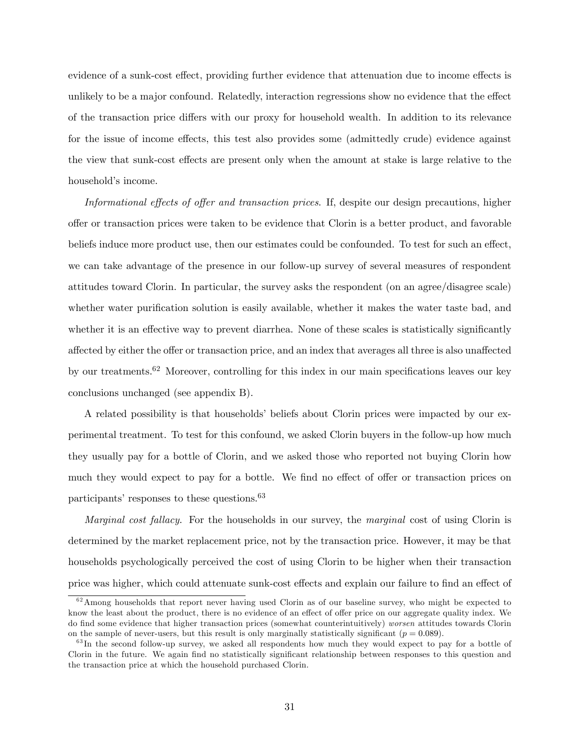evidence of a sunk-cost effect, providing further evidence that attenuation due to income effects is unlikely to be a major confound. Relatedly, interaction regressions show no evidence that the effect of the transaction price differs with our proxy for household wealth. In addition to its relevance for the issue of income effects, this test also provides some (admittedly crude) evidence against the view that sunk-cost effects are present only when the amount at stake is large relative to the household's income.

*Informational effects of offer and transaction prices.* If, despite our design precautions, higher offer or transaction prices were taken to be evidence that Clorin is a better product, and favorable beliefs induce more product use, then our estimates could be confounded. To test for such an effect, we can take advantage of the presence in our follow-up survey of several measures of respondent attitudes toward Clorin. In particular, the survey asks the respondent (on an agree/disagree scale) whether water purification solution is easily available, whether it makes the water taste bad, and whether it is an effective way to prevent diarrhea. None of these scales is statistically significantly affected by either the offer or transaction price, and an index that averages all three is also unaffected by our treatments.[62] Moreover, controlling for this index in our main specifications leaves our key conclusions unchanged (see appendix B).

A related possibility is that households' beliefs about Clorin prices were impacted by our experimental treatment. To test for this confound, we asked Clorin buyers in the follow-up how much they usually pay for a bottle of Clorin, and we asked those who reported not buying Clorin how much they would expect to pay for a bottle. We find no effect of offer or transaction prices on participants' responses to these questions.[63]

*Marginal cost fallacy.* For the households in our survey, the *marginal* cost of using Clorin is determined by the market replacement price, not by the transaction price. However, it may be that households psychologically perceived the cost of using Clorin to be higher when their transaction price was higher, which could attenuate sunk-cost effects and explain our failure to find an effect of

[62] Among households that report never having used Clorin as of our baseline survey, who might be expected to know the least about the product, there is no evidence of an effect of offer price on our aggregate quality index. We do find some evidence that higher transaction prices (somewhat counterintuitively) *worsen* attitudes towards Clorin on the sample of never-users, but this result is only marginally statistically significant ($p = 0.089$).

[63] In the second follow-up survey, we asked all respondents how much they would expect to pay for a bottle of Clorin in the future. We again find no statistically significant relationship between responses to this question and the transaction price at which the household purchased Clorin.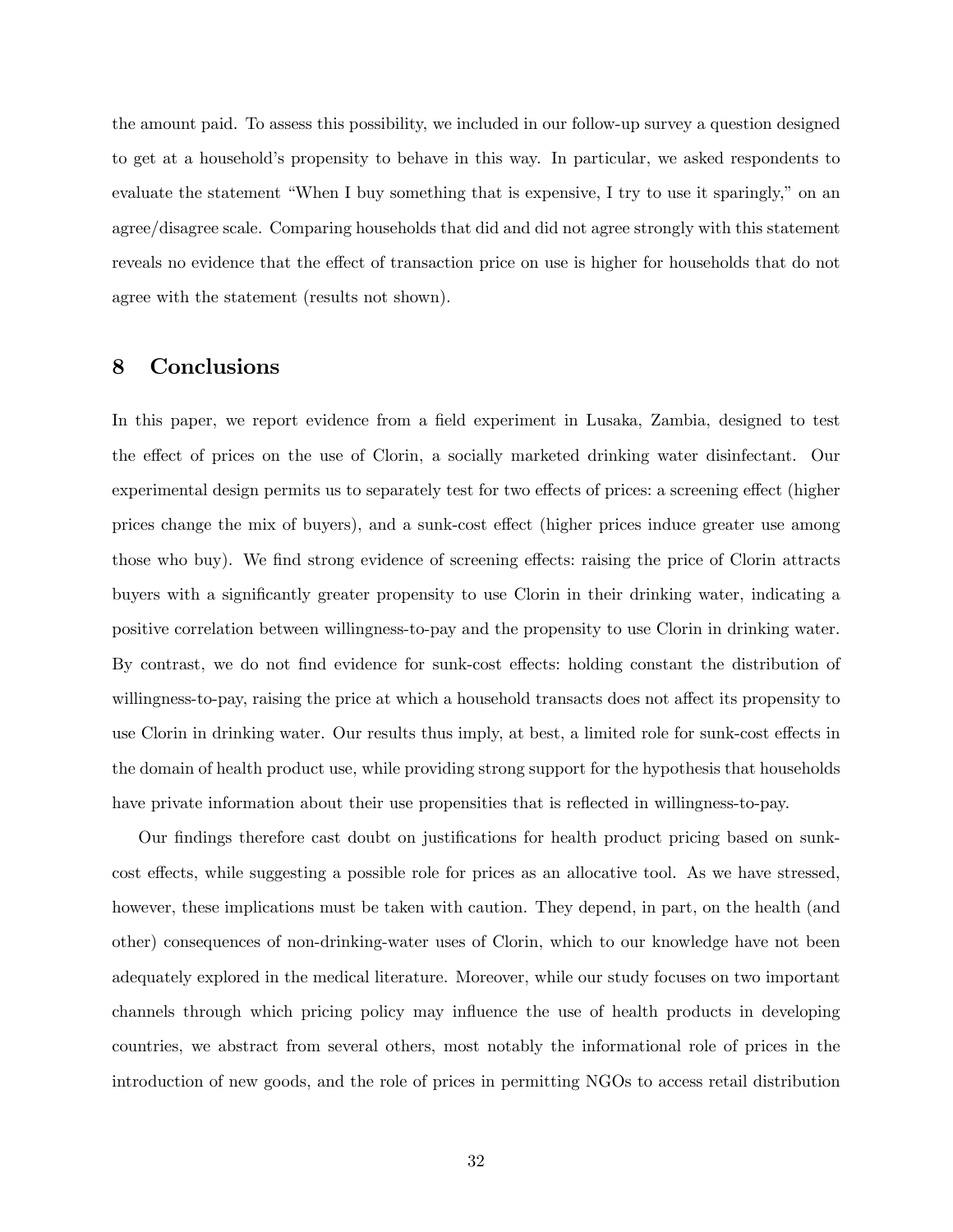the amount paid. To assess this possibility, we included in our follow-up survey a question designed to get at a household's propensity to behave in this way. In particular, we asked respondents to evaluate the statement "When I buy something that is expensive, I try to use it sparingly," on an agree/disagree scale. Comparing households that did and did not agree strongly with this statement reveals no evidence that the effect of transaction price on use is higher for households that do not agree with the statement (results not shown).

## 8 Conclusions

In this paper, we report evidence from a field experiment in Lusaka, Zambia, designed to test the effect of prices on the use of Clorin, a socially marketed drinking water disinfectant. Our experimental design permits us to separately test for two effects of prices: a screening effect (higher prices change the mix of buyers), and a sunk-cost effect (higher prices induce greater use among those who buy). We find strong evidence of screening effects: raising the price of Clorin attracts buyers with a significantly greater propensity to use Clorin in their drinking water, indicating a positive correlation between willingness-to-pay and the propensity to use Clorin in drinking water. By contrast, we do not find evidence for sunk-cost effects: holding constant the distribution of willingness-to-pay, raising the price at which a household transacts does not affect its propensity to use Clorin in drinking water. Our results thus imply, at best, a limited role for sunk-cost effects in the domain of health product use, while providing strong support for the hypothesis that households have private information about their use propensities that is reflected in willingness-to-pay.

Our findings therefore cast doubt on justifications for health product pricing based on sunk-cost effects, while suggesting a possible role for prices as an allocative tool. As we have stressed, however, these implications must be taken with caution. They depend, in part, on the health (and other) consequences of non-drinking-water uses of Clorin, which to our knowledge have not been adequately explored in the medical literature. Moreover, while our study focuses on two important channels through which pricing policy may influence the use of health products in developing countries, we abstract from several others, most notably the informational role of prices in the introduction of new goods, and the role of prices in permitting NGOs to access retail distribution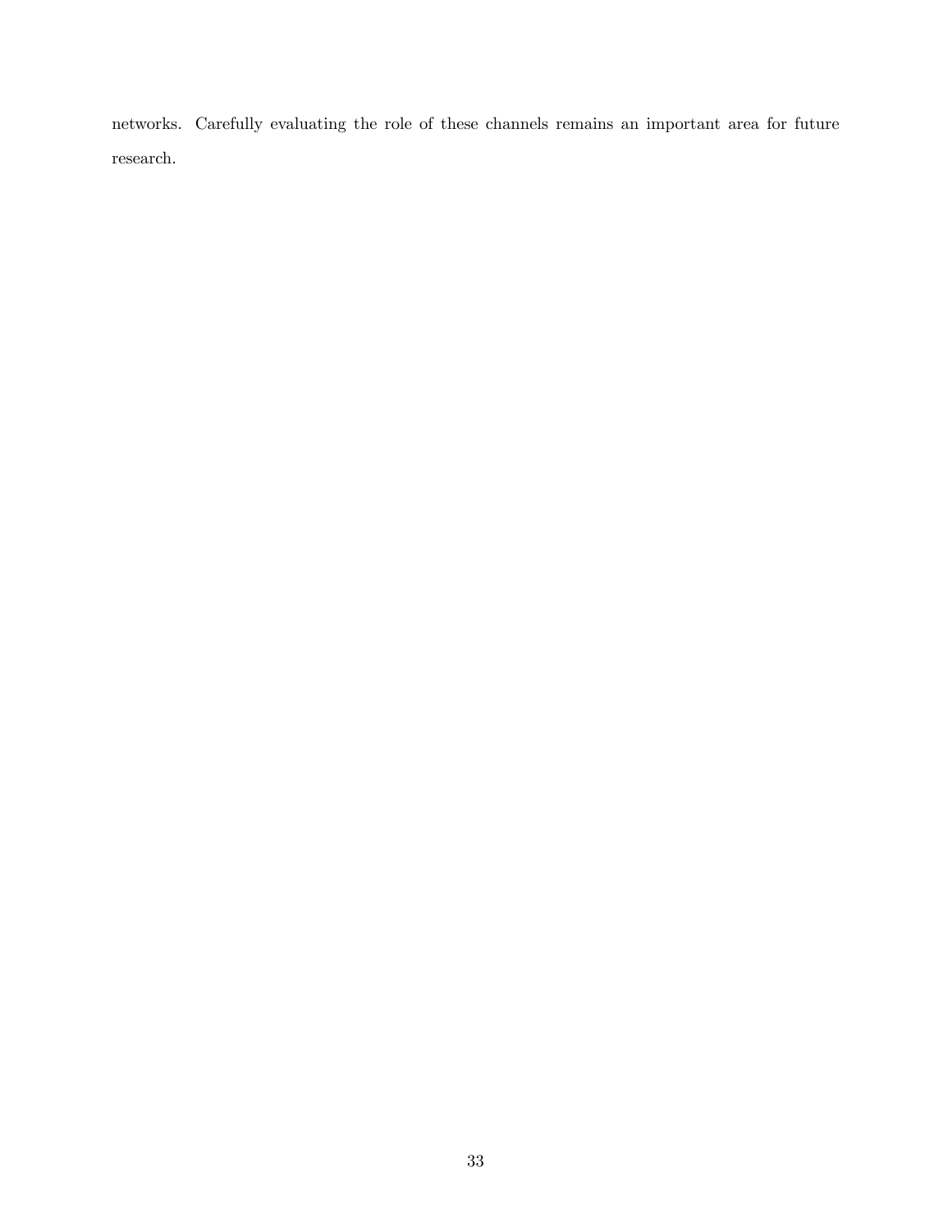networks. Carefully evaluating the role of these channels remains an important area for future research.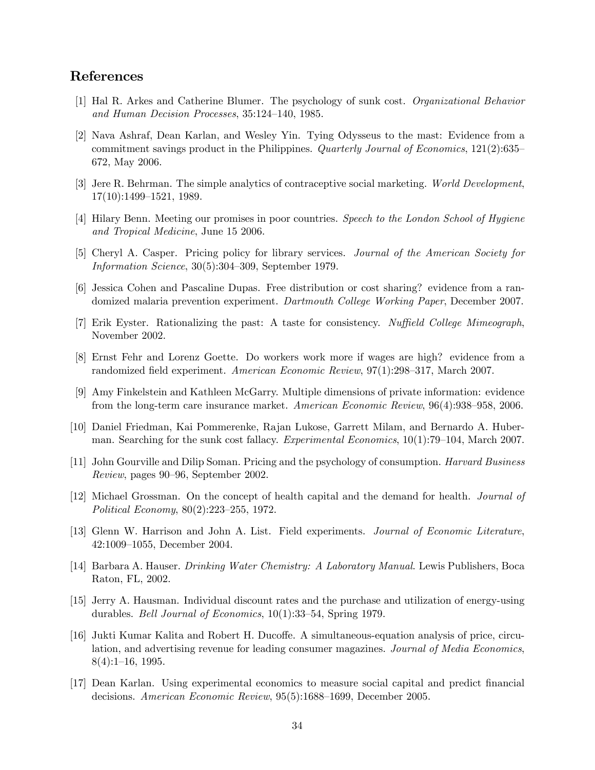## References

[1] Hal R. Arkes and Catherine Blumer. The psychology of sunk cost. *Organizational Behavior and Human Decision Processes*, 35:124–140, 1985.

[2] Nava Ashraf, Dean Karlan, and Wesley Yin. Tying Odysseus to the mast: Evidence from a commitment savings product in the Philippines. *Quarterly Journal of Economics*, 121(2):635–672, May 2006.

[3] Jere R. Behrman. The simple analytics of contraceptive social marketing. *World Development*, 17(10):1499–1521, 1989.

[4] Hilary Benn. Meeting our promises in poor countries. *Speech to the London School of Hygiene and Tropical Medicine*, June 15 2006.

[5] Cheryl A. Casper. Pricing policy for library services. *Journal of the American Society for Information Science*, 30(5):304–309, September 1979.

[6] Jessica Cohen and Pascaline Dupas. Free distribution or cost sharing? evidence from a randomized malaria prevention experiment. *Dartmouth College Working Paper*, December 2007.

[7] Erik Eyster. Rationalizing the past: A taste for consistency. *Nuffield College Mimeograph*, November 2002.

[8] Ernst Fehr and Lorenz Goette. Do workers work more if wages are high? evidence from a randomized field experiment. *American Economic Review*, 97(1):298–317, March 2007.

[9] Amy Finkelstein and Kathleen McGarry. Multiple dimensions of private information: evidence from the long-term care insurance market. *American Economic Review*, 96(4):938–958, 2006.

[10] Daniel Friedman, Kai Pommerenke, Rajan Lukose, Garrett Milam, and Bernardo A. Huberman. Searching for the sunk cost fallacy. *Experimental Economics*, 10(1):79–104, March 2007.

[11] John Gourville and Dilip Soman. Pricing and the psychology of consumption. *Harvard Business Review*, pages 90–96, September 2002.

[12] Michael Grossman. On the concept of health capital and the demand for health. *Journal of Political Economy*, 80(2):223–255, 1972.

[13] Glenn W. Harrison and John A. List. Field experiments. *Journal of Economic Literature*, 42:1009–1055, December 2004.

[14] Barbara A. Hauser. *Drinking Water Chemistry: A Laboratory Manual*. Lewis Publishers, Boca Raton, FL, 2002.

[15] Jerry A. Hausman. Individual discount rates and the purchase and utilization of energy-using durables. *Bell Journal of Economics*, 10(1):33–54, Spring 1979.

[16] Jukti Kumar Kalita and Robert H. Ducoffe. A simultaneous-equation analysis of price, circulation, and advertising revenue for leading consumer magazines. *Journal of Media Economics*, 8(4):1–16, 1995.

[17] Dean Karlan. Using experimental economics to measure social capital and predict financial decisions. *American Economic Review*, 95(5):1688–1699, December 2005.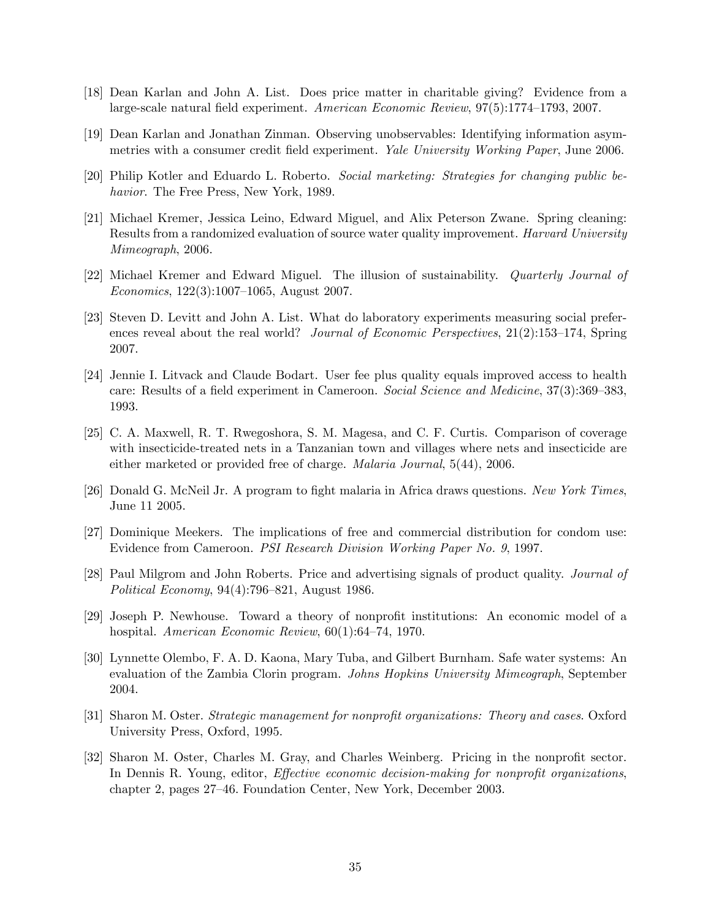[18] Dean Karlan and John A. List. Does price matter in charitable giving? Evidence from a large-scale natural field experiment. *American Economic Review*, 97(5):1774–1793, 2007.

[19] Dean Karlan and Jonathan Zinman. Observing unobservables: Identifying information asymmetries with a consumer credit field experiment. *Yale University Working Paper*, June 2006.

[20] Philip Kotler and Eduardo L. Roberto. *Social marketing: Strategies for changing public behavior*. The Free Press, New York, 1989.

[21] Michael Kremer, Jessica Leino, Edward Miguel, and Alix Peterson Zwane. Spring cleaning: Results from a randomized evaluation of source water quality improvement. *Harvard University Mimeograph*, 2006.

[22] Michael Kremer and Edward Miguel. The illusion of sustainability. *Quarterly Journal of Economics*, 122(3):1007–1065, August 2007.

[23] Steven D. Levitt and John A. List. What do laboratory experiments measuring social preferences reveal about the real world? *Journal of Economic Perspectives*, 21(2):153–174, Spring 2007.

[24] Jennie I. Litvack and Claude Bodart. User fee plus quality equals improved access to health care: Results of a field experiment in Cameroon. *Social Science and Medicine*, 37(3):369–383, 1993.

[25] C. A. Maxwell, R. T. Rwegoshora, S. M. Magesa, and C. F. Curtis. Comparison of coverage with insecticide-treated nets in a Tanzanian town and villages where nets and insecticide are either marketed or provided free of charge. *Malaria Journal*, 5(44), 2006.

[26] Donald G. McNeil Jr. A program to fight malaria in Africa draws questions. *New York Times*, June 11 2005.

[27] Dominique Meekers. The implications of free and commercial distribution for condom use: Evidence from Cameroon. *PSI Research Division Working Paper No. 9*, 1997.

[28] Paul Milgrom and John Roberts. Price and advertising signals of product quality. *Journal of Political Economy*, 94(4):796–821, August 1986.

[29] Joseph P. Newhouse. Toward a theory of nonprofit institutions: An economic model of a hospital. *American Economic Review*, 60(1):64–74, 1970.

[30] Lynnette Olembo, F. A. D. Kaona, Mary Tuba, and Gilbert Burnham. Safe water systems: An evaluation of the Zambia Clorin program. *Johns Hopkins University Mimeograph*, September 2004.

[31] Sharon M. Oster. *Strategic management for nonprofit organizations: Theory and cases*. Oxford University Press, Oxford, 1995.

[32] Sharon M. Oster, Charles M. Gray, and Charles Weinberg. Pricing in the nonprofit sector. In Dennis R. Young, editor, *Effective economic decision-making for nonprofit organizations*, chapter 2, pages 27–46. Foundation Center, New York, December 2003.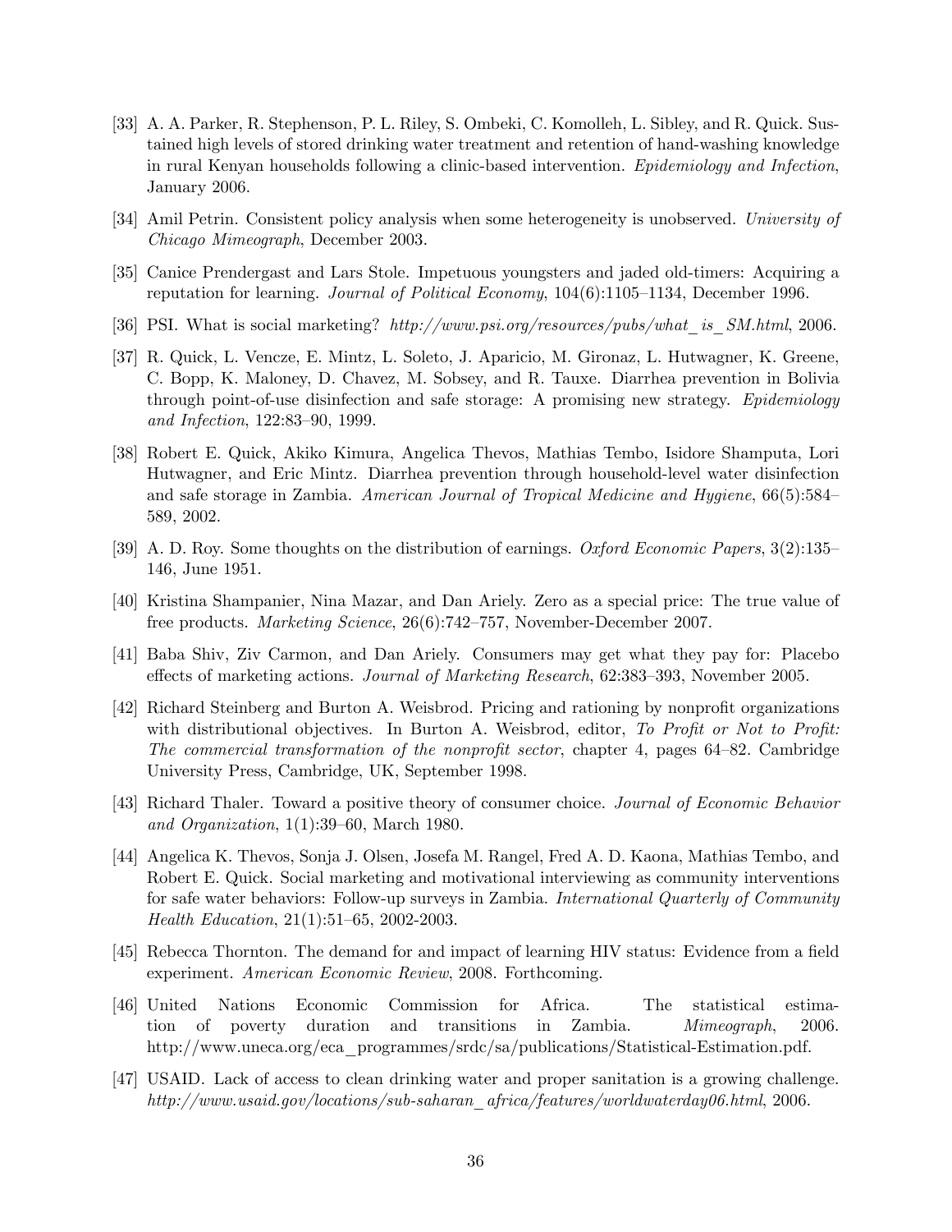[33] A. A. Parker, R. Stephenson, P. L. Riley, S. Ombeki, C. Komolleh, L. Sibley, and R. Quick. Sustained high levels of stored drinking water treatment and retention of hand-washing knowledge in rural Kenyan households following a clinic-based intervention. *Epidemiology and Infection*, January 2006.

[34] Amil Petrin. Consistent policy analysis when some heterogeneity is unobserved. *University of Chicago Mimeograph*, December 2003.

[35] Canice Prendergast and Lars Stole. Impetuous youngsters and jaded old-timers: Acquiring a reputation for learning. *Journal of Political Economy*, 104(6):1105–1134, December 1996.

[36] PSI. What is social marketing? *http://www.psi.org/resources/pubs/what_is_SM.html*, 2006.

[37] R. Quick, L. Vencze, E. Mintz, L. Soleto, J. Aparicio, M. Gironaz, L. Hutwagner, K. Greene, C. Bopp, K. Maloney, D. Chavez, M. Sobsey, and R. Tauxe. Diarrhea prevention in Bolivia through point-of-use disinfection and safe storage: A promising new strategy. *Epidemiology and Infection*, 122:83–90, 1999.

[38] Robert E. Quick, Akiko Kimura, Angelica Thevos, Mathias Tembo, Isidore Shamputa, Lori Hutwagner, and Eric Mintz. Diarrhea prevention through household-level water disinfection and safe storage in Zambia. *American Journal of Tropical Medicine and Hygiene*, 66(5):584–589, 2002.

[39] A. D. Roy. Some thoughts on the distribution of earnings. *Oxford Economic Papers*, 3(2):135–146, June 1951.

[40] Kristina Shampanier, Nina Mazar, and Dan Ariely. Zero as a special price: The true value of free products. *Marketing Science*, 26(6):742–757, November-December 2007.

[41] Baba Shiv, Ziv Carmon, and Dan Ariely. Consumers may get what they pay for: Placebo effects of marketing actions. *Journal of Marketing Research*, 62:383–393, November 2005.

[42] Richard Steinberg and Burton A. Weisbrod. Pricing and rationing by nonprofit organizations with distributional objectives. In Burton A. Weisbrod, editor, *To Profit or Not to Profit: The commercial transformation of the nonprofit sector*, chapter 4, pages 64–82. Cambridge University Press, Cambridge, UK, September 1998.

[43] Richard Thaler. Toward a positive theory of consumer choice. *Journal of Economic Behavior and Organization*, 1(1):39–60, March 1980.

[44] Angelica K. Thevos, Sonja J. Olsen, Josefa M. Rangel, Fred A. D. Kaona, Mathias Tembo, and Robert E. Quick. Social marketing and motivational interviewing as community interventions for safe water behaviors: Follow-up surveys in Zambia. *International Quarterly of Community Health Education*, 21(1):51–65, 2002-2003.

[45] Rebecca Thornton. The demand for and impact of learning HIV status: Evidence from a field experiment. *American Economic Review*, 2008. Forthcoming.

[46] United Nations Economic Commission for Africa. The statistical estimation of poverty duration and transitions in Zambia. *Mimeograph*, 2006. http://www.uneca.org/eca_programmes/srdc/sa/publications/Statistical-Estimation.pdf.

[47] USAID. Lack of access to clean drinking water and proper sanitation is a growing challenge. *http://www.usaid.gov/locations/sub-saharan_africa/features/worldwaterday06.html*, 2006.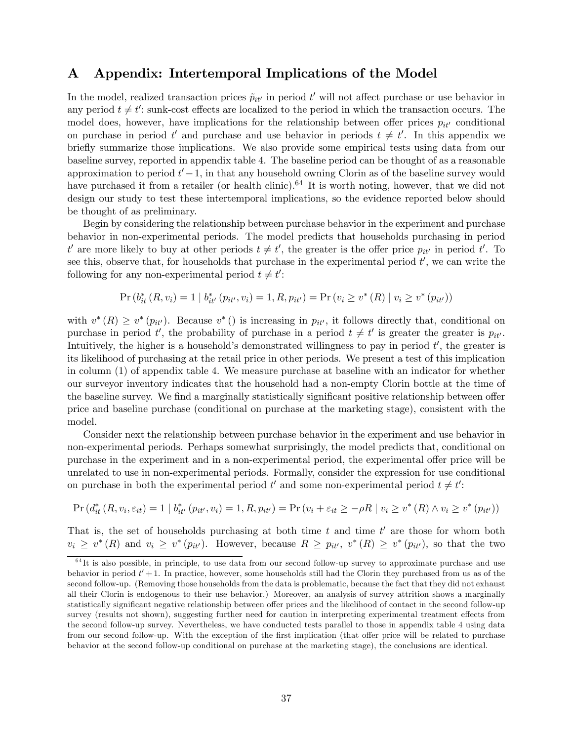# A Appendix: Intertemporal Implications of the Model

In the model, realized transaction prices $\tilde{p}_{it'}$ in period $t'$ will not affect purchase or use behavior in any period $t \neq t'$: sunk-cost effects are localized to the period in which the transaction occurs. The model does, however, have implications for the relationship between offer prices $p_{it'}$ conditional on purchase in period $t'$ and purchase and use behavior in periods $t \neq t'$. In this appendix we briefly summarize those implications. We also provide some empirical tests using data from our baseline survey, reported in appendix table 4. The baseline period can be thought of as a reasonable approximation to period $t'-1$, in that any household owning Clorin as of the baseline survey would have purchased it from a retailer (or health clinic).[64] It is worth noting, however, that we did not design our study to test these intertemporal implications, so the evidence reported below should be thought of as preliminary.

Begin by considering the relationship between purchase behavior in the experiment and purchase behavior in non-experimental periods. The model predicts that households purchasing in period $t'$ are more likely to buy at other periods $t \neq t'$, the greater is the offer price $p_{it'}$ in period $t'$. To see this, observe that, for households that purchase in the experimental period $t'$, we can write the following for any non-experimental period $t \neq t'$:

$$\Pr\left(b^*_{it}\left(R, v_i\right) = 1 \mid b^*_{it'}\left(p_{it'}, v_i\right) = 1, R, p_{it'}\right) = \Pr\left(v_i \geq v^*\left(R\right) \mid v_i \geq v^*\left(p_{it'}\right)\right)$$

with $v^*\left(R\right) \geq v^*\left(p_{it'}\right)$. Because $v^*\left(\right)$ is increasing in $p_{it'}$, it follows directly that, conditional on purchase in period $t'$, the probability of purchase in a period $t \neq t'$ is greater the greater is $p_{it'}$. Intuitively, the higher is a household's demonstrated willingness to pay in period $t'$, the greater is its likelihood of purchasing at the retail price in other periods. We present a test of this implication in column (1) of appendix table 4. We measure purchase at baseline with an indicator for whether our surveyor inventory indicates that the household had a non-empty Clorin bottle at the time of the baseline survey. We find a marginally statistically significant positive relationship between offer price and baseline purchase (conditional on purchase at the marketing stage), consistent with the model.

Consider next the relationship between purchase behavior in the experiment and use behavior in non-experimental periods. Perhaps somewhat surprisingly, the model predicts that, conditional on purchase in the experiment and in a non-experimental period, the experimental offer price will be unrelated to use in non-experimental periods. Formally, consider the expression for use conditional on purchase in both the experimental period $t'$ and some non-experimental period $t \neq t'$:

$$\Pr\left(d^*_{it}\left(R, v_i, \varepsilon_{it}\right) = 1 \mid b^*_{it'}\left(p_{it'}, v_i\right) = 1, R, p_{it'}\right) = \Pr\left(v_i + \varepsilon_{it} \geq -\rho R \mid v_i \geq v^*\left(R\right) \wedge v_i \geq v^*\left(p_{it'}\right)\right)$$

That is, the set of households purchasing at both time $t$ and time $t'$ are those for whom both $v_i \geq v^*\left(R\right)$ and $v_i \geq v^*\left(p_{it'}\right)$. However, because $R \geq p_{it'}$, $v^*\left(R\right) \geq v^*\left(p_{it'}\right)$, so that the two

[64] It is also possible, in principle, to use data from our second follow-up survey to approximate purchase and use behavior in period $t'+1$. In practice, however, some households still had the Clorin they purchased from us as of the second follow-up. (Removing those households from the data is problematic, because the fact that they did not exhaust all their Clorin is endogenous to their use behavior.) Moreover, an analysis of survey attrition shows a marginally statistically significant negative relationship between offer prices and the likelihood of contact in the second follow-up survey (results not shown), suggesting further need for caution in interpreting experimental treatment effects from the second follow-up survey. Nevertheless, we have conducted tests parallel to those in appendix table 4 using data from our second follow-up. With the exception of the first implication (that offer price will be related to purchase behavior at the second follow-up conditional on purchase at the marketing stage), the conclusions are identical.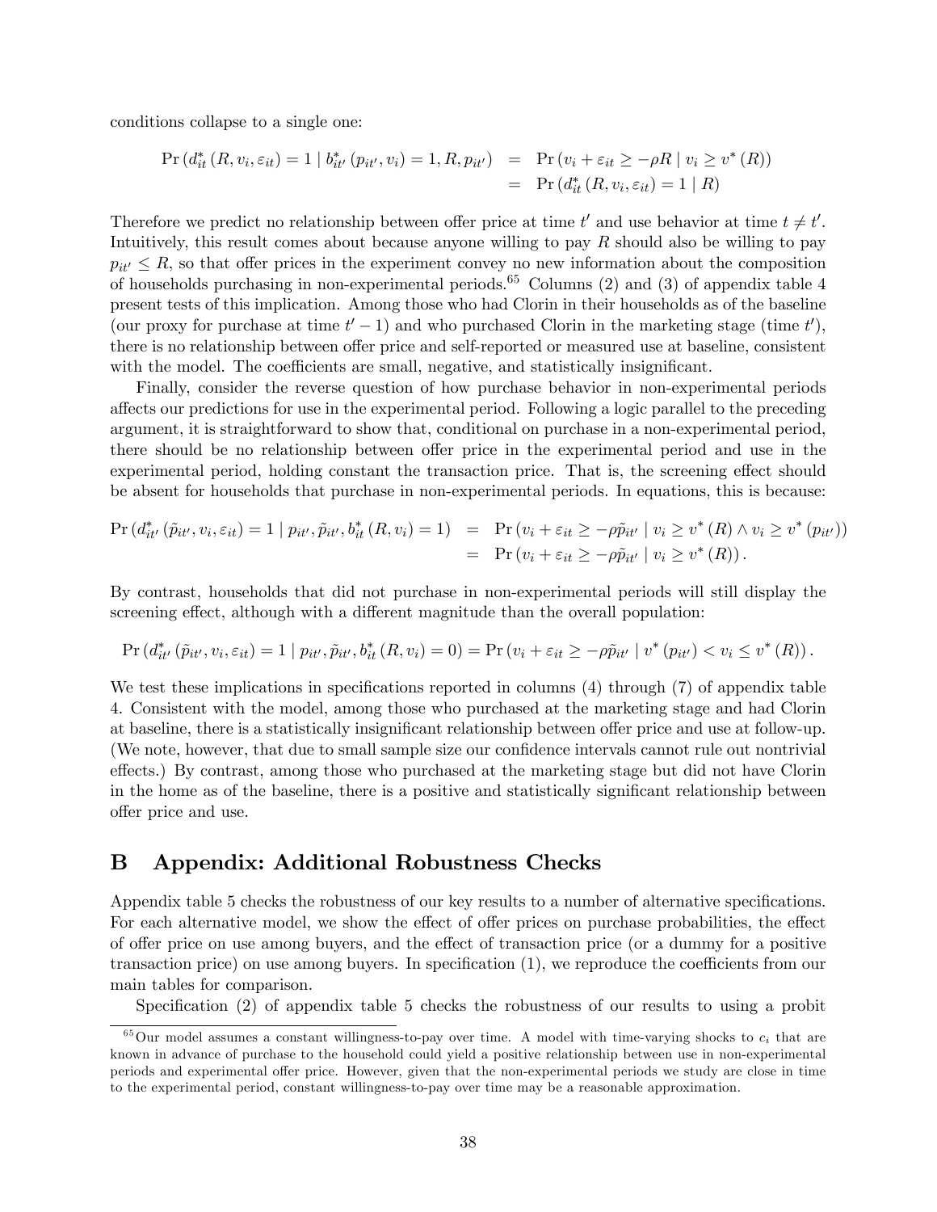conditions collapse to a single one:

$$
\begin{aligned}
\Pr\left(d_{it}^{*}\left(R, v_i, \varepsilon_{it}\right)=1 \mid b_{it'}^{*}\left(p_{it'}, v_i\right)=1, R, p_{it'}\right) &= \Pr\left(v_i+\varepsilon_{it} \geq -\rho R \mid v_i \geq v^{*}(R)\right) \\
&= \Pr\left(d_{it}^{*}\left(R, v_i, \varepsilon_{it}\right)=1 \mid R\right)
\end{aligned}
$$

Therefore we predict no relationship between offer price at time $t'$ and use behavior at time $t \neq t'$. Intuitively, this result comes about because anyone willing to pay $R$ should also be willing to pay $p_{it'} \leq R$, so that offer prices in the experiment convey no new information about the composition of households purchasing in non-experimental periods.[65] Columns (2) and (3) of appendix table 4 present tests of this implication. Among those who had Clorin in their households as of the baseline (our proxy for purchase at time $t'-1$) and who purchased Clorin in the marketing stage (time $t'$), there is no relationship between offer price and self-reported or measured use at baseline, consistent with the model. The coefficients are small, negative, and statistically insignificant.

Finally, consider the reverse question of how purchase behavior in non-experimental periods affects our predictions for use in the experimental period. Following a logic parallel to the preceding argument, it is straightforward to show that, conditional on purchase in a non-experimental period, there should be no relationship between offer price in the experimental period and use in the experimental period, holding constant the transaction price. That is, the screening effect should be absent for households that purchase in non-experimental periods. In equations, this is because:

$$
\begin{aligned}
\Pr\left(d_{it'}^{*}\left(\tilde{p}_{it'}, v_i, \varepsilon_{it}\right)=1 \mid p_{it'}, \tilde{p}_{it'}, b_{it}^{*}\left(R, v_i\right)=1\right) &= \Pr\left(v_i+\varepsilon_{it} \geq -\rho \tilde{p}_{it'} \mid v_i \geq v^{*}(R) \wedge v_i \geq v^{*}\left(p_{it'}\right)\right) \\
&= \Pr\left(v_i+\varepsilon_{it} \geq -\rho \tilde{p}_{it'} \mid v_i \geq v^{*}(R)\right).
\end{aligned}
$$

By contrast, households that did not purchase in non-experimental periods will still display the screening effect, although with a different magnitude than the overall population:

$$
\Pr\left(d_{it'}^{*}\left(\tilde{p}_{it'}, v_i, \varepsilon_{it}\right)=1 \mid p_{it'}, \tilde{p}_{it'}, b_{it}^{*}\left(R, v_i\right)=0\right)=\Pr\left(v_i+\varepsilon_{it} \geq -\rho \tilde{p}_{it'} \mid v^{*}\left(p_{it'}\right)<v_i \leq v^{*}(R)\right).
$$

We test these implications in specifications reported in columns (4) through (7) of appendix table 4. Consistent with the model, among those who purchased at the marketing stage and had Clorin at baseline, there is a statistically insignificant relationship between offer price and use at follow-up. (We note, however, that due to small sample size our confidence intervals cannot rule out nontrivial effects.) By contrast, among those who purchased at the marketing stage but did not have Clorin in the home as of the baseline, there is a positive and statistically significant relationship between offer price and use.

# B Appendix: Additional Robustness Checks

Appendix table 5 checks the robustness of our key results to a number of alternative specifications. For each alternative model, we show the effect of offer prices on purchase probabilities, the effect of offer price on use among buyers, and the effect of transaction price (or a dummy for a positive transaction price) on use among buyers. In specification (1), we reproduce the coefficients from our main tables for comparison.

Specification (2) of appendix table 5 checks the robustness of our results to using a probit

[65] Our model assumes a constant willingness-to-pay over time. A model with time-varying shocks to $c_i$ that are known in advance of purchase to the household could yield a positive relationship between use in non-experimental periods and experimental offer price. However, given that the non-experimental periods we study are close in time to the experimental period, constant willingness-to-pay over time may be a reasonable approximation.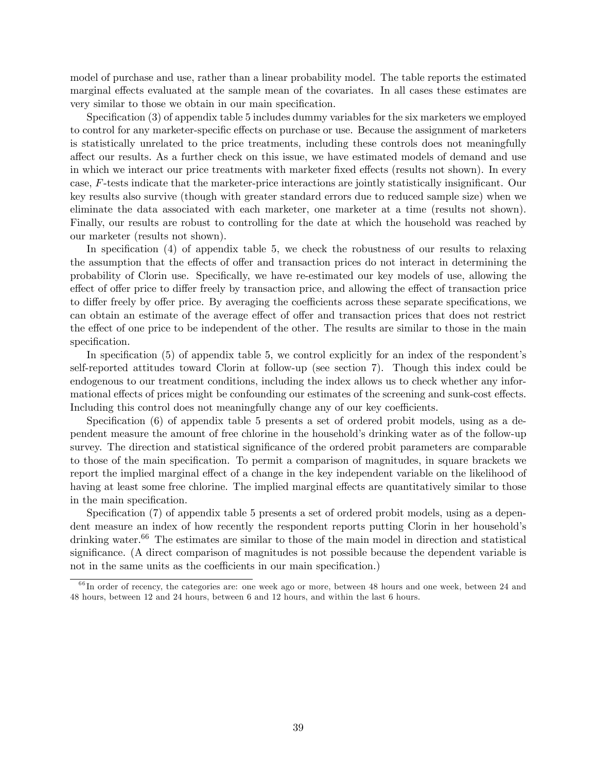model of purchase and use, rather than a linear probability model. The table reports the estimated marginal effects evaluated at the sample mean of the covariates. In all cases these estimates are very similar to those we obtain in our main specification.

Specification (3) of appendix table 5 includes dummy variables for the six marketers we employed to control for any marketer-specific effects on purchase or use. Because the assignment of marketers is statistically unrelated to the price treatments, including these controls does not meaningfully affect our results. As a further check on this issue, we have estimated models of demand and use in which we interact our price treatments with marketer fixed effects (results not shown). In every case, $F$-tests indicate that the marketer-price interactions are jointly statistically insignificant. Our key results also survive (though with greater standard errors due to reduced sample size) when we eliminate the data associated with each marketer, one marketer at a time (results not shown). Finally, our results are robust to controlling for the date at which the household was reached by our marketer (results not shown).

In specification (4) of appendix table 5, we check the robustness of our results to relaxing the assumption that the effects of offer and transaction prices do not interact in determining the probability of Clorin use. Specifically, we have re-estimated our key models of use, allowing the effect of offer price to differ freely by transaction price, and allowing the effect of transaction price to differ freely by offer price. By averaging the coefficients across these separate specifications, we can obtain an estimate of the average effect of offer and transaction prices that does not restrict the effect of one price to be independent of the other. The results are similar to those in the main specification.

In specification (5) of appendix table 5, we control explicitly for an index of the respondent's self-reported attitudes toward Clorin at follow-up (see section 7). Though this index could be endogenous to our treatment conditions, including the index allows us to check whether any informational effects of prices might be confounding our estimates of the screening and sunk-cost effects. Including this control does not meaningfully change any of our key coefficients.

Specification (6) of appendix table 5 presents a set of ordered probit models, using as a dependent measure the amount of free chlorine in the household's drinking water as of the follow-up survey. The direction and statistical significance of the ordered probit parameters are comparable to those of the main specification. To permit a comparison of magnitudes, in square brackets we report the implied marginal effect of a change in the key independent variable on the likelihood of having at least some free chlorine. The implied marginal effects are quantitatively similar to those in the main specification.

Specification (7) of appendix table 5 presents a set of ordered probit models, using as a dependent measure an index of how recently the respondent reports putting Clorin in her household's drinking water.[66] The estimates are similar to those of the main model in direction and statistical significance. (A direct comparison of magnitudes is not possible because the dependent variable is not in the same units as the coefficients in our main specification.)

[66] In order of recency, the categories are: one week ago or more, between 48 hours and one week, between 24 and 48 hours, between 12 and 24 hours, between 6 and 12 hours, and within the last 6 hours.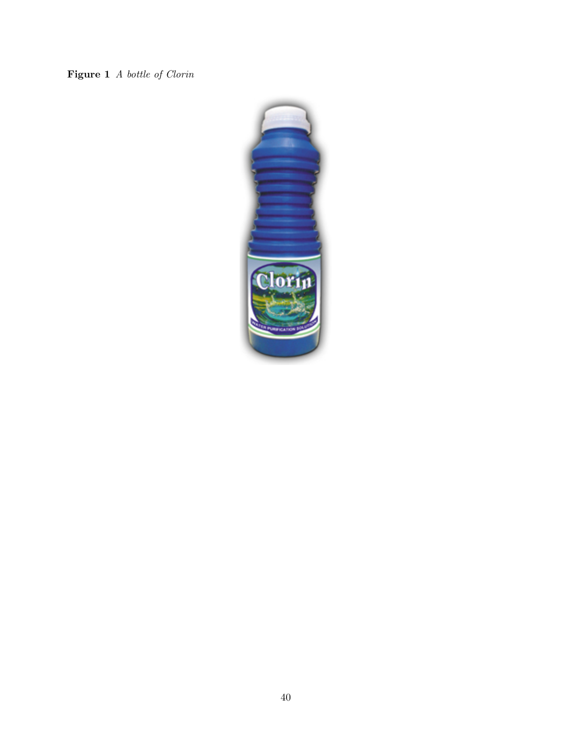**Figure 1** *A bottle of Clorin*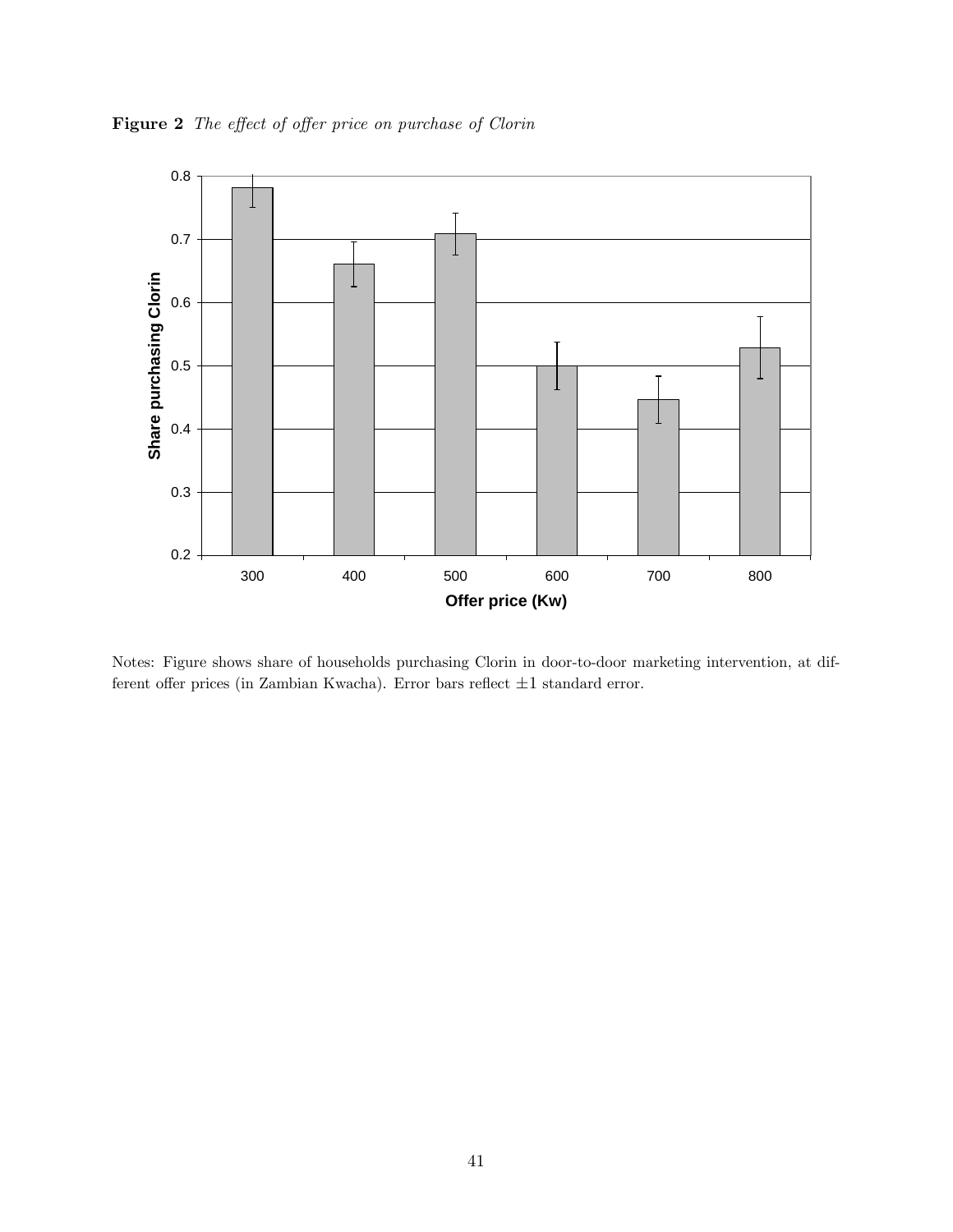**Figure 2** *The effect of offer price on purchase of Clorin*

Share purchasing Clorin

0.8
0.7
0.6
0.5
0.4
0.3
0.2

300 400 500 600 700 800

Offer price (Kw)

Notes: Figure shows share of households purchasing Clorin in door-to-door marketing intervention, at different offer prices (in Zambian Kwacha). Error bars reflect ±1 standard error.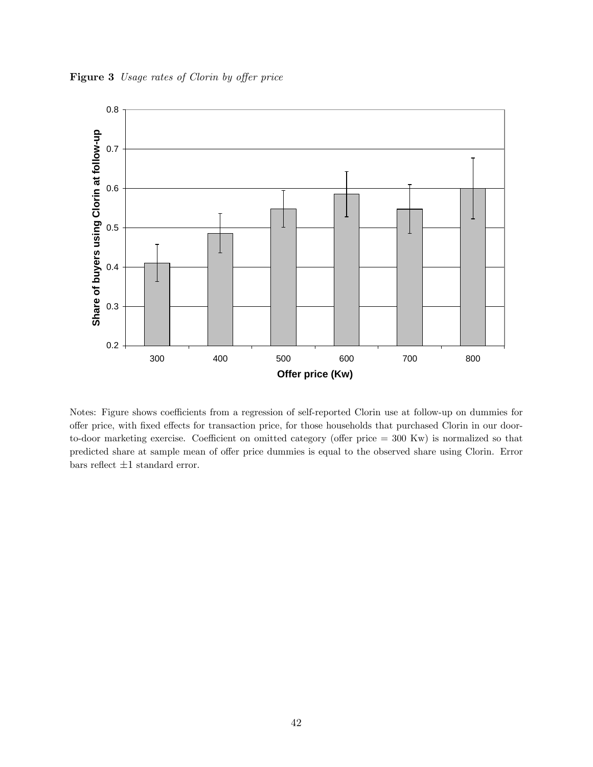**Figure 3** *Usage rates of Clorin by offer price*

Share of buyers using Clorin at follow-up

0.8
0.7
0.6
0.5
0.4
0.3
0.2

300
400
500
600
700
800

Offer price (Kw)

Notes: Figure shows coefficients from a regression of self-reported Clorin use at follow-up on dummies for offer price, with fixed effects for transaction price, for those households that purchased Clorin in our door-to-door marketing exercise. Coefficient on omitted category (offer price = 300 Kw) is normalized so that predicted share at sample mean of offer price dummies is equal to the observed share using Clorin. Error bars reflect $\pm 1$ standard error.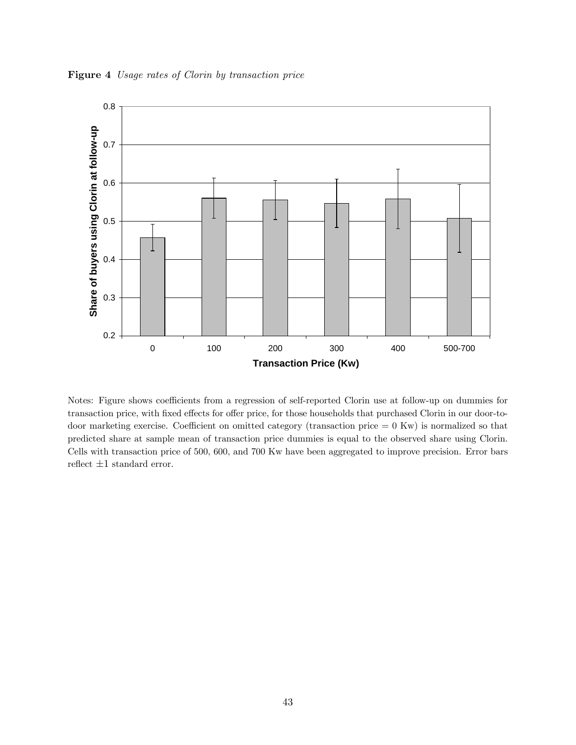**Figure 4** *Usage rates of Clorin by transaction price*

Share of buyers using Clorin at follow-up

0.8
0.7
0.6
0.5
0.4
0.3
0.2

0
100
200
300
400
500-700

Transaction Price (Kw)

Notes: Figure shows coefficients from a regression of self-reported Clorin use at follow-up on dummies for transaction price, with fixed effects for offer price, for those households that purchased Clorin in our door-to-door marketing exercise. Coefficient on omitted category (transaction price = 0 Kw) is normalized so that predicted share at sample mean of transaction price dummies is equal to the observed share using Clorin. Cells with transaction price of 500, 600, and 700 Kw have been aggregated to improve precision. Error bars reflect ±1 standard error.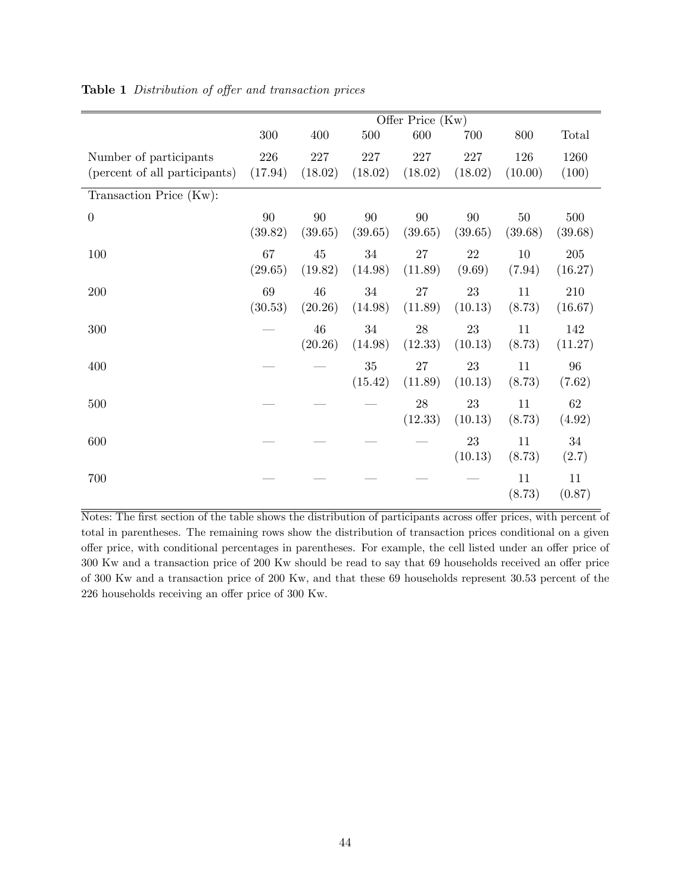**Table 1** *Distribution of offer and transaction prices*

| | Offer Price (Kw) | | | | | | |
|---|---|---|---|---|---|---|---|
| | 300 | 400 | 500 | 600 | 700 | 800 | Total |
| Number of participants | 226 | 227 | 227 | 227 | 227 | 126 | 1260 |
| (percent of all participants) | (17.94) | (18.02) | (18.02) | (18.02) | (18.02) | (10.00) | (100) |
| Transaction Price (Kw): | | | | | | | |
| 0 | 90 | 90 | 90 | 90 | 90 | 50 | 500 |
| | (39.82) | (39.65) | (39.65) | (39.65) | (39.65) | (39.68) | (39.68) |
| 100 | 67 | 45 | 34 | 27 | 22 | 10 | 205 |
| | (29.65) | (19.82) | (14.98) | (11.89) | (9.69) | (7.94) | (16.27) |
| 200 | 69 | 46 | 34 | 27 | 23 | 11 | 210 |
| | (30.53) | (20.26) | (14.98) | (11.89) | (10.13) | (8.73) | (16.67) |
| 300 | — | 46 | 34 | 28 | 23 | 11 | 142 |
| | | (20.26) | (14.98) | (12.33) | (10.13) | (8.73) | (11.27) |
| 400 | — | — | 35 | 27 | 23 | 11 | 96 |
| | | | (15.42) | (11.89) | (10.13) | (8.73) | (7.62) |
| 500 | — | — | — | 28 | 23 | 11 | 62 |
| | | | | (12.33) | (10.13) | (8.73) | (4.92) |
| 600 | — | — | — | — | 23 | 11 | 34 |
| | | | | | (10.13) | (8.73) | (2.7) |
| 700 | — | — | — | — | — | 11 | 11 |
| | | | | | | (8.73) | (0.87) |

Notes: The first section of the table shows the distribution of participants across offer prices, with percent of total in parentheses. The remaining rows show the distribution of transaction prices conditional on a given offer price, with conditional percentages in parentheses. For example, the cell listed under an offer price of 300 Kw and a transaction price of 200 Kw should be read to say that 69 households received an offer price of 300 Kw and a transaction price of 200 Kw, and that these 69 households represent 30.53 percent of the 226 households receiving an offer price of 300 Kw.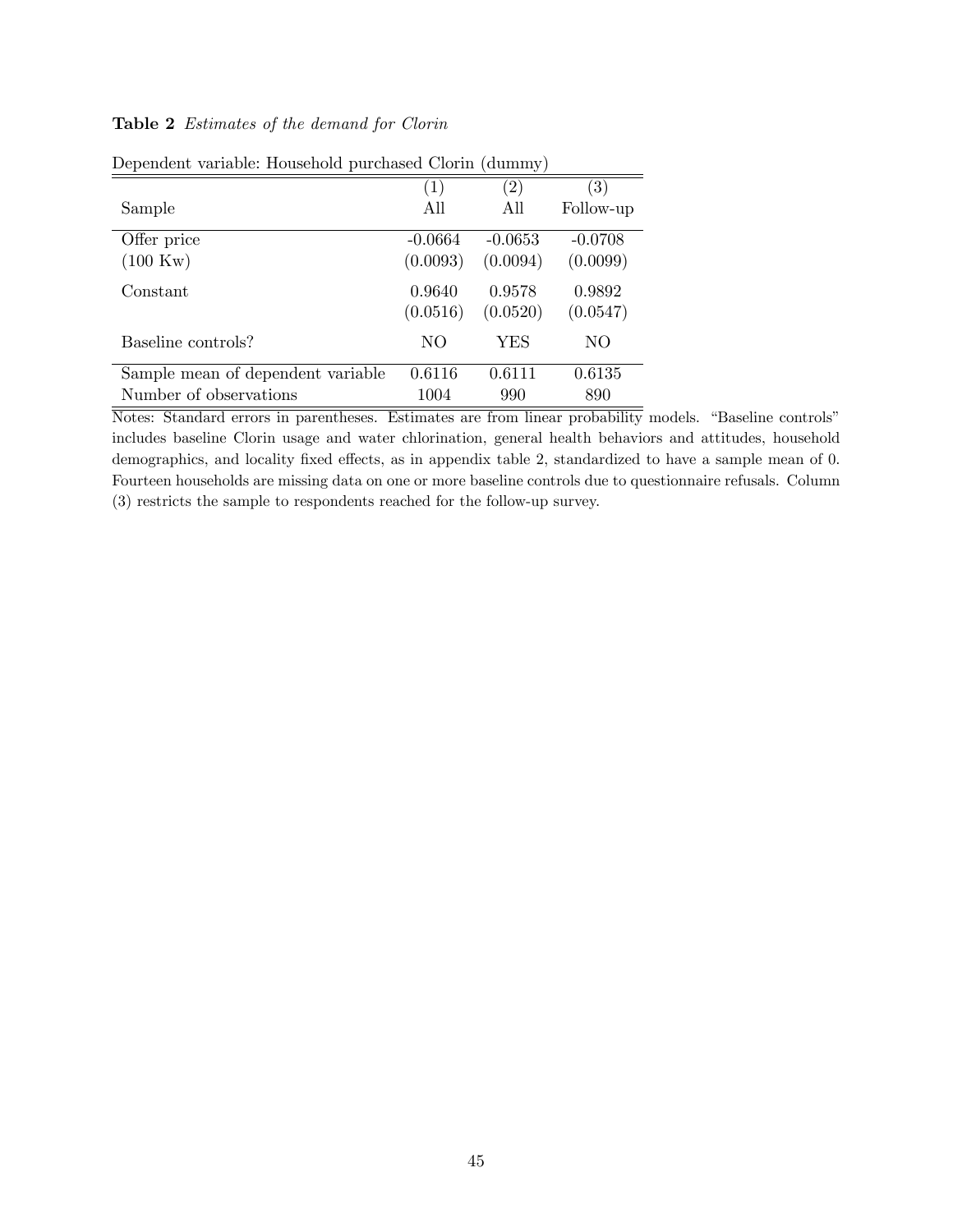**Table 2** *Estimates of the demand for Clorin*

Dependent variable: Household purchased Clorin (dummy)

| | (1) | (2) | (3) |
|---|---|---|---|
| Sample | All | All | Follow-up |
| Offer price | -0.0664 | -0.0653 | -0.0708 |
| (100 Kw) | (0.0093) | (0.0094) | (0.0099) |
| Constant | 0.9640 | 0.9578 | 0.9892 |
| | (0.0516) | (0.0520) | (0.0547) |
| Baseline controls? | NO | YES | NO |
| Sample mean of dependent variable | 0.6116 | 0.6111 | 0.6135 |
| Number of observations | 1004 | 990 | 890 |

Notes: Standard errors in parentheses. Estimates are from linear probability models. "Baseline controls" includes baseline Clorin usage and water chlorination, general health behaviors and attitudes, household demographics, and locality fixed effects, as in appendix table 2, standardized to have a sample mean of 0. Fourteen households are missing data on one or more baseline controls due to questionnaire refusals. Column (3) restricts the sample to respondents reached for the follow-up survey.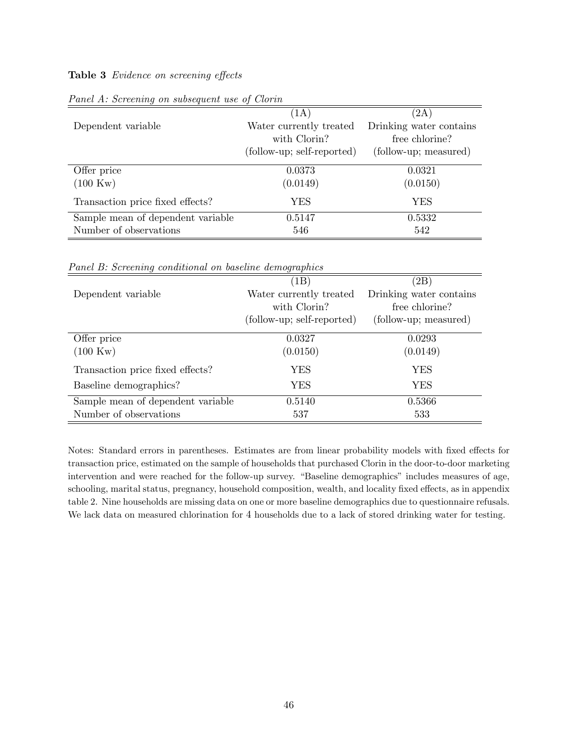**Table 3** *Evidence on screening effects*

*Panel A: Screening on subsequent use of Clorin*

| | (1A) | (2A) |
|---|---|---|
| Dependent variable | Water currently treated with Clorin? (follow-up; self-reported) | Drinking water contains free chlorine? (follow-up; measured) |
| Offer price | 0.0373 | 0.0321 |
| (100 Kw) | (0.0149) | (0.0150) |
| Transaction price fixed effects? | YES | YES |
| Sample mean of dependent variable | 0.5147 | 0.5332 |
| Number of observations | 546 | 542 |

*Panel B: Screening conditional on baseline demographics*

| | (1B) | (2B) |
|---|---|---|
| Dependent variable | Water currently treated with Clorin? (follow-up; self-reported) | Drinking water contains free chlorine? (follow-up; measured) |
| Offer price | 0.0327 | 0.0293 |
| (100 Kw) | (0.0150) | (0.0149) |
| Transaction price fixed effects? | YES | YES |
| Baseline demographics? | YES | YES |
| Sample mean of dependent variable | 0.5140 | 0.5366 |
| Number of observations | 537 | 533 |

Notes: Standard errors in parentheses. Estimates are from linear probability models with fixed effects for transaction price, estimated on the sample of households that purchased Clorin in the door-to-door marketing intervention and were reached for the follow-up survey. "Baseline demographics" includes measures of age, schooling, marital status, pregnancy, household composition, wealth, and locality fixed effects, as in appendix table 2. Nine households are missing data on one or more baseline demographics due to questionnaire refusals. We lack data on measured chlorination for 4 households due to a lack of stored drinking water for testing.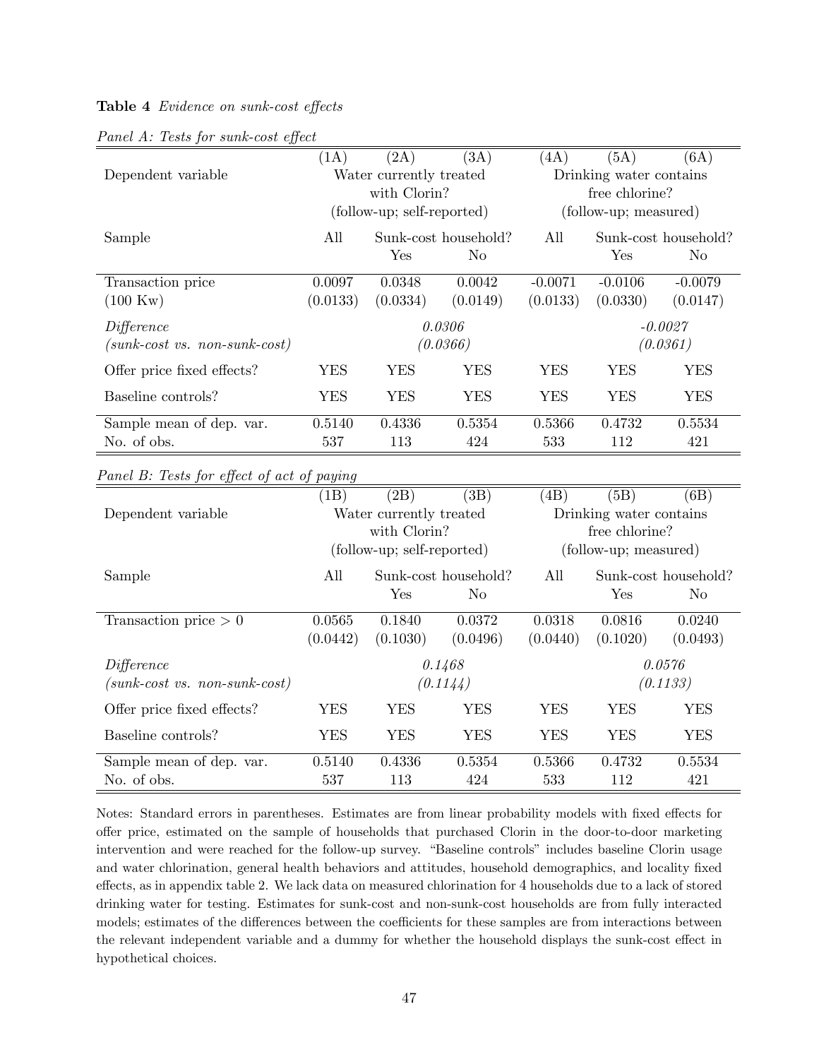**Table 4** *Evidence on sunk-cost effects*

*Panel A: Tests for sunk-cost effect*

| | (1A) | (2A) | (3A) | (4A) | (5A) | (6A) |
|---|---|---|---|---|---|---|
| Dependent variable | Water currently treated with Clorin? (follow-up; self-reported) | | | Drinking water contains free chlorine? (follow-up; measured) | | |
| Sample | All | Sunk-cost household? | | All | Sunk-cost household? | |
| | | Yes | No | | Yes | No |
| Transaction price | 0.0097 | 0.0348 | 0.0042 | -0.0071 | -0.0106 | -0.0079 |
| (100 Kw) | (0.0133) | (0.0334) | (0.0149) | (0.0133) | (0.0330) | (0.0147) |
| *Difference* | | *0.0306* | | | *-0.0027* | |
| *(sunk-cost vs. non-sunk-cost)* | | *(0.0366)* | | | *(0.0361)* | |
| Offer price fixed effects? | YES | YES | YES | YES | YES | YES |
| Baseline controls? | YES | YES | YES | YES | YES | YES |
| Sample mean of dep. var. | 0.5140 | 0.4336 | 0.5354 | 0.5366 | 0.4732 | 0.5534 |
| No. of obs. | 537 | 113 | 424 | 533 | 112 | 421 |

*Panel B: Tests for effect of act of paying*

| | (1B) | (2B) | (3B) | (4B) | (5B) | (6B) |
|---|---|---|---|---|---|---|
| Dependent variable | Water currently treated with Clorin? (follow-up; self-reported) | | | Drinking water contains free chlorine? (follow-up; measured) | | |
| Sample | All | Sunk-cost household? | | All | Sunk-cost household? | |
| | | Yes | No | | Yes | No |
| Transaction price > 0 | 0.0565 | 0.1840 | 0.0372 | 0.0318 | 0.0816 | 0.0240 |
| | (0.0442) | (0.1030) | (0.0496) | (0.0440) | (0.1020) | (0.0493) |
| *Difference* | | *0.1468* | | | *0.0576* | |
| *(sunk-cost vs. non-sunk-cost)* | | *(0.1144)* | | | *(0.1133)* | |
| Offer price fixed effects? | YES | YES | YES | YES | YES | YES |
| Baseline controls? | YES | YES | YES | YES | YES | YES |
| Sample mean of dep. var. | 0.5140 | 0.4336 | 0.5354 | 0.5366 | 0.4732 | 0.5534 |
| No. of obs. | 537 | 113 | 424 | 533 | 112 | 421 |

Notes: Standard errors in parentheses. Estimates are from linear probability models with fixed effects for offer price, estimated on the sample of households that purchased Clorin in the door-to-door marketing intervention and were reached for the follow-up survey. "Baseline controls" includes baseline Clorin usage and water chlorination, general health behaviors and attitudes, household demographics, and locality fixed effects, as in appendix table 2. We lack data on measured chlorination for 4 households due to a lack of stored drinking water for testing. Estimates for sunk-cost and non-sunk-cost households are from fully interacted models; estimates of the differences between the coefficients for these samples are from interactions between the relevant independent variable and a dummy for whether the household displays the sunk-cost effect in hypothetical choices.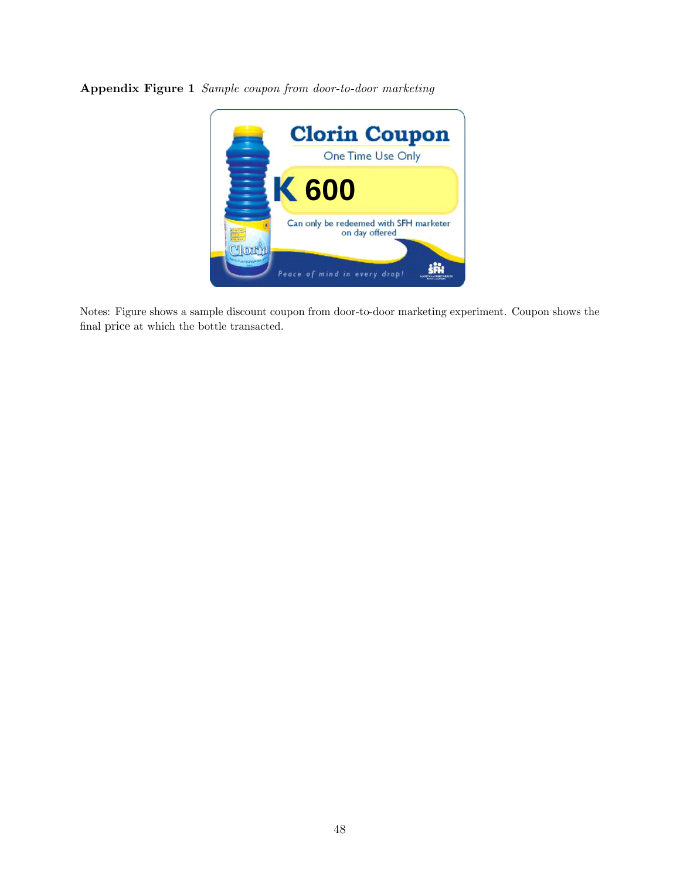**Appendix Figure 1** *Sample coupon from door-to-door marketing*

Clorin Coupon

One Time Use Only

K 600

Can only be redeemed with SFH marketer on day offered

Peace of mind in every drop!

Notes: Figure shows a sample discount coupon from door-to-door marketing experiment. Coupon shows the final price at which the bottle transacted.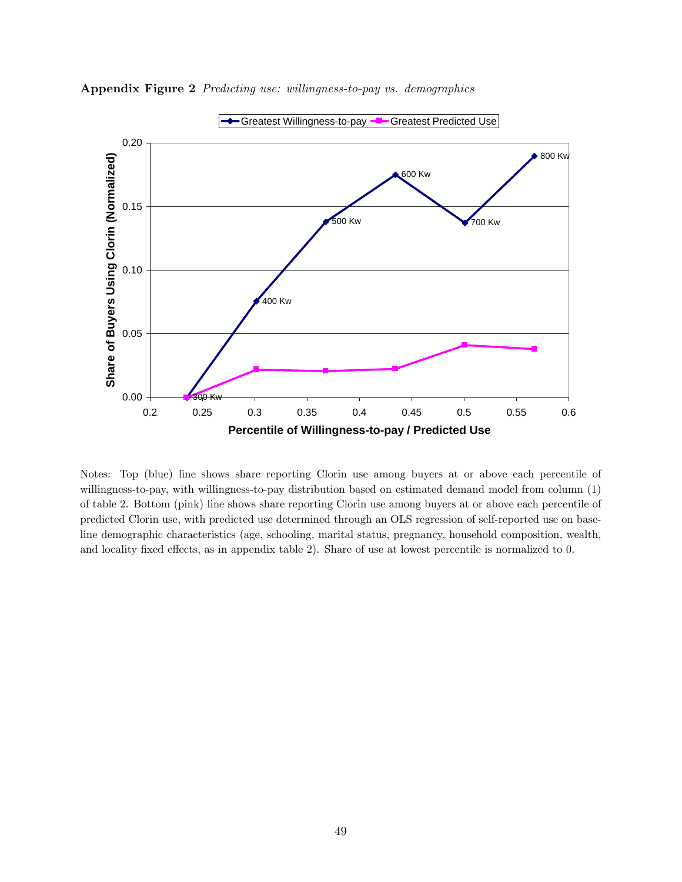**Appendix Figure 2** *Predicting use: willingness-to-pay vs. demographics*

Greatest Willingness-to-pay
Greatest Predicted Use

Share of Buyers Using Clorin (Normalized)

0.20
0.15
0.10
0.05
0.00

0.2 0.25 0.3 0.35 0.4 0.45 0.5 0.55 0.6

Percentile of Willingness-to-pay / Predicted Use

300 Kw
400 Kw
500 Kw
600 Kw
700 Kw
800 Kw

Notes: Top (blue) line shows share reporting Clorin use among buyers at or above each percentile of willingness-to-pay, with willingness-to-pay distribution based on estimated demand model from column (1) of table 2. Bottom (pink) line shows share reporting Clorin use among buyers at or above each percentile of predicted Clorin use, with predicted use determined through an OLS regression of self-reported use on baseline demographic characteristics (age, schooling, marital status, pregnancy, household composition, wealth, and locality fixed effects, as in appendix table 2). Share of use at lowest percentile is normalized to 0.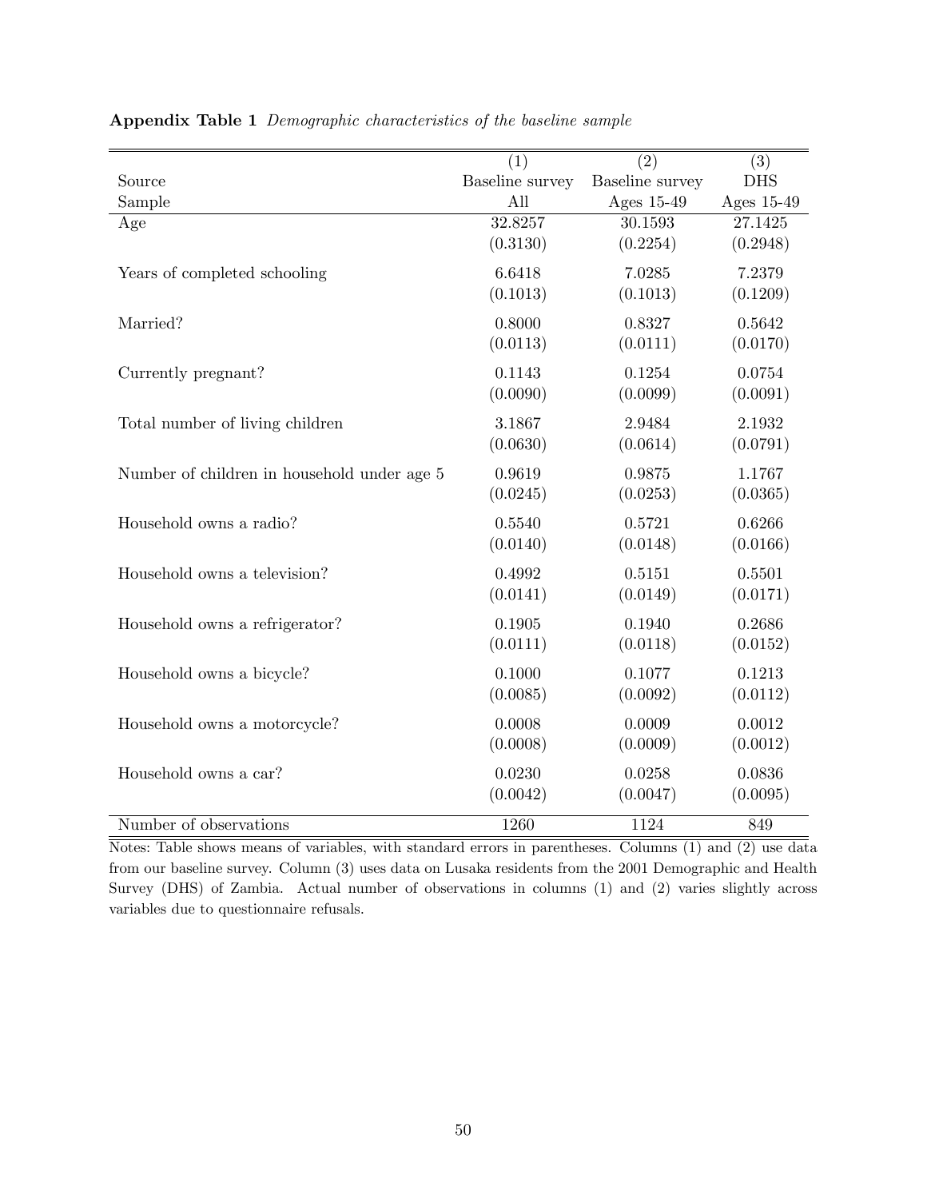**Appendix Table 1** *Demographic characteristics of the baseline sample*

| | (1) | (2) | (3) |
|---|---|---|---|
| Source | Baseline survey | Baseline survey | DHS |
| Sample | All | Ages 15-49 | Ages 15-49 |
| Age | 32.8257 | 30.1593 | 27.1425 |
| | (0.3130) | (0.2254) | (0.2948) |
| Years of completed schooling | 6.6418 | 7.0285 | 7.2379 |
| | (0.1013) | (0.1013) | (0.1209) |
| Married? | 0.8000 | 0.8327 | 0.5642 |
| | (0.0113) | (0.0111) | (0.0170) |
| Currently pregnant? | 0.1143 | 0.1254 | 0.0754 |
| | (0.0090) | (0.0099) | (0.0091) |
| Total number of living children | 3.1867 | 2.9484 | 2.1932 |
| | (0.0630) | (0.0614) | (0.0791) |
| Number of children in household under age 5 | 0.9619 | 0.9875 | 1.1767 |
| | (0.0245) | (0.0253) | (0.0365) |
| Household owns a radio? | 0.5540 | 0.5721 | 0.6266 |
| | (0.0140) | (0.0148) | (0.0166) |
| Household owns a television? | 0.4992 | 0.5151 | 0.5501 |
| | (0.0141) | (0.0149) | (0.0171) |
| Household owns a refrigerator? | 0.1905 | 0.1940 | 0.2686 |
| | (0.0111) | (0.0118) | (0.0152) |
| Household owns a bicycle? | 0.1000 | 0.1077 | 0.1213 |
| | (0.0085) | (0.0092) | (0.0112) |
| Household owns a motorcycle? | 0.0008 | 0.0009 | 0.0012 |
| | (0.0008) | (0.0009) | (0.0012) |
| Household owns a car? | 0.0230 | 0.0258 | 0.0836 |
| | (0.0042) | (0.0047) | (0.0095) |
| Number of observations | 1260 | 1124 | 849 |

Notes: Table shows means of variables, with standard errors in parentheses. Columns (1) and (2) use data from our baseline survey. Column (3) uses data on Lusaka residents from the 2001 Demographic and Health Survey (DHS) of Zambia. Actual number of observations in columns (1) and (2) varies slightly across variables due to questionnaire refusals.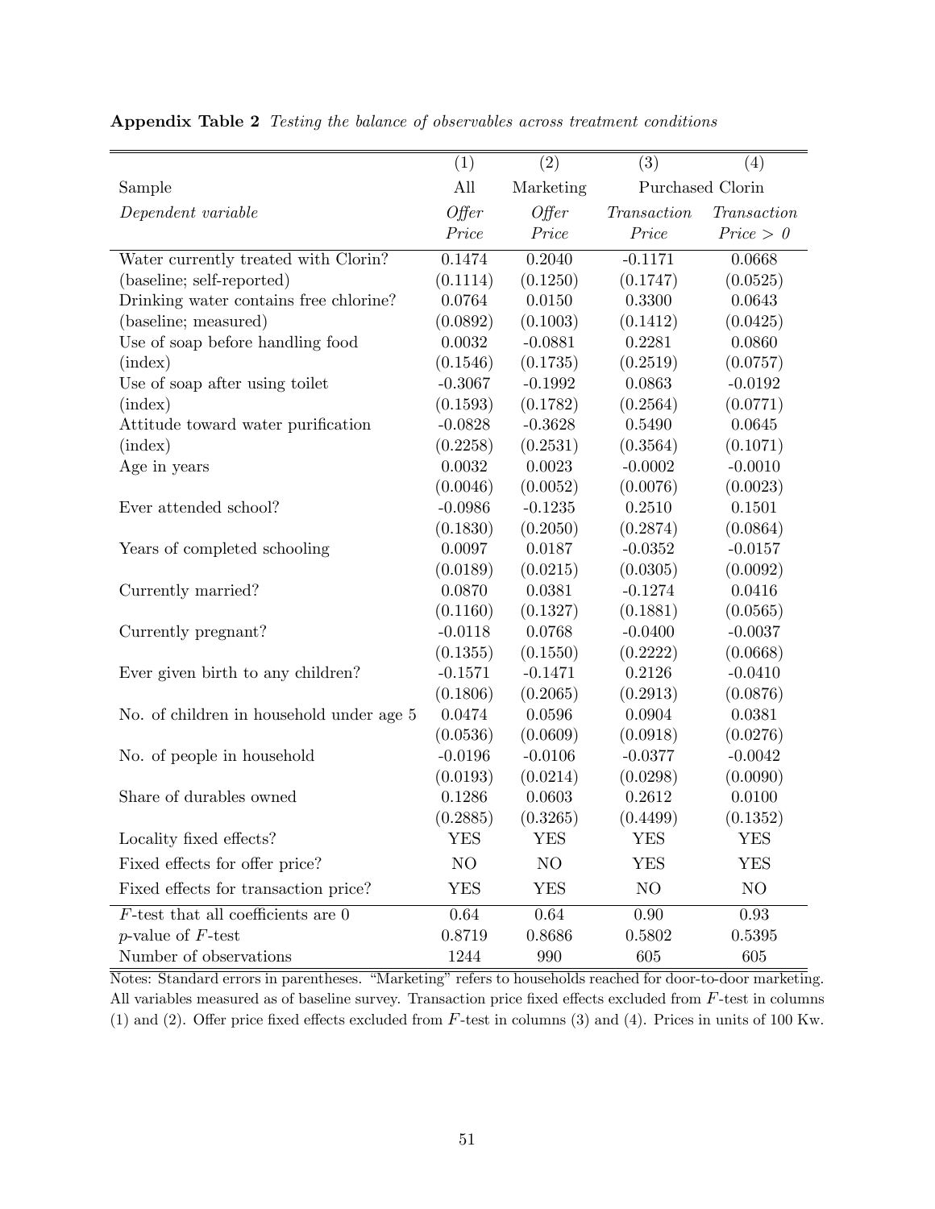**Appendix Table 2** *Testing the balance of observables across treatment conditions*

| | (1) | (2) | (3) | (4) |
|---|---|---|---|---|
| Sample | All | Marketing | Purchased Clorin | |
| *Dependent variable* | *Offer Price* | *Offer Price* | *Transaction Price* | *Transaction Price > 0* |
| Water currently treated with Clorin? | 0.1474 | 0.2040 | -0.1171 | 0.0668 |
| (baseline; self-reported) | (0.1114) | (0.1250) | (0.1747) | (0.0525) |
| Drinking water contains free chlorine? | 0.0764 | 0.0150 | 0.3300 | 0.0643 |
| (baseline; measured) | (0.0892) | (0.1003) | (0.1412) | (0.0425) |
| Use of soap before handling food | 0.0032 | -0.0881 | 0.2281 | 0.0860 |
| (index) | (0.1546) | (0.1735) | (0.2519) | (0.0757) |
| Use of soap after using toilet | -0.3067 | -0.1992 | 0.0863 | -0.0192 |
| (index) | (0.1593) | (0.1782) | (0.2564) | (0.0771) |
| Attitude toward water purification | -0.0828 | -0.3628 | 0.5490 | 0.0645 |
| (index) | (0.2258) | (0.2531) | (0.3564) | (0.1071) |
| Age in years | 0.0032 | 0.0023 | -0.0002 | -0.0010 |
| | (0.0046) | (0.0052) | (0.0076) | (0.0023) |
| Ever attended school? | -0.0986 | -0.1235 | 0.2510 | 0.1501 |
| | (0.1830) | (0.2050) | (0.2874) | (0.0864) |
| Years of completed schooling | 0.0097 | 0.0187 | -0.0352 | -0.0157 |
| | (0.0189) | (0.0215) | (0.0305) | (0.0092) |
| Currently married? | 0.0870 | 0.0381 | -0.1274 | 0.0416 |
| | (0.1160) | (0.1327) | (0.1881) | (0.0565) |
| Currently pregnant? | -0.0118 | 0.0768 | -0.0400 | -0.0037 |
| | (0.1355) | (0.1550) | (0.2222) | (0.0668) |
| Ever given birth to any children? | -0.1571 | -0.1471 | 0.2126 | -0.0410 |
| | (0.1806) | (0.2065) | (0.2913) | (0.0876) |
| No. of children in household under age 5 | 0.0474 | 0.0596 | 0.0904 | 0.0381 |
| | (0.0536) | (0.0609) | (0.0918) | (0.0276) |
| No. of people in household | -0.0196 | -0.0106 | -0.0377 | -0.0042 |
| | (0.0193) | (0.0214) | (0.0298) | (0.0090) |
| Share of durables owned | 0.1286 | 0.0603 | 0.2612 | 0.0100 |
| | (0.2885) | (0.3265) | (0.4499) | (0.1352) |
| Locality fixed effects? | YES | YES | YES | YES |
| Fixed effects for offer price? | NO | NO | YES | YES |
| Fixed effects for transaction price? | YES | YES | NO | NO |
| $F$-test that all coefficients are 0 | 0.64 | 0.64 | 0.90 | 0.93 |
| $p$-value of $F$-test | 0.8719 | 0.8686 | 0.5802 | 0.5395 |
| Number of observations | 1244 | 990 | 605 | 605 |

Notes: Standard errors in parentheses. "Marketing" refers to households reached for door-to-door marketing. All variables measured as of baseline survey. Transaction price fixed effects excluded from $F$-test in columns (1) and (2). Offer price fixed effects excluded from $F$-test in columns (3) and (4). Prices in units of 100 Kw.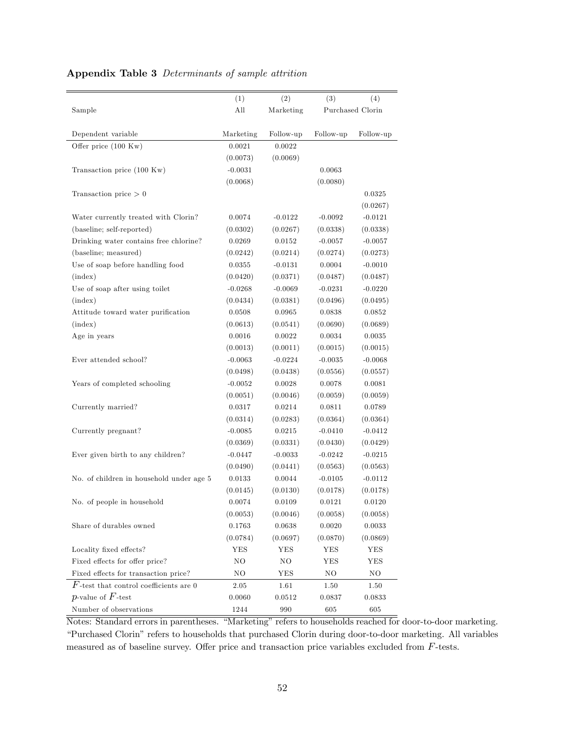**Appendix Table 3** *Determinants of sample attrition*

| | (1) | (2) | (3) | (4) |
|---|---|---|---|---|
| Sample | All | Marketing | Purchased Clorin | |
| Dependent variable | Marketing | Follow-up | Follow-up | Follow-up |
| Offer price (100 Kw) | 0.0021 | 0.0022 | | |
| | (0.0073) | (0.0069) | | |
| Transaction price (100 Kw) | -0.0031 | | 0.0063 | |
| | (0.0068) | | (0.0080) | |
| Transaction price > 0 | | | | 0.0325 |
| | | | | (0.0267) |
| Water currently treated with Clorin? | 0.0074 | -0.0122 | -0.0092 | -0.0121 |
| (baseline; self-reported) | (0.0302) | (0.0267) | (0.0338) | (0.0338) |
| Drinking water contains free chlorine? | 0.0269 | 0.0152 | -0.0057 | -0.0057 |
| (baseline; measured) | (0.0242) | (0.0214) | (0.0274) | (0.0273) |
| Use of soap before handling food | 0.0355 | -0.0131 | 0.0004 | -0.0010 |
| (index) | (0.0420) | (0.0371) | (0.0487) | (0.0487) |
| Use of soap after using toilet | -0.0268 | -0.0069 | -0.0231 | -0.0220 |
| (index) | (0.0434) | (0.0381) | (0.0496) | (0.0495) |
| Attitude toward water purification | 0.0508 | 0.0965 | 0.0838 | 0.0852 |
| (index) | (0.0613) | (0.0541) | (0.0690) | (0.0689) |
| Age in years | 0.0016 | 0.0022 | 0.0034 | 0.0035 |
| | (0.0013) | (0.0011) | (0.0015) | (0.0015) |
| Ever attended school? | -0.0063 | -0.0224 | -0.0035 | -0.0068 |
| | (0.0498) | (0.0438) | (0.0556) | (0.0557) |
| Years of completed schooling | -0.0052 | 0.0028 | 0.0078 | 0.0081 |
| | (0.0051) | (0.0046) | (0.0059) | (0.0059) |
| Currently married? | 0.0317 | 0.0214 | 0.0811 | 0.0789 |
| | (0.0314) | (0.0283) | (0.0364) | (0.0364) |
| Currently pregnant? | -0.0085 | 0.0215 | -0.0410 | -0.0412 |
| | (0.0369) | (0.0331) | (0.0430) | (0.0429) |
| Ever given birth to any children? | -0.0447 | -0.0033 | -0.0242 | -0.0215 |
| | (0.0490) | (0.0441) | (0.0563) | (0.0563) |
| No. of children in household under age 5 | 0.0133 | 0.0044 | -0.0105 | -0.0112 |
| | (0.0145) | (0.0130) | (0.0178) | (0.0178) |
| No. of people in household | 0.0074 | 0.0109 | 0.0121 | 0.0120 |
| | (0.0053) | (0.0046) | (0.0058) | (0.0058) |
| Share of durables owned | 0.1763 | 0.0638 | 0.0020 | 0.0033 |
| | (0.0784) | (0.0697) | (0.0870) | (0.0869) |
| Locality fixed effects? | YES | YES | YES | YES |
| Fixed effects for offer price? | NO | NO | YES | YES |
| Fixed effects for transaction price? | NO | YES | NO | NO |
| $F$-test that control coefficients are 0 | 2.05 | 1.61 | 1.50 | 1.50 |
| $p$-value of $F$-test | 0.0060 | 0.0512 | 0.0837 | 0.0833 |
| Number of observations | 1244 | 990 | 605 | 605 |

Notes: Standard errors in parentheses. "Marketing" refers to households reached for door-to-door marketing. "Purchased Clorin" refers to households that purchased Clorin during door-to-door marketing. All variables measured as of baseline survey. Offer price and transaction price variables excluded from $F$-tests.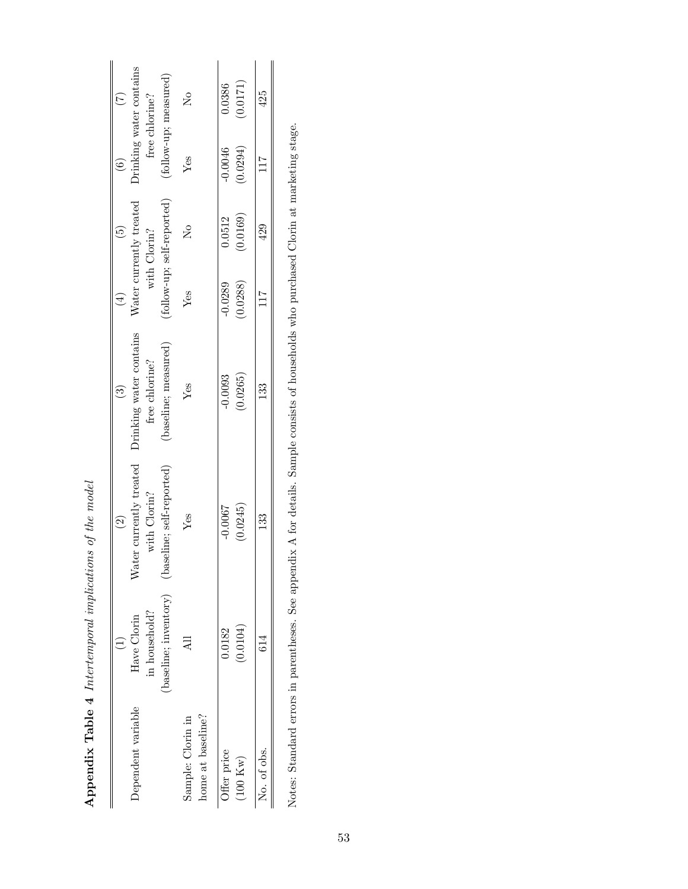**Appendix Table 4** *Intertemporal implications of the model*

| | (1) | (2) | (3) | (4) | (5) | (6) | (7) |
|---|---|---|---|---|---|---|---|
| Dependent variable | Have Clorin in household? (baseline; inventory) | Water currently treated with Clorin? (baseline; self-reported) | Drinking water contains free chlorine? (baseline; measured) | Water currently treated with Clorin? (follow-up; self-reported) | | Drinking water contains free chlorine? (follow-up; measured) | |
| Sample: Clorin in home at baseline? | All | Yes | Yes | Yes | No | Yes | No |
| Offer price (100 Kw) | 0.0182 (0.0104) | -0.0067 (0.0245) | -0.0093 (0.0265) | -0.0289 (0.0288) | 0.0512 (0.0169) | -0.0046 (0.0294) | 0.0386 (0.0171) |
| No. of obs. | 614 | 133 | 133 | 117 | 429 | 117 | 425 |

Notes: Standard errors in parentheses. See appendix A for details. Sample consists of households who purchased Clorin at marketing stage.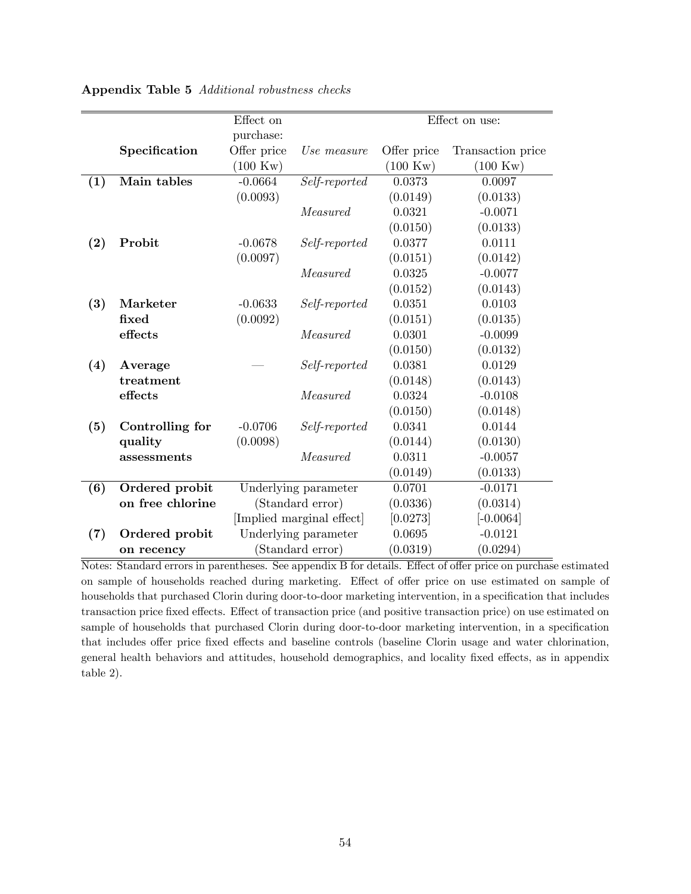**Appendix Table 5** *Additional robustness checks*

| | | Effect on purchase: | | Effect on use: | |
|---|---|---|---|---|---|
| | **Specification** | Offer price (100 Kw) | *Use measure* | Offer price (100 Kw) | Transaction price (100 Kw) |
| **(1)** | **Main tables** | -0.0664 | *Self-reported* | 0.0373 | 0.0097 |
| | | (0.0093) | | (0.0149) | (0.0133) |
| | | | *Measured* | 0.0321 | -0.0071 |
| | | | | (0.0150) | (0.0133) |
| **(2)** | **Probit** | -0.0678 | *Self-reported* | 0.0377 | 0.0111 |
| | | (0.0097) | | (0.0151) | (0.0142) |
| | | | *Measured* | 0.0325 | -0.0077 |
| | | | | (0.0152) | (0.0143) |
| **(3)** | **Marketer fixed effects** | -0.0633 | *Self-reported* | 0.0351 | 0.0103 |
| | | (0.0092) | | (0.0151) | (0.0135) |
| | | | *Measured* | 0.0301 | -0.0099 |
| | | | | (0.0150) | (0.0132) |
| **(4)** | **Average treatment effects** | — | *Self-reported* | 0.0381 | 0.0129 |
| | | | | (0.0148) | (0.0143) |
| | | | *Measured* | 0.0324 | -0.0108 |
| | | | | (0.0150) | (0.0148) |
| **(5)** | **Controlling for quality assessments** | -0.0706 | *Self-reported* | 0.0341 | 0.0144 |
| | | (0.0098) | | (0.0144) | (0.0130) |
| | | | *Measured* | 0.0311 | -0.0057 |
| | | | | (0.0149) | (0.0133) |
| **(6)** | **Ordered probit on free chlorine** | Underlying parameter | | 0.0701 | -0.0171 |
| | | (Standard error) | | (0.0336) | (0.0314) |
| | | [Implied marginal effect] | | [0.0273] | [-0.0064] |
| **(7)** | **Ordered probit on recency** | Underlying parameter | | 0.0695 | -0.0121 |
| | | (Standard error) | | (0.0319) | (0.0294) |

Notes: Standard errors in parentheses. See appendix B for details. Effect of offer price on purchase estimated on sample of households reached during marketing. Effect of offer price on use estimated on sample of households that purchased Clorin during door-to-door marketing intervention, in a specification that includes transaction price fixed effects. Effect of transaction price (and positive transaction price) on use estimated on sample of households that purchased Clorin during door-to-door marketing intervention, in a specification that includes offer price fixed effects and baseline controls (baseline Clorin usage and water chlorination, general health behaviors and attitudes, household demographics, and locality fixed effects, as in appendix table 2).